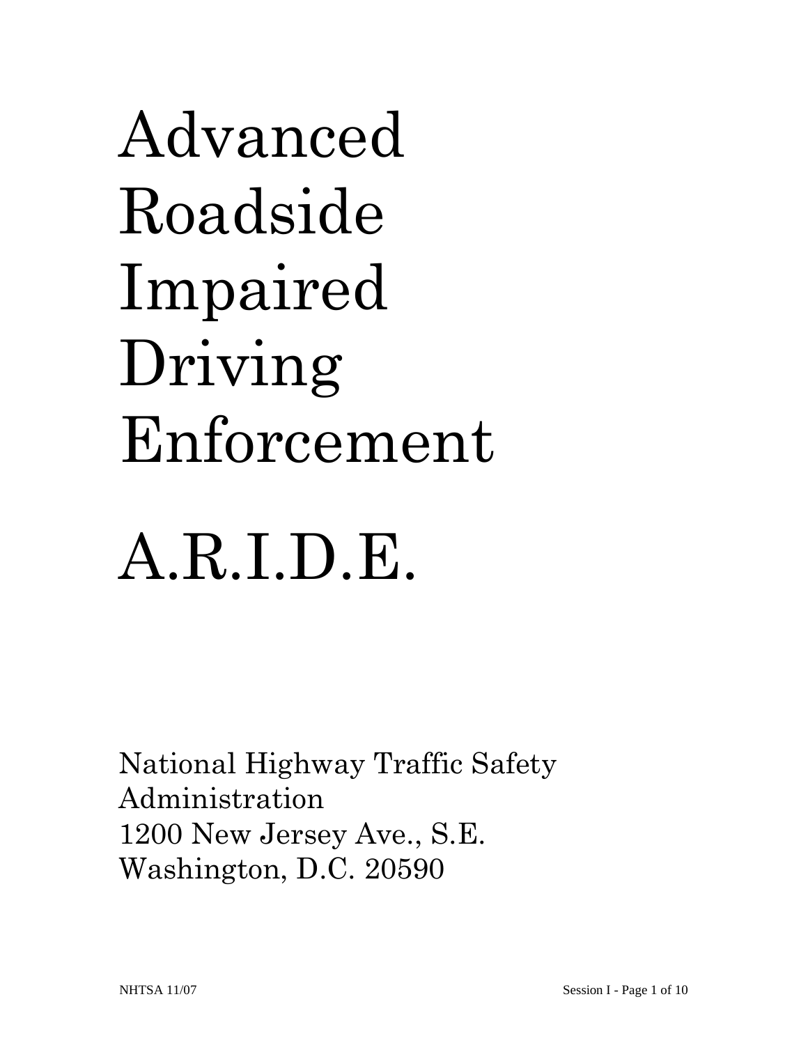# Advanced Roadside Impaired Driving Enforcement

# A.R.I.D.E.

National Highway Traffic Safety Administration
1200 New Jersey Ave., S.E.
Washington, D.C. 20590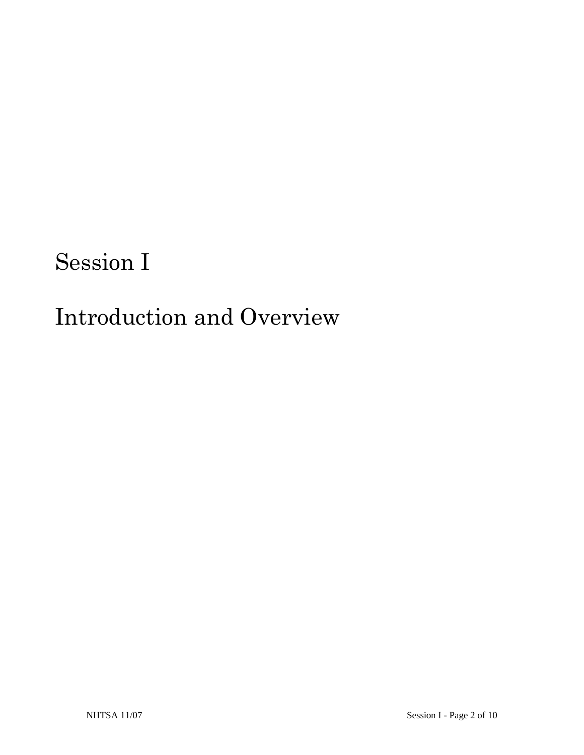# Session I

# Introduction and Overview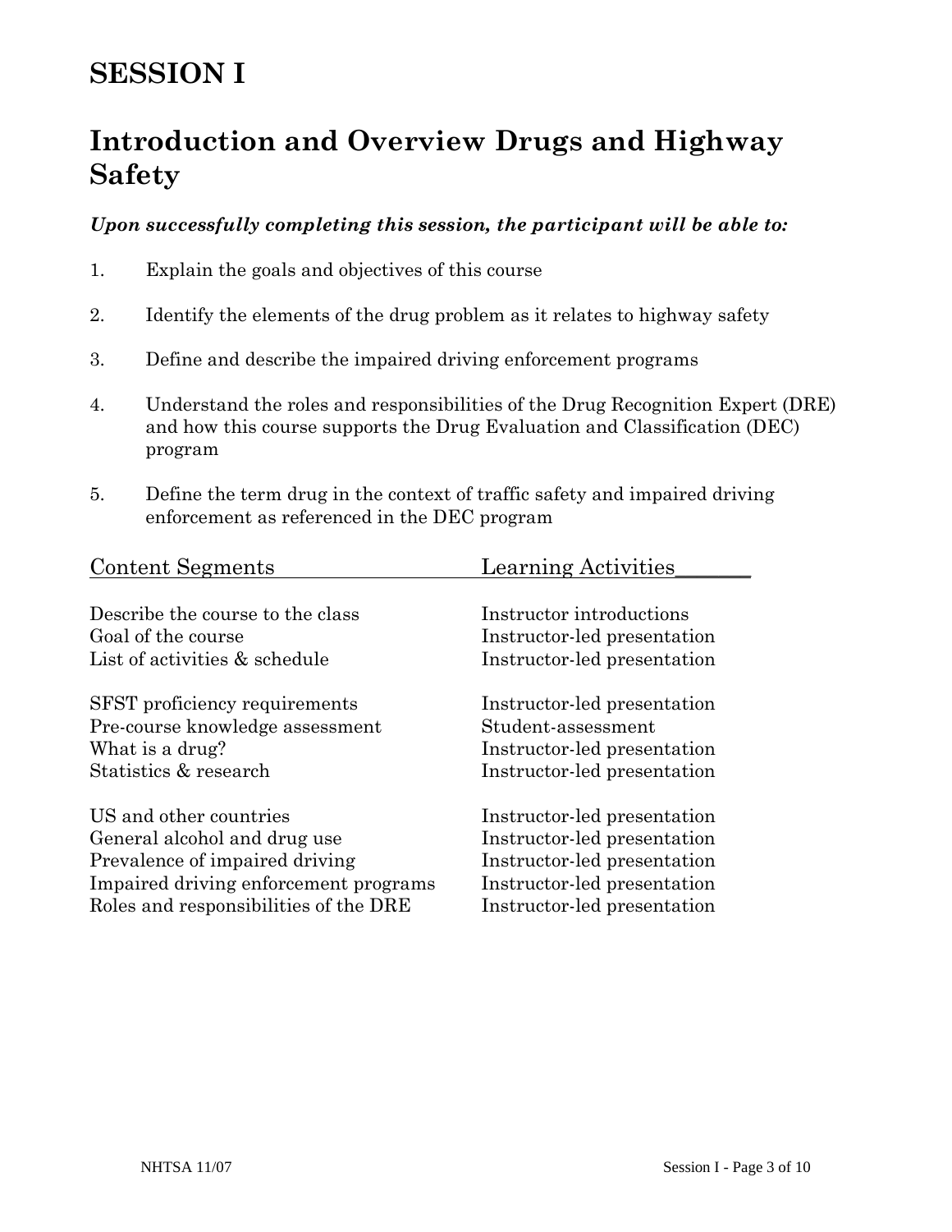# SESSION I

## Introduction and Overview Drugs and Highway Safety

***Upon successfully completing this session, the participant will be able to:***

1. Explain the goals and objectives of this course

2. Identify the elements of the drug problem as it relates to highway safety

3. Define and describe the impaired driving enforcement programs

4. Understand the roles and responsibilities of the Drug Recognition Expert (DRE) and how this course supports the Drug Evaluation and Classification (DEC) program

5. Define the term drug in the context of traffic safety and impaired driving enforcement as referenced in the DEC program

| Content Segments | Learning Activities |
| --- | --- |
| Describe the course to the class | Instructor introductions |
| Goal of the course | Instructor-led presentation |
| List of activities & schedule | Instructor-led presentation |
| SFST proficiency requirements | Instructor-led presentation |
| Pre-course knowledge assessment | Student-assessment |
| What is a drug? | Instructor-led presentation |
| Statistics & research | Instructor-led presentation |
| US and other countries | Instructor-led presentation |
| General alcohol and drug use | Instructor-led presentation |
| Prevalence of impaired driving | Instructor-led presentation |
| Impaired driving enforcement programs | Instructor-led presentation |
| Roles and responsibilities of the DRE | Instructor-led presentation |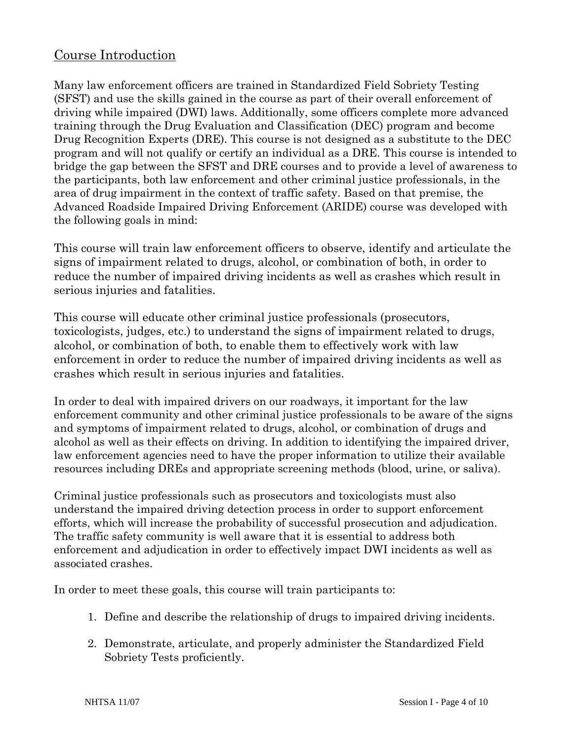## Course Introduction

Many law enforcement officers are trained in Standardized Field Sobriety Testing (SFST) and use the skills gained in the course as part of their overall enforcement of driving while impaired (DWI) laws. Additionally, some officers complete more advanced training through the Drug Evaluation and Classification (DEC) program and become Drug Recognition Experts (DRE). This course is not designed as a substitute to the DEC program and will not qualify or certify an individual as a DRE. This course is intended to bridge the gap between the SFST and DRE courses and to provide a level of awareness to the participants, both law enforcement and other criminal justice professionals, in the area of drug impairment in the context of traffic safety. Based on that premise, the Advanced Roadside Impaired Driving Enforcement (ARIDE) course was developed with the following goals in mind:

This course will train law enforcement officers to observe, identify and articulate the signs of impairment related to drugs, alcohol, or combination of both, in order to reduce the number of impaired driving incidents as well as crashes which result in serious injuries and fatalities.

This course will educate other criminal justice professionals (prosecutors, toxicologists, judges, etc.) to understand the signs of impairment related to drugs, alcohol, or combination of both, to enable them to effectively work with law enforcement in order to reduce the number of impaired driving incidents as well as crashes which result in serious injuries and fatalities.

In order to deal with impaired drivers on our roadways, it important for the law enforcement community and other criminal justice professionals to be aware of the signs and symptoms of impairment related to drugs, alcohol, or combination of drugs and alcohol as well as their effects on driving. In addition to identifying the impaired driver, law enforcement agencies need to have the proper information to utilize their available resources including DREs and appropriate screening methods (blood, urine, or saliva).

Criminal justice professionals such as prosecutors and toxicologists must also understand the impaired driving detection process in order to support enforcement efforts, which will increase the probability of successful prosecution and adjudication. The traffic safety community is well aware that it is essential to address both enforcement and adjudication in order to effectively impact DWI incidents as well as associated crashes.

In order to meet these goals, this course will train participants to:

1. Define and describe the relationship of drugs to impaired driving incidents.

2. Demonstrate, articulate, and properly administer the Standardized Field Sobriety Tests proficiently.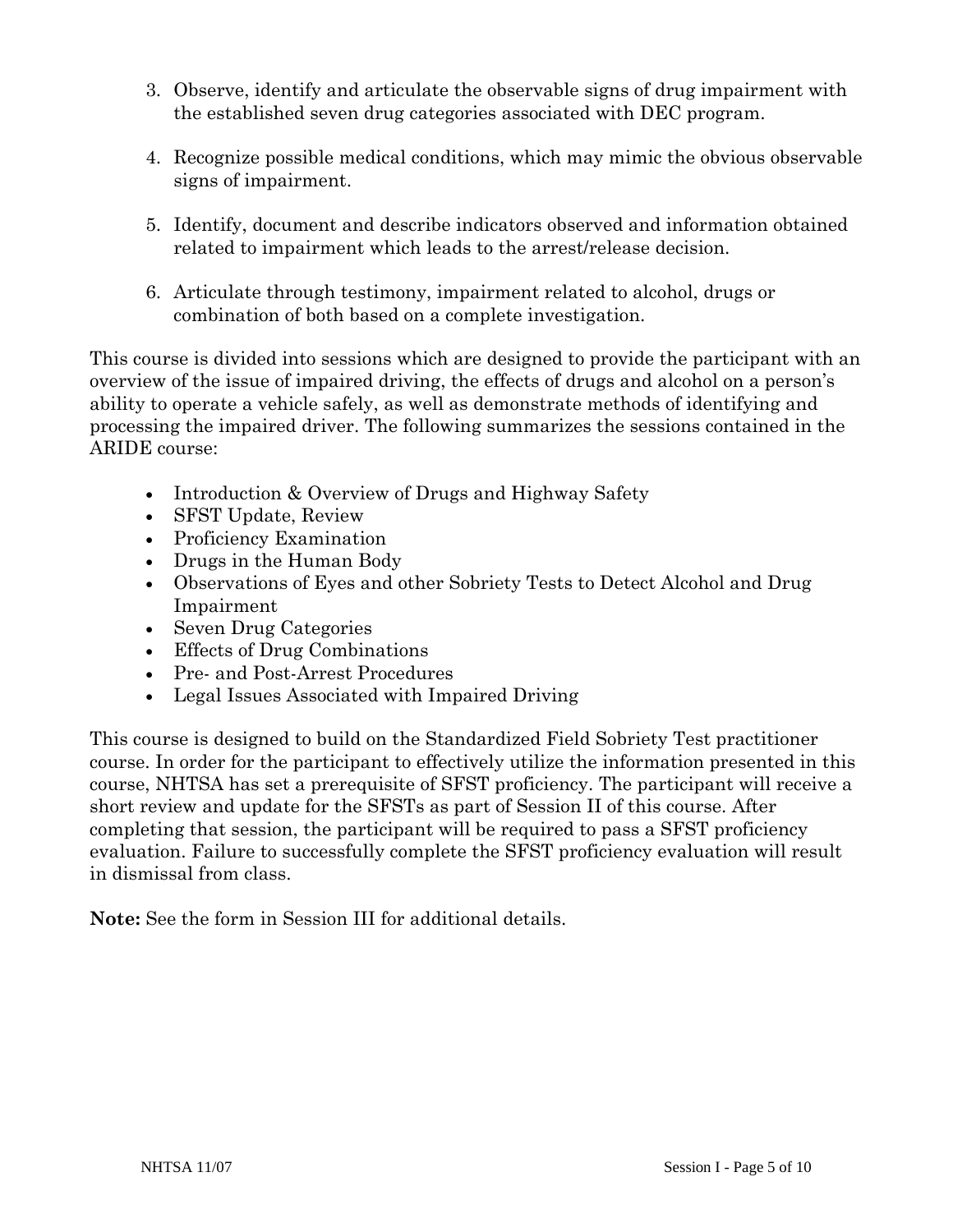3. Observe, identify and articulate the observable signs of drug impairment with the established seven drug categories associated with DEC program.

4. Recognize possible medical conditions, which may mimic the obvious observable signs of impairment.

5. Identify, document and describe indicators observed and information obtained related to impairment which leads to the arrest/release decision.

6. Articulate through testimony, impairment related to alcohol, drugs or combination of both based on a complete investigation.

This course is divided into sessions which are designed to provide the participant with an overview of the issue of impaired driving, the effects of drugs and alcohol on a person's ability to operate a vehicle safely, as well as demonstrate methods of identifying and processing the impaired driver. The following summarizes the sessions contained in the ARIDE course:

- Introduction & Overview of Drugs and Highway Safety
- SFST Update, Review
- Proficiency Examination
- Drugs in the Human Body
- Observations of Eyes and other Sobriety Tests to Detect Alcohol and Drug Impairment
- Seven Drug Categories
- Effects of Drug Combinations
- Pre- and Post-Arrest Procedures
- Legal Issues Associated with Impaired Driving

This course is designed to build on the Standardized Field Sobriety Test practitioner course. In order for the participant to effectively utilize the information presented in this course, NHTSA has set a prerequisite of SFST proficiency. The participant will receive a short review and update for the SFSTs as part of Session II of this course. After completing that session, the participant will be required to pass a SFST proficiency evaluation. Failure to successfully complete the SFST proficiency evaluation will result in dismissal from class.

**Note:** See the form in Session III for additional details.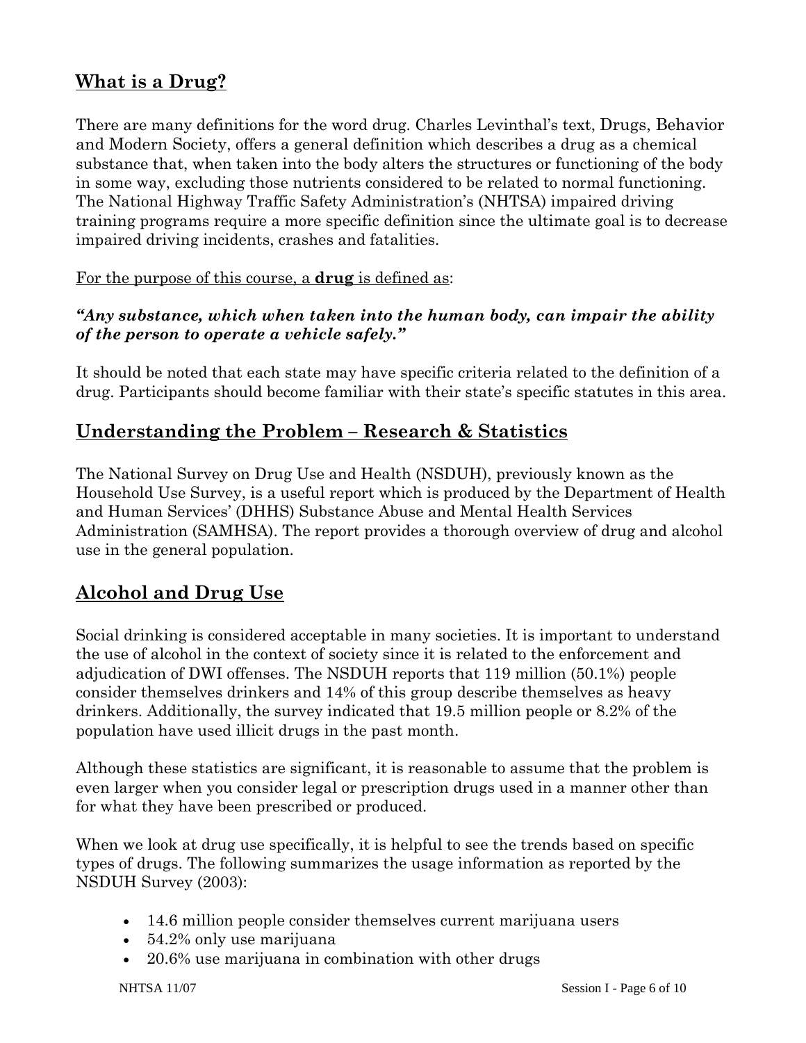## What is a Drug?

There are many definitions for the word drug. Charles Levinthal's text, Drugs, Behavior and Modern Society, offers a general definition which describes a drug as a chemical substance that, when taken into the body alters the structures or functioning of the body in some way, excluding those nutrients considered to be related to normal functioning. The National Highway Traffic Safety Administration's (NHTSA) impaired driving training programs require a more specific definition since the ultimate goal is to decrease impaired driving incidents, crashes and fatalities.

For the purpose of this course, a **drug** is defined as:

***"Any substance, which when taken into the human body, can impair the ability of the person to operate a vehicle safely."***

It should be noted that each state may have specific criteria related to the definition of a drug. Participants should become familiar with their state's specific statutes in this area.

## Understanding the Problem – Research & Statistics

The National Survey on Drug Use and Health (NSDUH), previously known as the Household Use Survey, is a useful report which is produced by the Department of Health and Human Services' (DHHS) Substance Abuse and Mental Health Services Administration (SAMHSA). The report provides a thorough overview of drug and alcohol use in the general population.

## Alcohol and Drug Use

Social drinking is considered acceptable in many societies. It is important to understand the use of alcohol in the context of society since it is related to the enforcement and adjudication of DWI offenses. The NSDUH reports that 119 million (50.1%) people consider themselves drinkers and 14% of this group describe themselves as heavy drinkers. Additionally, the survey indicated that 19.5 million people or 8.2% of the population have used illicit drugs in the past month.

Although these statistics are significant, it is reasonable to assume that the problem is even larger when you consider legal or prescription drugs used in a manner other than for what they have been prescribed or produced.

When we look at drug use specifically, it is helpful to see the trends based on specific types of drugs. The following summarizes the usage information as reported by the NSDUH Survey (2003):

- 14.6 million people consider themselves current marijuana users
- 54.2% only use marijuana
- 20.6% use marijuana in combination with other drugs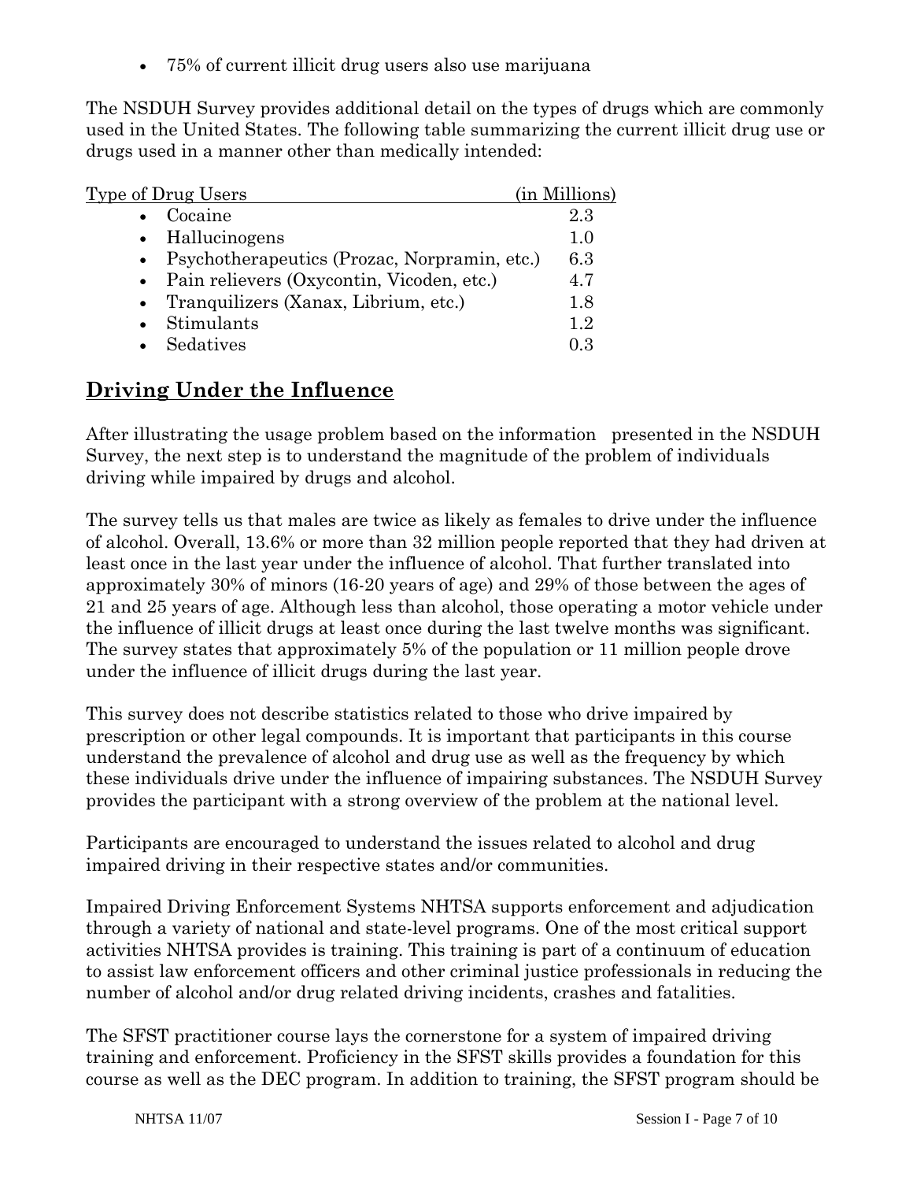- 75% of current illicit drug users also use marijuana

The NSDUH Survey provides additional detail on the types of drugs which are commonly used in the United States. The following table summarizing the current illicit drug use or drugs used in a manner other than medically intended:

| Type of Drug Users | (in Millions) |
|---|---|
| • Cocaine | 2.3 |
| • Hallucinogens | 1.0 |
| • Psychotherapeutics (Prozac, Norpramin, etc.) | 6.3 |
| • Pain relievers (Oxycontin, Vicoden, etc.) | 4.7 |
| • Tranquilizers (Xanax, Librium, etc.) | 1.8 |
| • Stimulants | 1.2 |
| • Sedatives | 0.3 |

## Driving Under the Influence

After illustrating the usage problem based on the information presented in the NSDUH Survey, the next step is to understand the magnitude of the problem of individuals driving while impaired by drugs and alcohol.

The survey tells us that males are twice as likely as females to drive under the influence of alcohol. Overall, 13.6% or more than 32 million people reported that they had driven at least once in the last year under the influence of alcohol. That further translated into approximately 30% of minors (16-20 years of age) and 29% of those between the ages of 21 and 25 years of age. Although less than alcohol, those operating a motor vehicle under the influence of illicit drugs at least once during the last twelve months was significant. The survey states that approximately 5% of the population or 11 million people drove under the influence of illicit drugs during the last year.

This survey does not describe statistics related to those who drive impaired by prescription or other legal compounds. It is important that participants in this course understand the prevalence of alcohol and drug use as well as the frequency by which these individuals drive under the influence of impairing substances. The NSDUH Survey provides the participant with a strong overview of the problem at the national level.

Participants are encouraged to understand the issues related to alcohol and drug impaired driving in their respective states and/or communities.

Impaired Driving Enforcement Systems NHTSA supports enforcement and adjudication through a variety of national and state-level programs. One of the most critical support activities NHTSA provides is training. This training is part of a continuum of education to assist law enforcement officers and other criminal justice professionals in reducing the number of alcohol and/or drug related driving incidents, crashes and fatalities.

The SFST practitioner course lays the cornerstone for a system of impaired driving training and enforcement. Proficiency in the SFST skills provides a foundation for this course as well as the DEC program. In addition to training, the SFST program should be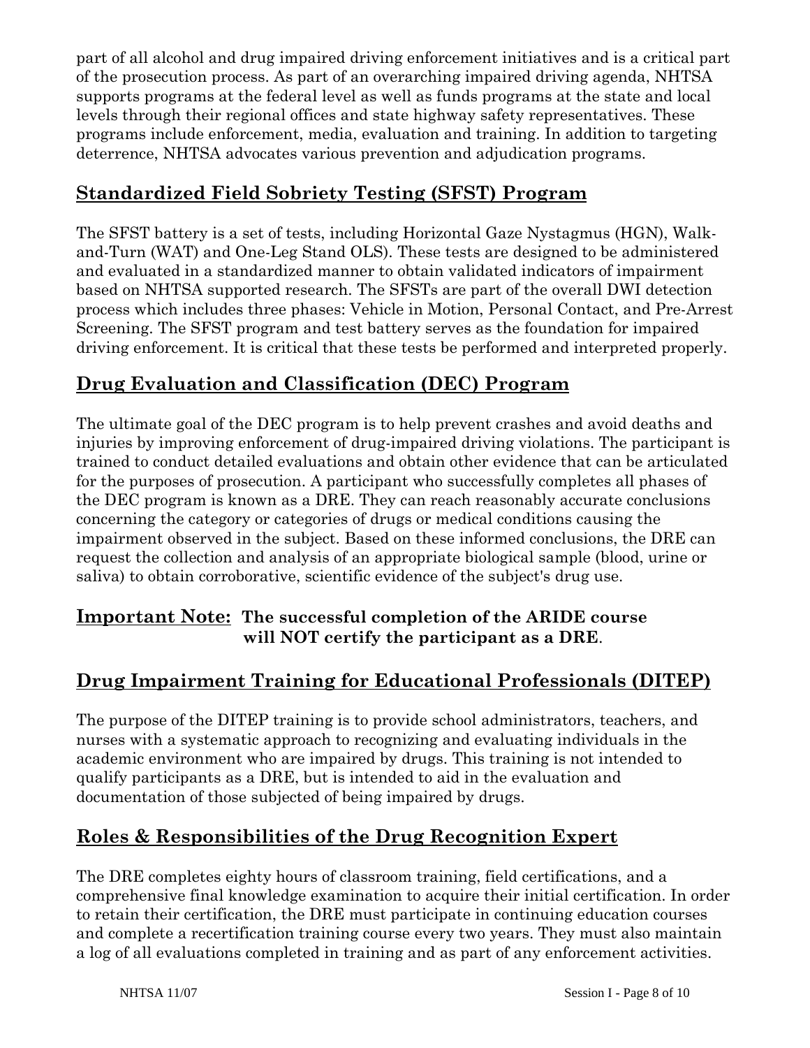part of all alcohol and drug impaired driving enforcement initiatives and is a critical part of the prosecution process. As part of an overarching impaired driving agenda, NHTSA supports programs at the federal level as well as funds programs at the state and local levels through their regional offices and state highway safety representatives. These programs include enforcement, media, evaluation and training. In addition to targeting deterrence, NHTSA advocates various prevention and adjudication programs.

## Standardized Field Sobriety Testing (SFST) Program

The SFST battery is a set of tests, including Horizontal Gaze Nystagmus (HGN), Walk-and-Turn (WAT) and One-Leg Stand OLS). These tests are designed to be administered and evaluated in a standardized manner to obtain validated indicators of impairment based on NHTSA supported research. The SFSTs are part of the overall DWI detection process which includes three phases: Vehicle in Motion, Personal Contact, and Pre-Arrest Screening. The SFST program and test battery serves as the foundation for impaired driving enforcement. It is critical that these tests be performed and interpreted properly.

## Drug Evaluation and Classification (DEC) Program

The ultimate goal of the DEC program is to help prevent crashes and avoid deaths and injuries by improving enforcement of drug-impaired driving violations. The participant is trained to conduct detailed evaluations and obtain other evidence that can be articulated for the purposes of prosecution. A participant who successfully completes all phases of the DEC program is known as a DRE. They can reach reasonably accurate conclusions concerning the category or categories of drugs or medical conditions causing the impairment observed in the subject. Based on these informed conclusions, the DRE can request the collection and analysis of an appropriate biological sample (blood, urine or saliva) to obtain corroborative, scientific evidence of the subject's drug use.

## Important Note: **The successful completion of the ARIDE course will NOT certify the participant as a DRE**.

## Drug Impairment Training for Educational Professionals (DITEP)

The purpose of the DITEP training is to provide school administrators, teachers, and nurses with a systematic approach to recognizing and evaluating individuals in the academic environment who are impaired by drugs. This training is not intended to qualify participants as a DRE, but is intended to aid in the evaluation and documentation of those subjected of being impaired by drugs.

## Roles & Responsibilities of the Drug Recognition Expert

The DRE completes eighty hours of classroom training, field certifications, and a comprehensive final knowledge examination to acquire their initial certification. In order to retain their certification, the DRE must participate in continuing education courses and complete a recertification training course every two years. They must also maintain a log of all evaluations completed in training and as part of any enforcement activities.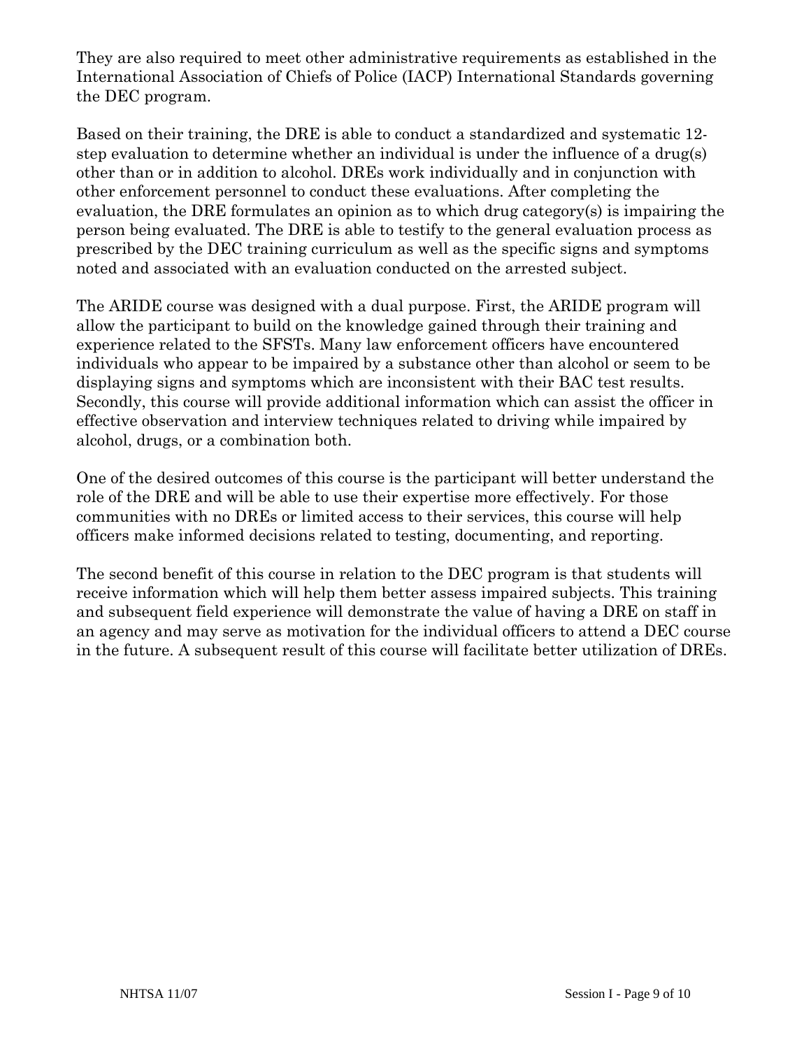They are also required to meet other administrative requirements as established in the International Association of Chiefs of Police (IACP) International Standards governing the DEC program.

Based on their training, the DRE is able to conduct a standardized and systematic 12-step evaluation to determine whether an individual is under the influence of a drug(s) other than or in addition to alcohol. DREs work individually and in conjunction with other enforcement personnel to conduct these evaluations. After completing the evaluation, the DRE formulates an opinion as to which drug category(s) is impairing the person being evaluated. The DRE is able to testify to the general evaluation process as prescribed by the DEC training curriculum as well as the specific signs and symptoms noted and associated with an evaluation conducted on the arrested subject.

The ARIDE course was designed with a dual purpose. First, the ARIDE program will allow the participant to build on the knowledge gained through their training and experience related to the SFSTs. Many law enforcement officers have encountered individuals who appear to be impaired by a substance other than alcohol or seem to be displaying signs and symptoms which are inconsistent with their BAC test results. Secondly, this course will provide additional information which can assist the officer in effective observation and interview techniques related to driving while impaired by alcohol, drugs, or a combination both.

One of the desired outcomes of this course is the participant will better understand the role of the DRE and will be able to use their expertise more effectively. For those communities with no DREs or limited access to their services, this course will help officers make informed decisions related to testing, documenting, and reporting.

The second benefit of this course in relation to the DEC program is that students will receive information which will help them better assess impaired subjects. This training and subsequent field experience will demonstrate the value of having a DRE on staff in an agency and may serve as motivation for the individual officers to attend a DEC course in the future. A subsequent result of this course will facilitate better utilization of DREs.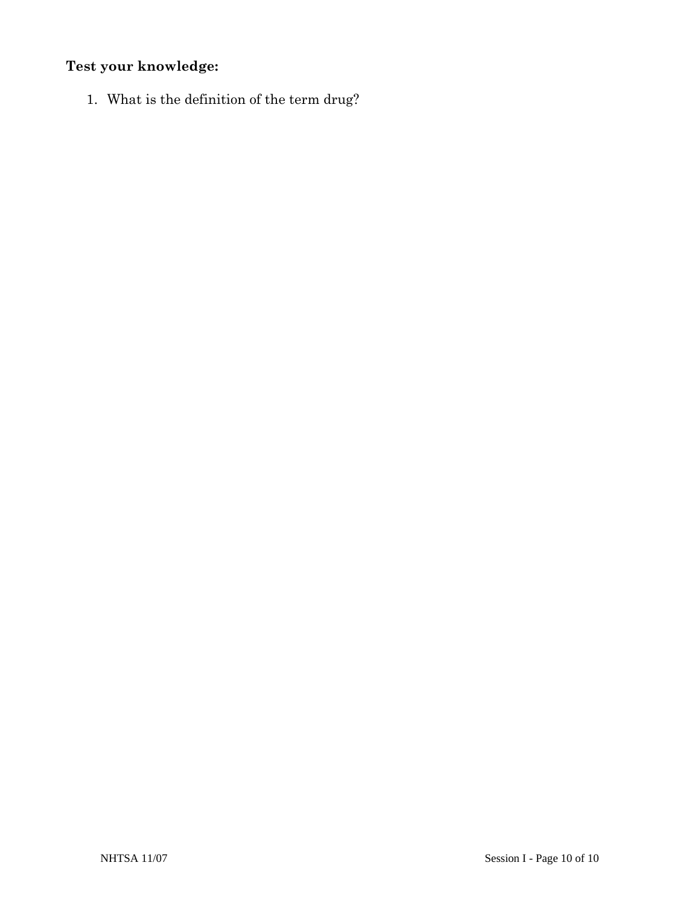**Test your knowledge:**

1. What is the definition of the term drug?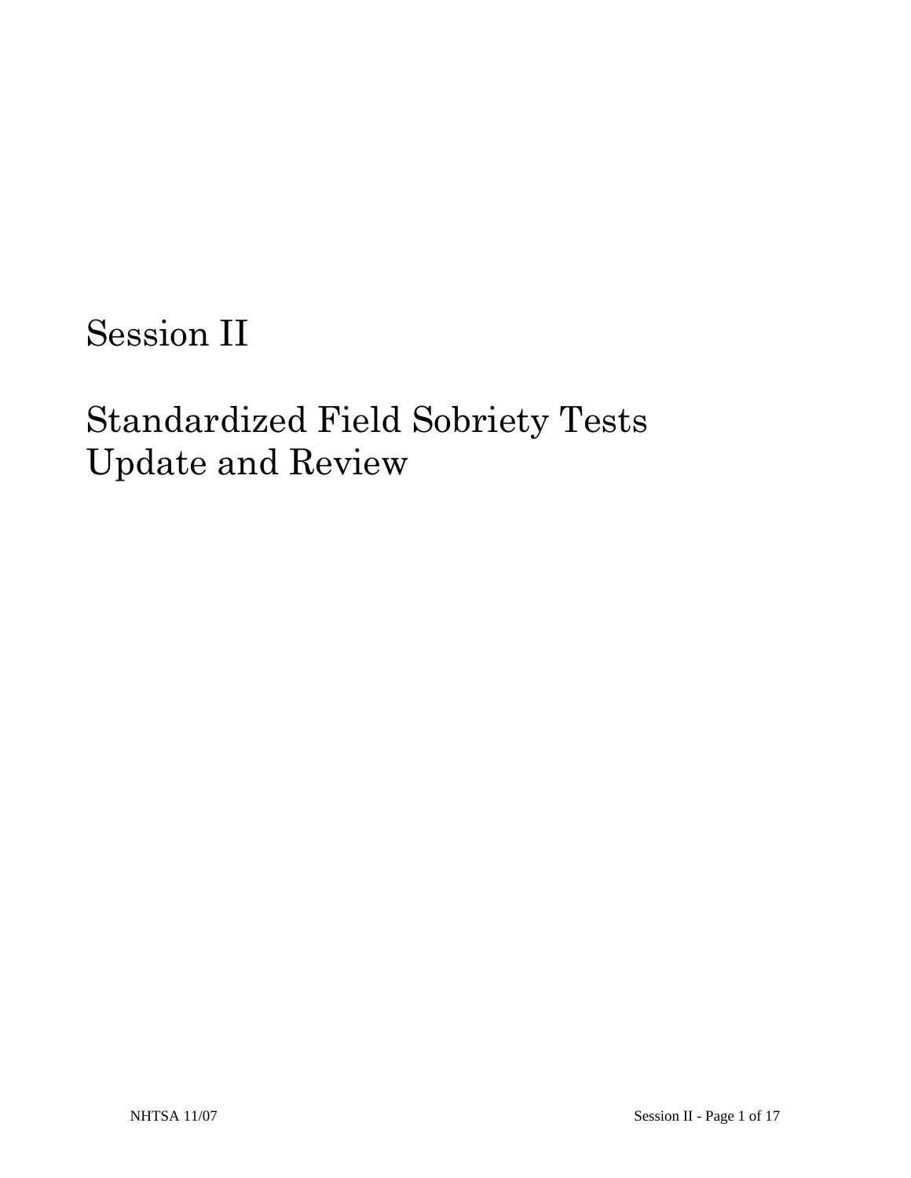# Session II

# Standardized Field Sobriety Tests Update and Review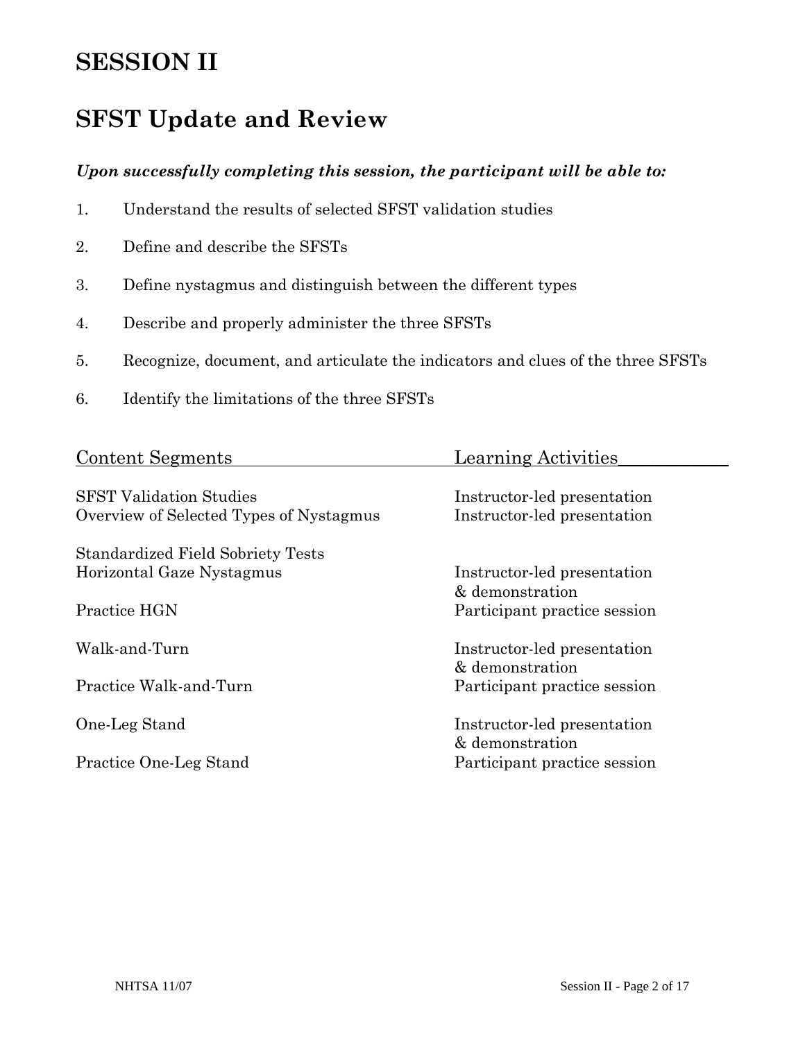# SESSION II

# SFST Update and Review

***Upon successfully completing this session, the participant will be able to:***

1. Understand the results of selected SFST validation studies
2. Define and describe the SFSTs
3. Define nystagmus and distinguish between the different types
4. Describe and properly administer the three SFSTs
5. Recognize, document, and articulate the indicators and clues of the three SFSTs
6. Identify the limitations of the three SFSTs

| Content Segments | Learning Activities |
|---|---|
| SFST Validation Studies | Instructor-led presentation |
| Overview of Selected Types of Nystagmus | Instructor-led presentation |
| Standardized Field Sobriety Tests | |
| Horizontal Gaze Nystagmus | Instructor-led presentation & demonstration |
| Practice HGN | Participant practice session |
| Walk-and-Turn | Instructor-led presentation & demonstration |
| Practice Walk-and-Turn | Participant practice session |
| One-Leg Stand | Instructor-led presentation & demonstration |
| Practice One-Leg Stand | Participant practice session |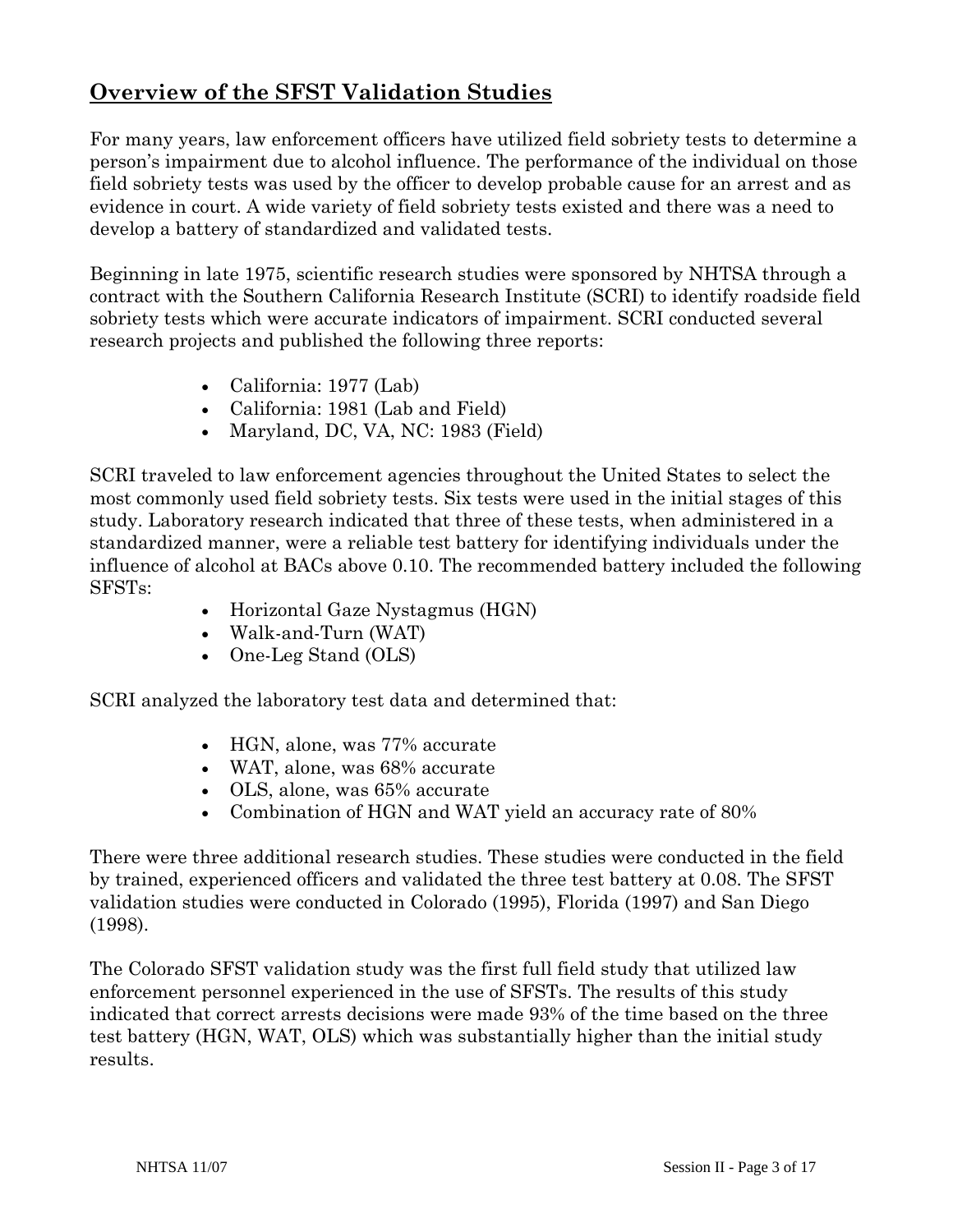## **Overview of the SFST Validation Studies**

For many years, law enforcement officers have utilized field sobriety tests to determine a person's impairment due to alcohol influence. The performance of the individual on those field sobriety tests was used by the officer to develop probable cause for an arrest and as evidence in court. A wide variety of field sobriety tests existed and there was a need to develop a battery of standardized and validated tests.

Beginning in late 1975, scientific research studies were sponsored by NHTSA through a contract with the Southern California Research Institute (SCRI) to identify roadside field sobriety tests which were accurate indicators of impairment. SCRI conducted several research projects and published the following three reports:

- California: 1977 (Lab)
- California: 1981 (Lab and Field)
- Maryland, DC, VA, NC: 1983 (Field)

SCRI traveled to law enforcement agencies throughout the United States to select the most commonly used field sobriety tests. Six tests were used in the initial stages of this study. Laboratory research indicated that three of these tests, when administered in a standardized manner, were a reliable test battery for identifying individuals under the influence of alcohol at BACs above 0.10. The recommended battery included the following SFSTs:

- Horizontal Gaze Nystagmus (HGN)
- Walk-and-Turn (WAT)
- One-Leg Stand (OLS)

SCRI analyzed the laboratory test data and determined that:

- HGN, alone, was 77% accurate
- WAT, alone, was 68% accurate
- OLS, alone, was 65% accurate
- Combination of HGN and WAT yield an accuracy rate of 80%

There were three additional research studies. These studies were conducted in the field by trained, experienced officers and validated the three test battery at 0.08. The SFST validation studies were conducted in Colorado (1995), Florida (1997) and San Diego (1998).

The Colorado SFST validation study was the first full field study that utilized law enforcement personnel experienced in the use of SFSTs. The results of this study indicated that correct arrests decisions were made 93% of the time based on the three test battery (HGN, WAT, OLS) which was substantially higher than the initial study results.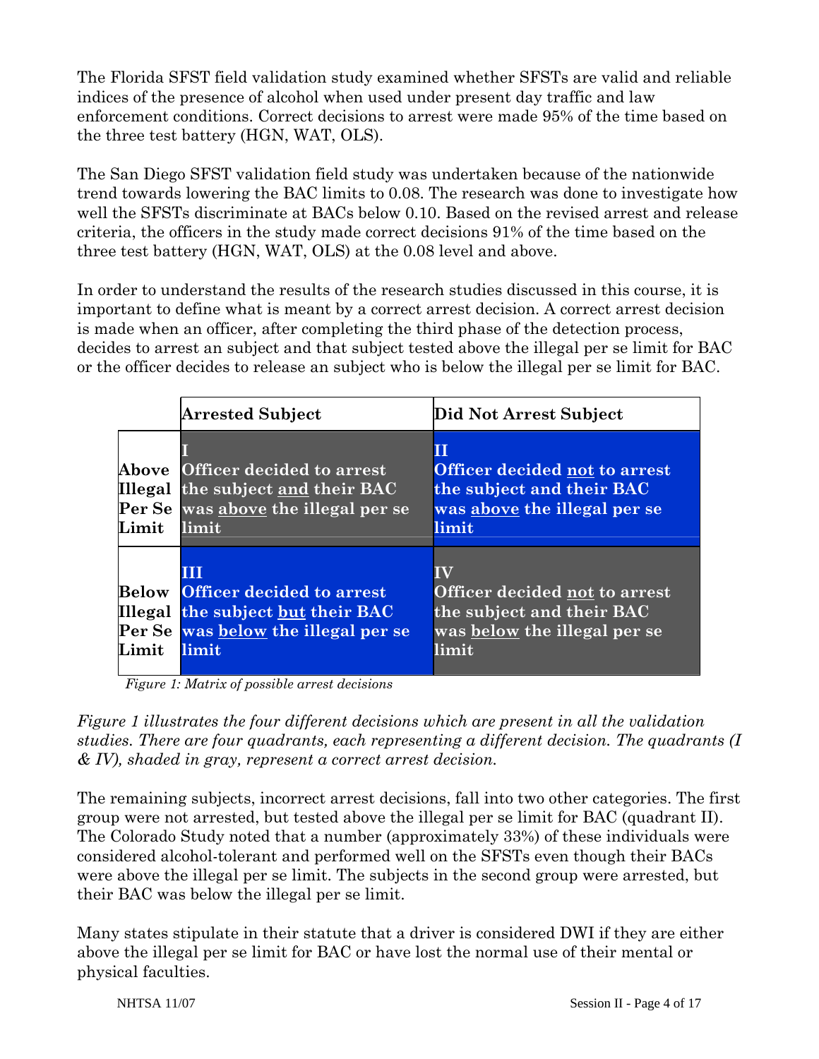The Florida SFST field validation study examined whether SFSTs are valid and reliable indices of the presence of alcohol when used under present day traffic and law enforcement conditions. Correct decisions to arrest were made 95% of the time based on the three test battery (HGN, WAT, OLS).

The San Diego SFST validation field study was undertaken because of the nationwide trend towards lowering the BAC limits to 0.08. The research was done to investigate how well the SFSTs discriminate at BACs below 0.10. Based on the revised arrest and release criteria, the officers in the study made correct decisions 91% of the time based on the three test battery (HGN, WAT, OLS) at the 0.08 level and above.

In order to understand the results of the research studies discussed in this course, it is important to define what is meant by a correct arrest decision. A correct arrest decision is made when an officer, after completing the third phase of the detection process, decides to arrest an subject and that subject tested above the illegal per se limit for BAC or the officer decides to release an subject who is below the illegal per se limit for BAC.

| | **Arrested Subject** | **Did Not Arrest Subject** |
|---|---|---|
| **Above Illegal Per Se Limit** | **I** **Officer decided to arrest the subject <u>and</u> their BAC was <u>above</u> the illegal per se limit** | **II** **Officer decided <u>not</u> to arrest the subject and their BAC was <u>above</u> the illegal per se limit** |
| **Below Illegal Per Se Limit** | **III** **Officer decided to arrest the subject <u>but</u> their BAC was <u>below</u> the illegal per se limit** | **IV** **Officer decided <u>not</u> to arrest the subject and their BAC was <u>below</u> the illegal per se limit** |

*Figure 1: Matrix of possible arrest decisions*

*Figure 1 illustrates the four different decisions which are present in all the validation studies. There are four quadrants, each representing a different decision. The quadrants (I & IV), shaded in gray, represent a correct arrest decision.*

The remaining subjects, incorrect arrest decisions, fall into two other categories. The first group were not arrested, but tested above the illegal per se limit for BAC (quadrant II). The Colorado Study noted that a number (approximately 33%) of these individuals were considered alcohol-tolerant and performed well on the SFSTs even though their BACs were above the illegal per se limit. The subjects in the second group were arrested, but their BAC was below the illegal per se limit.

Many states stipulate in their statute that a driver is considered DWI if they are either above the illegal per se limit for BAC or have lost the normal use of their mental or physical faculties.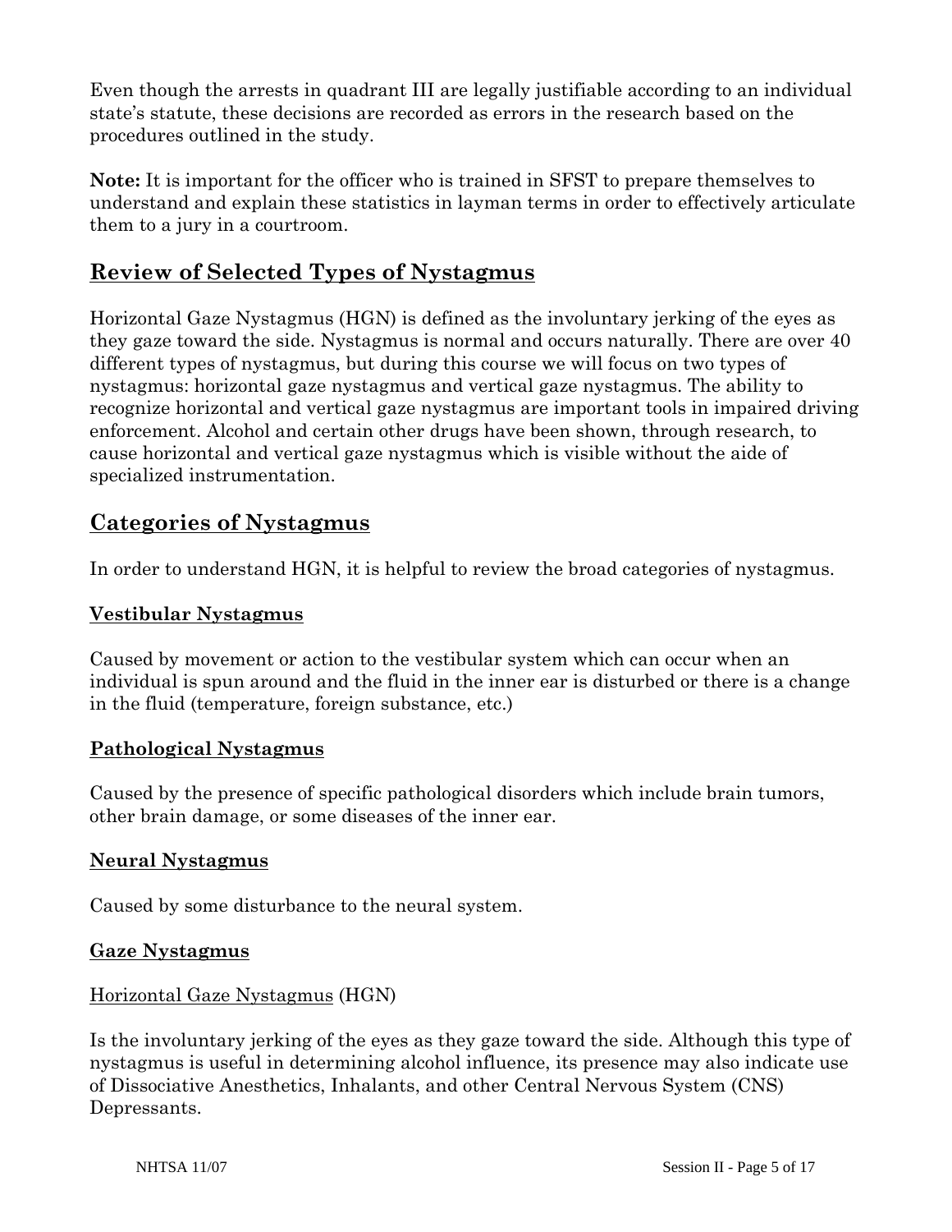Even though the arrests in quadrant III are legally justifiable according to an individual state's statute, these decisions are recorded as errors in the research based on the procedures outlined in the study.

**Note:** It is important for the officer who is trained in SFST to prepare themselves to understand and explain these statistics in layman terms in order to effectively articulate them to a jury in a courtroom.

## Review of Selected Types of Nystagmus

Horizontal Gaze Nystagmus (HGN) is defined as the involuntary jerking of the eyes as they gaze toward the side. Nystagmus is normal and occurs naturally. There are over 40 different types of nystagmus, but during this course we will focus on two types of nystagmus: horizontal gaze nystagmus and vertical gaze nystagmus. The ability to recognize horizontal and vertical gaze nystagmus are important tools in impaired driving enforcement. Alcohol and certain other drugs have been shown, through research, to cause horizontal and vertical gaze nystagmus which is visible without the aide of specialized instrumentation.

## Categories of Nystagmus

In order to understand HGN, it is helpful to review the broad categories of nystagmus.

### Vestibular Nystagmus

Caused by movement or action to the vestibular system which can occur when an individual is spun around and the fluid in the inner ear is disturbed or there is a change in the fluid (temperature, foreign substance, etc.)

### Pathological Nystagmus

Caused by the presence of specific pathological disorders which include brain tumors, other brain damage, or some diseases of the inner ear.

### Neural Nystagmus

Caused by some disturbance to the neural system.

### Gaze Nystagmus

Horizontal Gaze Nystagmus (HGN)

Is the involuntary jerking of the eyes as they gaze toward the side. Although this type of nystagmus is useful in determining alcohol influence, its presence may also indicate use of Dissociative Anesthetics, Inhalants, and other Central Nervous System (CNS) Depressants.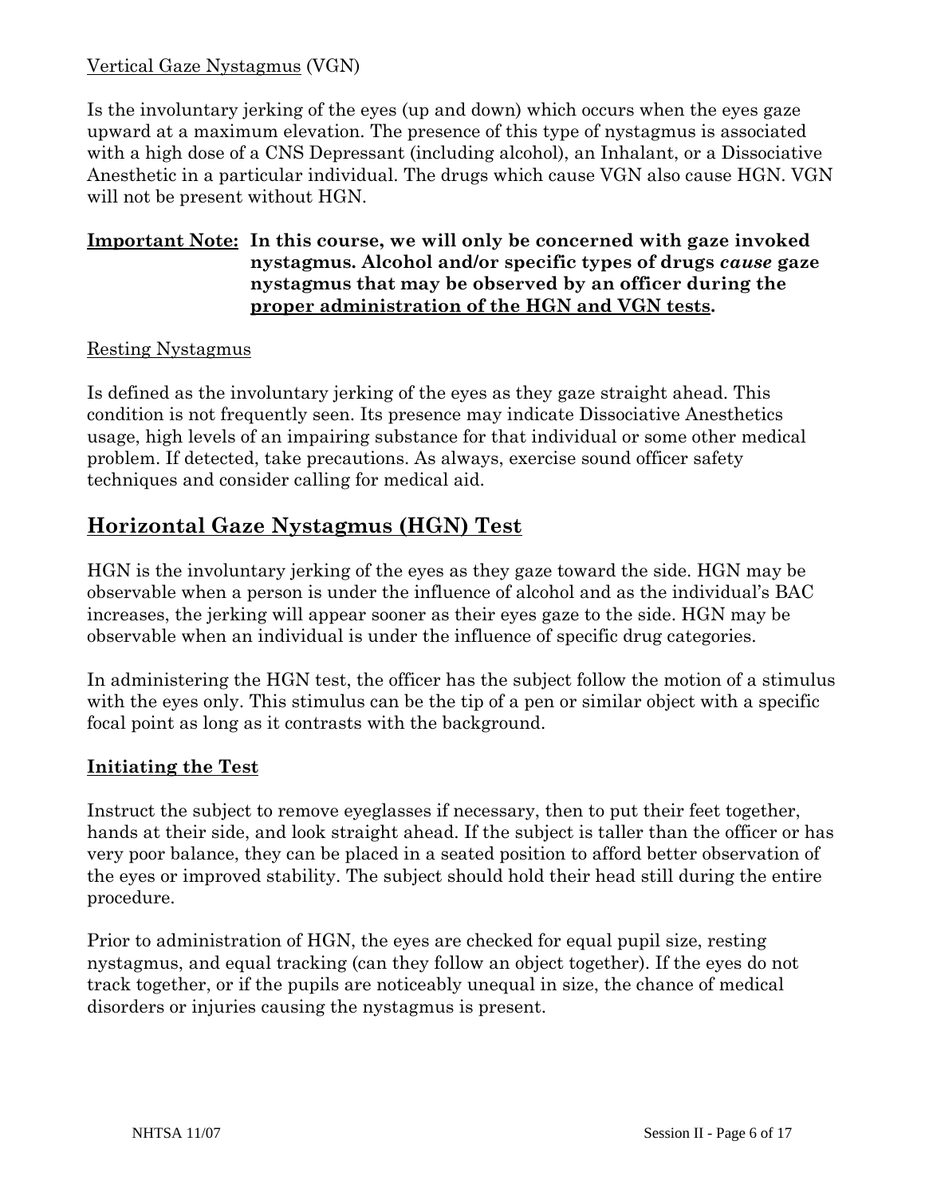Vertical Gaze Nystagmus (VGN)

Is the involuntary jerking of the eyes (up and down) which occurs when the eyes gaze upward at a maximum elevation. The presence of this type of nystagmus is associated with a high dose of a CNS Depressant (including alcohol), an Inhalant, or a Dissociative Anesthetic in a particular individual. The drugs which cause VGN also cause HGN. VGN will not be present without HGN.

**Important Note:** **In this course, we will only be concerned with gaze invoked nystagmus. Alcohol and/or specific types of drugs *cause* gaze nystagmus that may be observed by an officer during the proper administration of the HGN and VGN tests.**

Resting Nystagmus

Is defined as the involuntary jerking of the eyes as they gaze straight ahead. This condition is not frequently seen. Its presence may indicate Dissociative Anesthetics usage, high levels of an impairing substance for that individual or some other medical problem. If detected, take precautions. As always, exercise sound officer safety techniques and consider calling for medical aid.

## Horizontal Gaze Nystagmus (HGN) Test

HGN is the involuntary jerking of the eyes as they gaze toward the side. HGN may be observable when a person is under the influence of alcohol and as the individual's BAC increases, the jerking will appear sooner as their eyes gaze to the side. HGN may be observable when an individual is under the influence of specific drug categories.

In administering the HGN test, the officer has the subject follow the motion of a stimulus with the eyes only. This stimulus can be the tip of a pen or similar object with a specific focal point as long as it contrasts with the background.

### Initiating the Test

Instruct the subject to remove eyeglasses if necessary, then to put their feet together, hands at their side, and look straight ahead. If the subject is taller than the officer or has very poor balance, they can be placed in a seated position to afford better observation of the eyes or improved stability. The subject should hold their head still during the entire procedure.

Prior to administration of HGN, the eyes are checked for equal pupil size, resting nystagmus, and equal tracking (can they follow an object together). If the eyes do not track together, or if the pupils are noticeably unequal in size, the chance of medical disorders or injuries causing the nystagmus is present.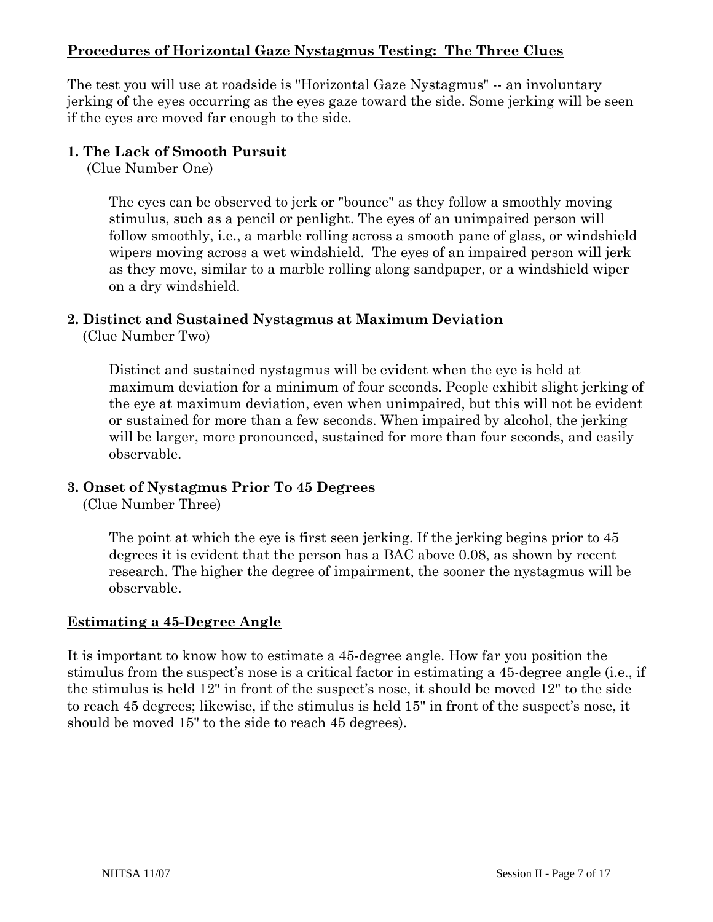## Procedures of Horizontal Gaze Nystagmus Testing: The Three Clues

The test you will use at roadside is "Horizontal Gaze Nystagmus" -- an involuntary jerking of the eyes occurring as the eyes gaze toward the side. Some jerking will be seen if the eyes are moved far enough to the side.

### 1. The Lack of Smooth Pursuit
(Clue Number One)

The eyes can be observed to jerk or "bounce" as they follow a smoothly moving stimulus, such as a pencil or penlight. The eyes of an unimpaired person will follow smoothly, i.e., a marble rolling across a smooth pane of glass, or windshield wipers moving across a wet windshield. The eyes of an impaired person will jerk as they move, similar to a marble rolling along sandpaper, or a windshield wiper on a dry windshield.

### 2. Distinct and Sustained Nystagmus at Maximum Deviation
(Clue Number Two)

Distinct and sustained nystagmus will be evident when the eye is held at maximum deviation for a minimum of four seconds. People exhibit slight jerking of the eye at maximum deviation, even when unimpaired, but this will not be evident or sustained for more than a few seconds. When impaired by alcohol, the jerking will be larger, more pronounced, sustained for more than four seconds, and easily observable.

### 3. Onset of Nystagmus Prior To 45 Degrees
(Clue Number Three)

The point at which the eye is first seen jerking. If the jerking begins prior to 45 degrees it is evident that the person has a BAC above 0.08, as shown by recent research. The higher the degree of impairment, the sooner the nystagmus will be observable.

## Estimating a 45-Degree Angle

It is important to know how to estimate a 45-degree angle. How far you position the stimulus from the suspect's nose is a critical factor in estimating a 45-degree angle (i.e., if the stimulus is held 12" in front of the suspect's nose, it should be moved 12" to the side to reach 45 degrees; likewise, if the stimulus is held 15" in front of the suspect's nose, it should be moved 15" to the side to reach 45 degrees).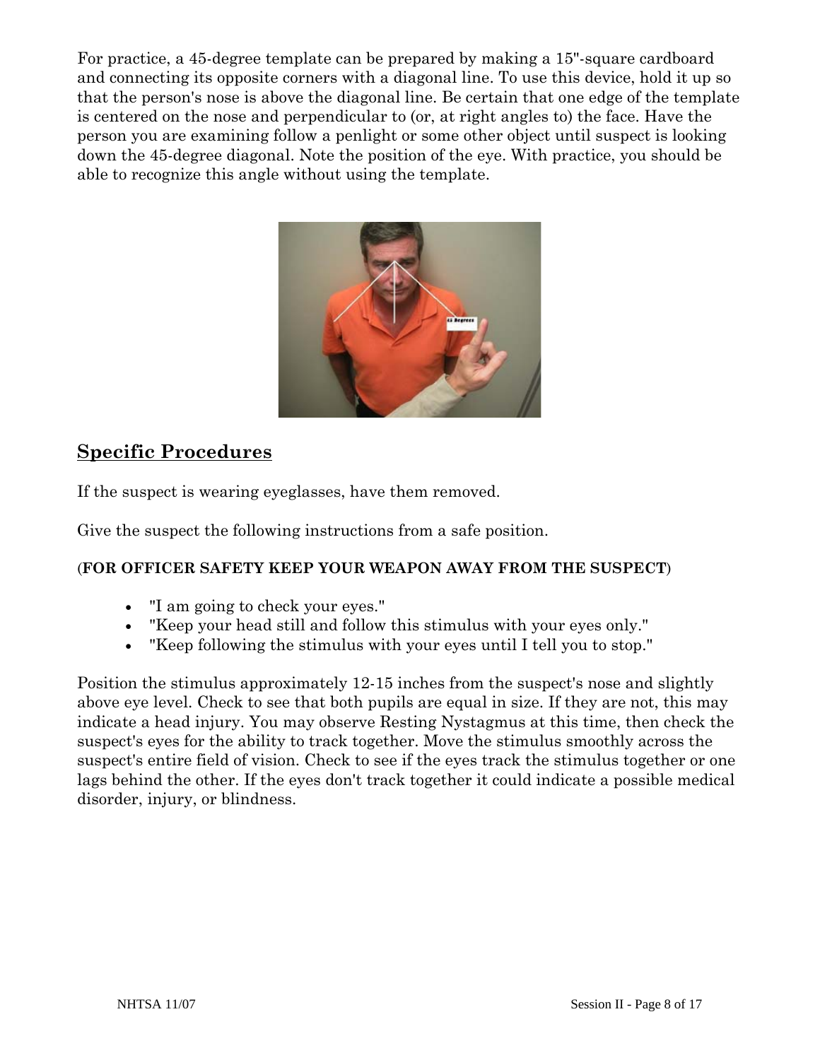For practice, a 45-degree template can be prepared by making a 15"-square cardboard and connecting its opposite corners with a diagonal line. To use this device, hold it up so that the person's nose is above the diagonal line. Be certain that one edge of the template is centered on the nose and perpendicular to (or, at right angles to) the face. Have the person you are examining follow a penlight or some other object until suspect is looking down the 45-degree diagonal. Note the position of the eye. With practice, you should be able to recognize this angle without using the template.

## Specific Procedures

If the suspect is wearing eyeglasses, have them removed.

Give the suspect the following instructions from a safe position.

**(FOR OFFICER SAFETY KEEP YOUR WEAPON AWAY FROM THE SUSPECT)**

- "I am going to check your eyes."
- "Keep your head still and follow this stimulus with your eyes only."
- "Keep following the stimulus with your eyes until I tell you to stop."

Position the stimulus approximately 12-15 inches from the suspect's nose and slightly above eye level. Check to see that both pupils are equal in size. If they are not, this may indicate a head injury. You may observe Resting Nystagmus at this time, then check the suspect's eyes for the ability to track together. Move the stimulus smoothly across the suspect's entire field of vision. Check to see if the eyes track the stimulus together or one lags behind the other. If the eyes don't track together it could indicate a possible medical disorder, injury, or blindness.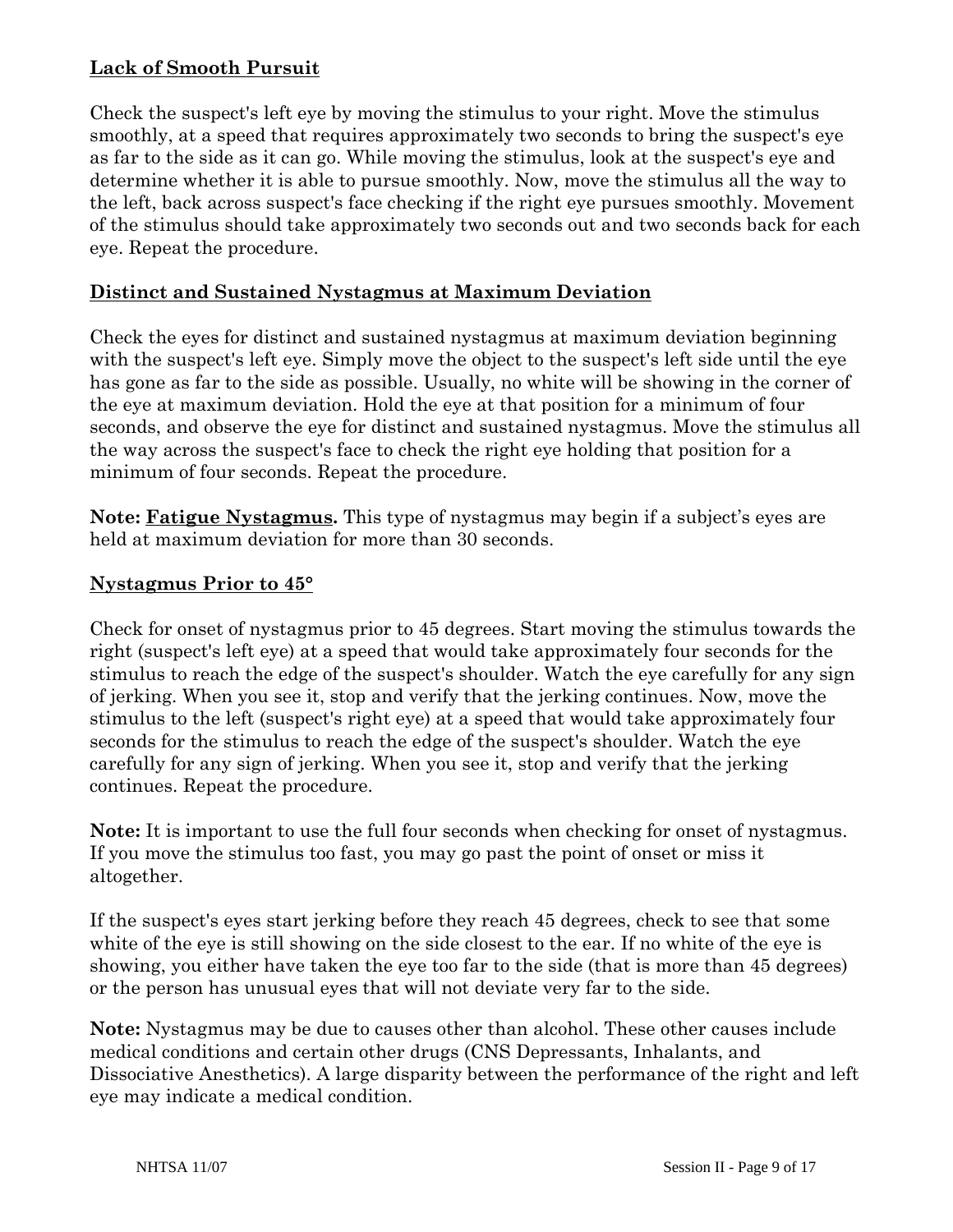**<u>Lack of Smooth Pursuit</u>**

Check the suspect's left eye by moving the stimulus to your right. Move the stimulus smoothly, at a speed that requires approximately two seconds to bring the suspect's eye as far to the side as it can go. While moving the stimulus, look at the suspect's eye and determine whether it is able to pursue smoothly. Now, move the stimulus all the way to the left, back across suspect's face checking if the right eye pursues smoothly. Movement of the stimulus should take approximately two seconds out and two seconds back for each eye. Repeat the procedure.

**<u>Distinct and Sustained Nystagmus at Maximum Deviation</u>**

Check the eyes for distinct and sustained nystagmus at maximum deviation beginning with the suspect's left eye. Simply move the object to the suspect's left side until the eye has gone as far to the side as possible. Usually, no white will be showing in the corner of the eye at maximum deviation. Hold the eye at that position for a minimum of four seconds, and observe the eye for distinct and sustained nystagmus. Move the stimulus all the way across the suspect's face to check the right eye holding that position for a minimum of four seconds. Repeat the procedure.

**Note: <u>Fatigue Nystagmus</u>.** This type of nystagmus may begin if a subject's eyes are held at maximum deviation for more than 30 seconds.

**<u>Nystagmus Prior to 45°</u>**

Check for onset of nystagmus prior to 45 degrees. Start moving the stimulus towards the right (suspect's left eye) at a speed that would take approximately four seconds for the stimulus to reach the edge of the suspect's shoulder. Watch the eye carefully for any sign of jerking. When you see it, stop and verify that the jerking continues. Now, move the stimulus to the left (suspect's right eye) at a speed that would take approximately four seconds for the stimulus to reach the edge of the suspect's shoulder. Watch the eye carefully for any sign of jerking. When you see it, stop and verify that the jerking continues. Repeat the procedure.

**Note:** It is important to use the full four seconds when checking for onset of nystagmus. If you move the stimulus too fast, you may go past the point of onset or miss it altogether.

If the suspect's eyes start jerking before they reach 45 degrees, check to see that some white of the eye is still showing on the side closest to the ear. If no white of the eye is showing, you either have taken the eye too far to the side (that is more than 45 degrees) or the person has unusual eyes that will not deviate very far to the side.

**Note:** Nystagmus may be due to causes other than alcohol. These other causes include medical conditions and certain other drugs (CNS Depressants, Inhalants, and Dissociative Anesthetics). A large disparity between the performance of the right and left eye may indicate a medical condition.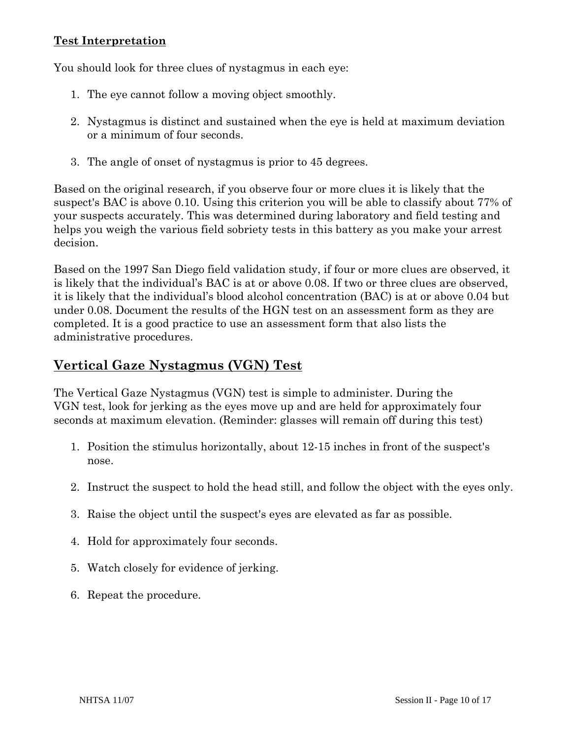**Test Interpretation**

You should look for three clues of nystagmus in each eye:

1. The eye cannot follow a moving object smoothly.

2. Nystagmus is distinct and sustained when the eye is held at maximum deviation or a minimum of four seconds.

3. The angle of onset of nystagmus is prior to 45 degrees.

Based on the original research, if you observe four or more clues it is likely that the suspect's BAC is above 0.10. Using this criterion you will be able to classify about 77% of your suspects accurately. This was determined during laboratory and field testing and helps you weigh the various field sobriety tests in this battery as you make your arrest decision.

Based on the 1997 San Diego field validation study, if four or more clues are observed, it is likely that the individual's BAC is at or above 0.08. If two or three clues are observed, it is likely that the individual's blood alcohol concentration (BAC) is at or above 0.04 but under 0.08. Document the results of the HGN test on an assessment form as they are completed. It is a good practice to use an assessment form that also lists the administrative procedures.

## Vertical Gaze Nystagmus (VGN) Test

The Vertical Gaze Nystagmus (VGN) test is simple to administer. During the VGN test, look for jerking as the eyes move up and are held for approximately four seconds at maximum elevation. (Reminder: glasses will remain off during this test)

1. Position the stimulus horizontally, about 12-15 inches in front of the suspect's nose.

2. Instruct the suspect to hold the head still, and follow the object with the eyes only.

3. Raise the object until the suspect's eyes are elevated as far as possible.

4. Hold for approximately four seconds.

5. Watch closely for evidence of jerking.

6. Repeat the procedure.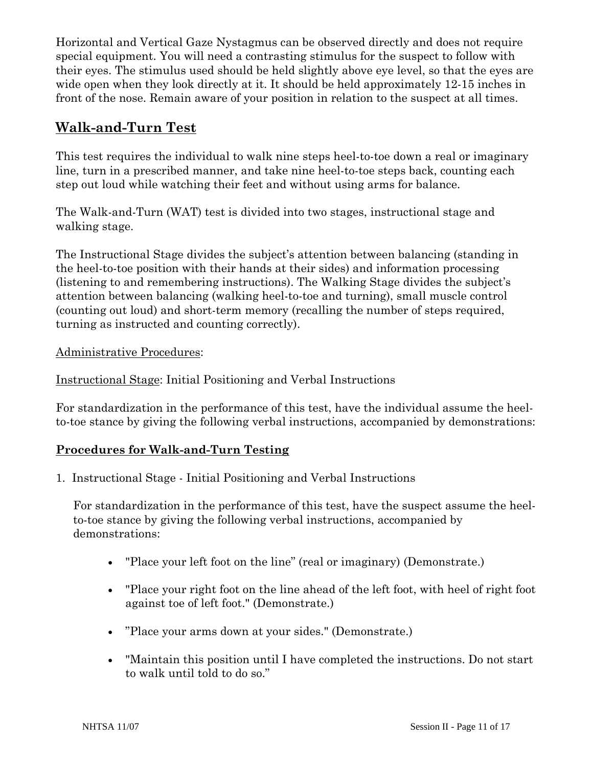Horizontal and Vertical Gaze Nystagmus can be observed directly and does not require special equipment. You will need a contrasting stimulus for the suspect to follow with their eyes. The stimulus used should be held slightly above eye level, so that the eyes are wide open when they look directly at it. It should be held approximately 12-15 inches in front of the nose. Remain aware of your position in relation to the suspect at all times.

## Walk-and-Turn Test

This test requires the individual to walk nine steps heel-to-toe down a real or imaginary line, turn in a prescribed manner, and take nine heel-to-toe steps back, counting each step out loud while watching their feet and without using arms for balance.

The Walk-and-Turn (WAT) test is divided into two stages, instructional stage and walking stage.

The Instructional Stage divides the subject's attention between balancing (standing in the heel-to-toe position with their hands at their sides) and information processing (listening to and remembering instructions). The Walking Stage divides the subject's attention between balancing (walking heel-to-toe and turning), small muscle control (counting out loud) and short-term memory (recalling the number of steps required, turning as instructed and counting correctly).

Administrative Procedures:

Instructional Stage: Initial Positioning and Verbal Instructions

For standardization in the performance of this test, have the individual assume the heel-to-toe stance by giving the following verbal instructions, accompanied by demonstrations:

### Procedures for Walk-and-Turn Testing

1. Instructional Stage - Initial Positioning and Verbal Instructions

   For standardization in the performance of this test, have the suspect assume the heel-to-toe stance by giving the following verbal instructions, accompanied by demonstrations:

   - "Place your left foot on the line" (real or imaginary) (Demonstrate.)
   - "Place your right foot on the line ahead of the left foot, with heel of right foot against toe of left foot." (Demonstrate.)
   - "Place your arms down at your sides." (Demonstrate.)
   - "Maintain this position until I have completed the instructions. Do not start to walk until told to do so."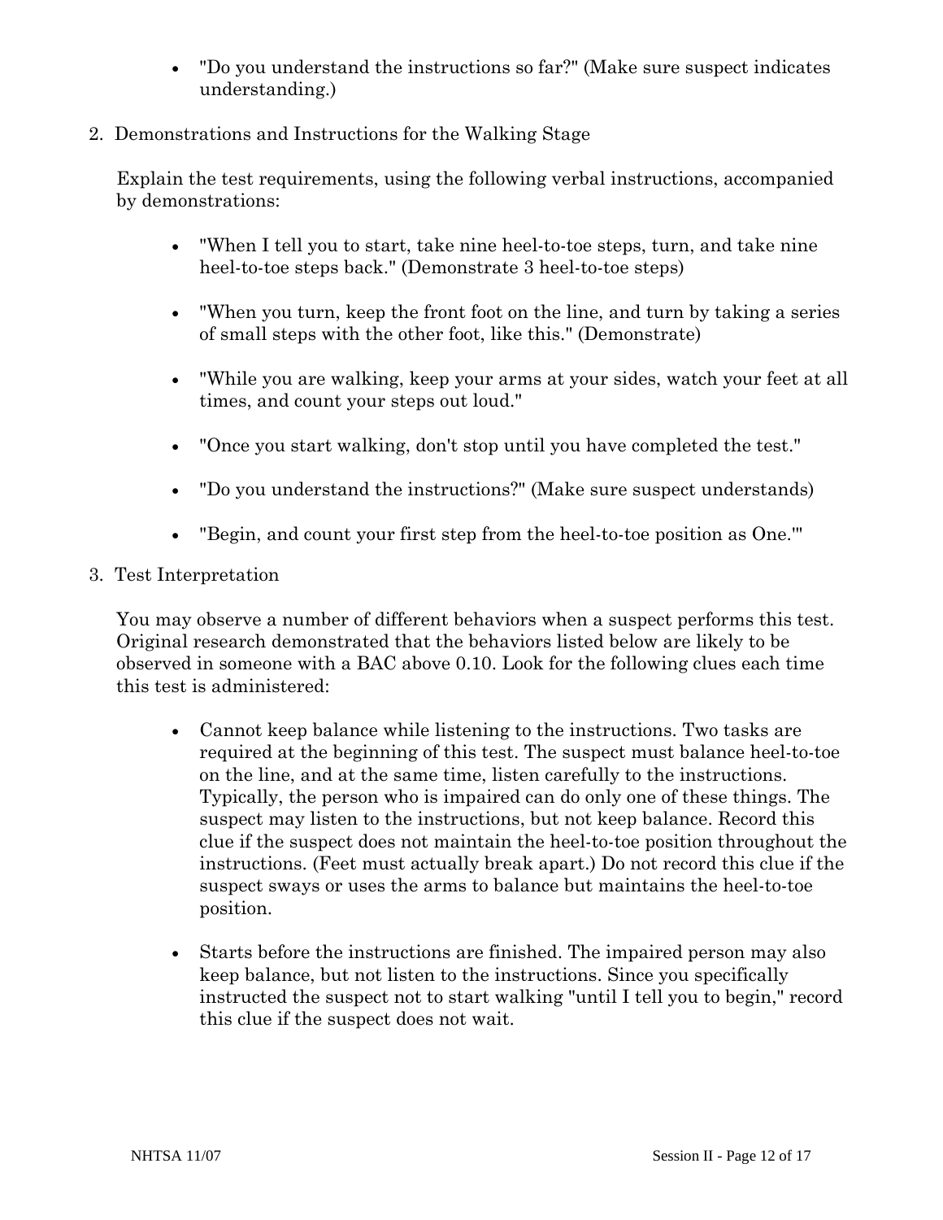- "Do you understand the instructions so far?" (Make sure suspect indicates understanding.)

2. Demonstrations and Instructions for the Walking Stage

   Explain the test requirements, using the following verbal instructions, accompanied by demonstrations:

   - "When I tell you to start, take nine heel-to-toe steps, turn, and take nine heel-to-toe steps back." (Demonstrate 3 heel-to-toe steps)
   - "When you turn, keep the front foot on the line, and turn by taking a series of small steps with the other foot, like this." (Demonstrate)
   - "While you are walking, keep your arms at your sides, watch your feet at all times, and count your steps out loud."
   - "Once you start walking, don't stop until you have completed the test."
   - "Do you understand the instructions?" (Make sure suspect understands)
   - "Begin, and count your first step from the heel-to-toe position as One.'"

3. Test Interpretation

   You may observe a number of different behaviors when a suspect performs this test. Original research demonstrated that the behaviors listed below are likely to be observed in someone with a BAC above 0.10. Look for the following clues each time this test is administered:

   - Cannot keep balance while listening to the instructions. Two tasks are required at the beginning of this test. The suspect must balance heel-to-toe on the line, and at the same time, listen carefully to the instructions. Typically, the person who is impaired can do only one of these things. The suspect may listen to the instructions, but not keep balance. Record this clue if the suspect does not maintain the heel-to-toe position throughout the instructions. (Feet must actually break apart.) Do not record this clue if the suspect sways or uses the arms to balance but maintains the heel-to-toe position.
   - Starts before the instructions are finished. The impaired person may also keep balance, but not listen to the instructions. Since you specifically instructed the suspect not to start walking "until I tell you to begin," record this clue if the suspect does not wait.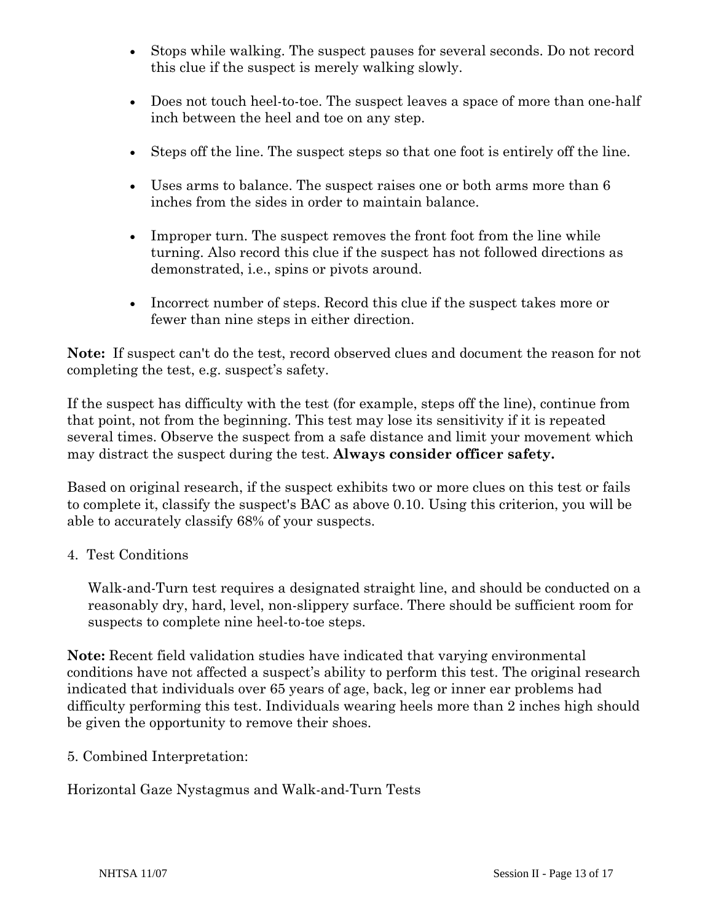- Stops while walking. The suspect pauses for several seconds. Do not record this clue if the suspect is merely walking slowly.

- Does not touch heel-to-toe. The suspect leaves a space of more than one-half inch between the heel and toe on any step.

- Steps off the line. The suspect steps so that one foot is entirely off the line.

- Uses arms to balance. The suspect raises one or both arms more than 6 inches from the sides in order to maintain balance.

- Improper turn. The suspect removes the front foot from the line while turning. Also record this clue if the suspect has not followed directions as demonstrated, i.e., spins or pivots around.

- Incorrect number of steps. Record this clue if the suspect takes more or fewer than nine steps in either direction.

**Note:** If suspect can't do the test, record observed clues and document the reason for not completing the test, e.g. suspect's safety.

If the suspect has difficulty with the test (for example, steps off the line), continue from that point, not from the beginning. This test may lose its sensitivity if it is repeated several times. Observe the suspect from a safe distance and limit your movement which may distract the suspect during the test. **Always consider officer safety.**

Based on original research, if the suspect exhibits two or more clues on this test or fails to complete it, classify the suspect's BAC as above 0.10. Using this criterion, you will be able to accurately classify 68% of your suspects.

4. Test Conditions

Walk-and-Turn test requires a designated straight line, and should be conducted on a reasonably dry, hard, level, non-slippery surface. There should be sufficient room for suspects to complete nine heel-to-toe steps.

**Note:** Recent field validation studies have indicated that varying environmental conditions have not affected a suspect's ability to perform this test. The original research indicated that individuals over 65 years of age, back, leg or inner ear problems had difficulty performing this test. Individuals wearing heels more than 2 inches high should be given the opportunity to remove their shoes.

5. Combined Interpretation:

Horizontal Gaze Nystagmus and Walk-and-Turn Tests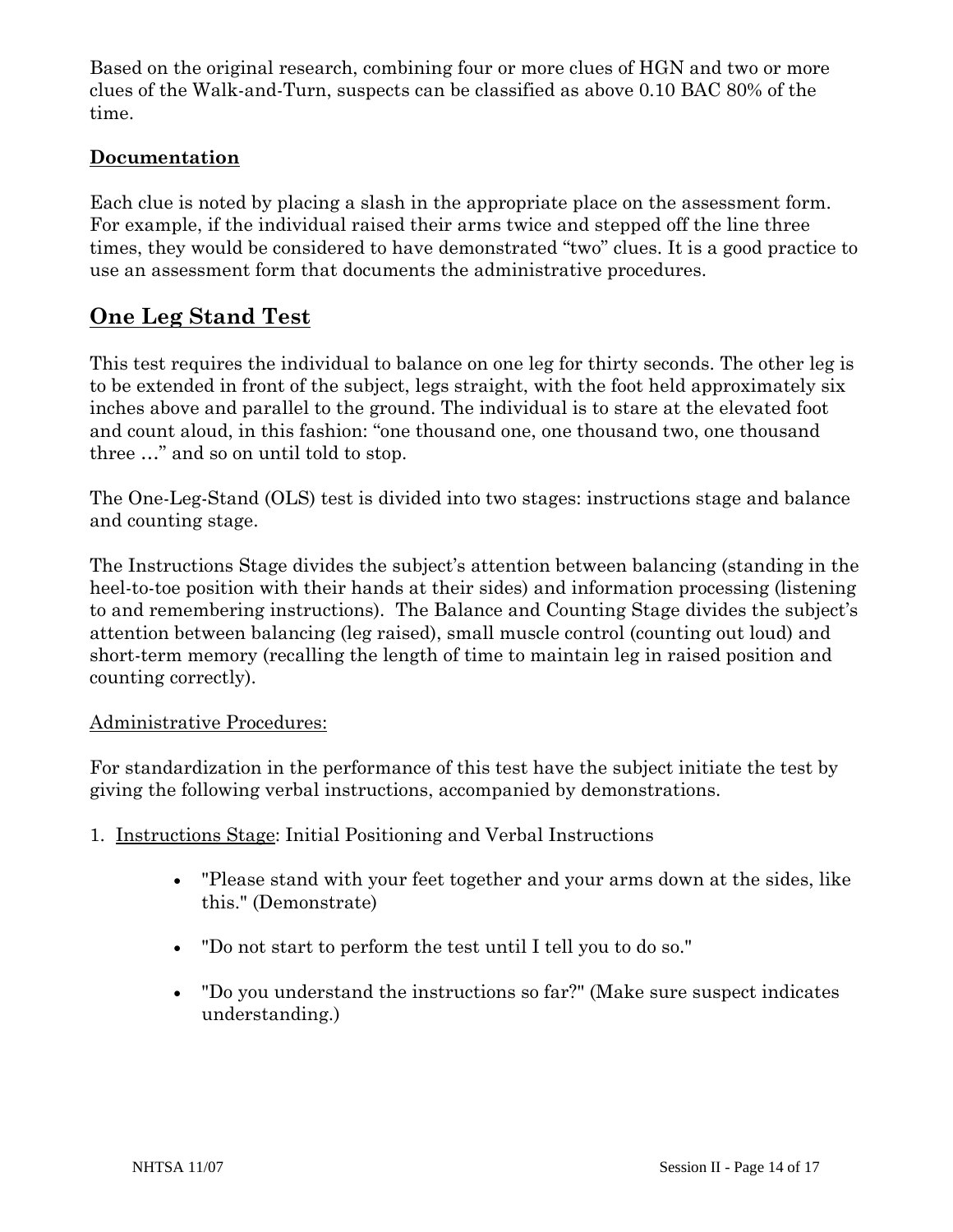Based on the original research, combining four or more clues of HGN and two or more clues of the Walk-and-Turn, suspects can be classified as above 0.10 BAC 80% of the time.

**Documentation**

Each clue is noted by placing a slash in the appropriate place on the assessment form. For example, if the individual raised their arms twice and stepped off the line three times, they would be considered to have demonstrated "two" clues. It is a good practice to use an assessment form that documents the administrative procedures.

## One Leg Stand Test

This test requires the individual to balance on one leg for thirty seconds. The other leg is to be extended in front of the subject, legs straight, with the foot held approximately six inches above and parallel to the ground. The individual is to stare at the elevated foot and count aloud, in this fashion: "one thousand one, one thousand two, one thousand three …" and so on until told to stop.

The One-Leg-Stand (OLS) test is divided into two stages: instructions stage and balance and counting stage.

The Instructions Stage divides the subject's attention between balancing (standing in the heel-to-toe position with their hands at their sides) and information processing (listening to and remembering instructions). The Balance and Counting Stage divides the subject's attention between balancing (leg raised), small muscle control (counting out loud) and short-term memory (recalling the length of time to maintain leg in raised position and counting correctly).

Administrative Procedures:

For standardization in the performance of this test have the subject initiate the test by giving the following verbal instructions, accompanied by demonstrations.

1. Instructions Stage: Initial Positioning and Verbal Instructions
    - "Please stand with your feet together and your arms down at the sides, like this." (Demonstrate)
    - "Do not start to perform the test until I tell you to do so."
    - "Do you understand the instructions so far?" (Make sure suspect indicates understanding.)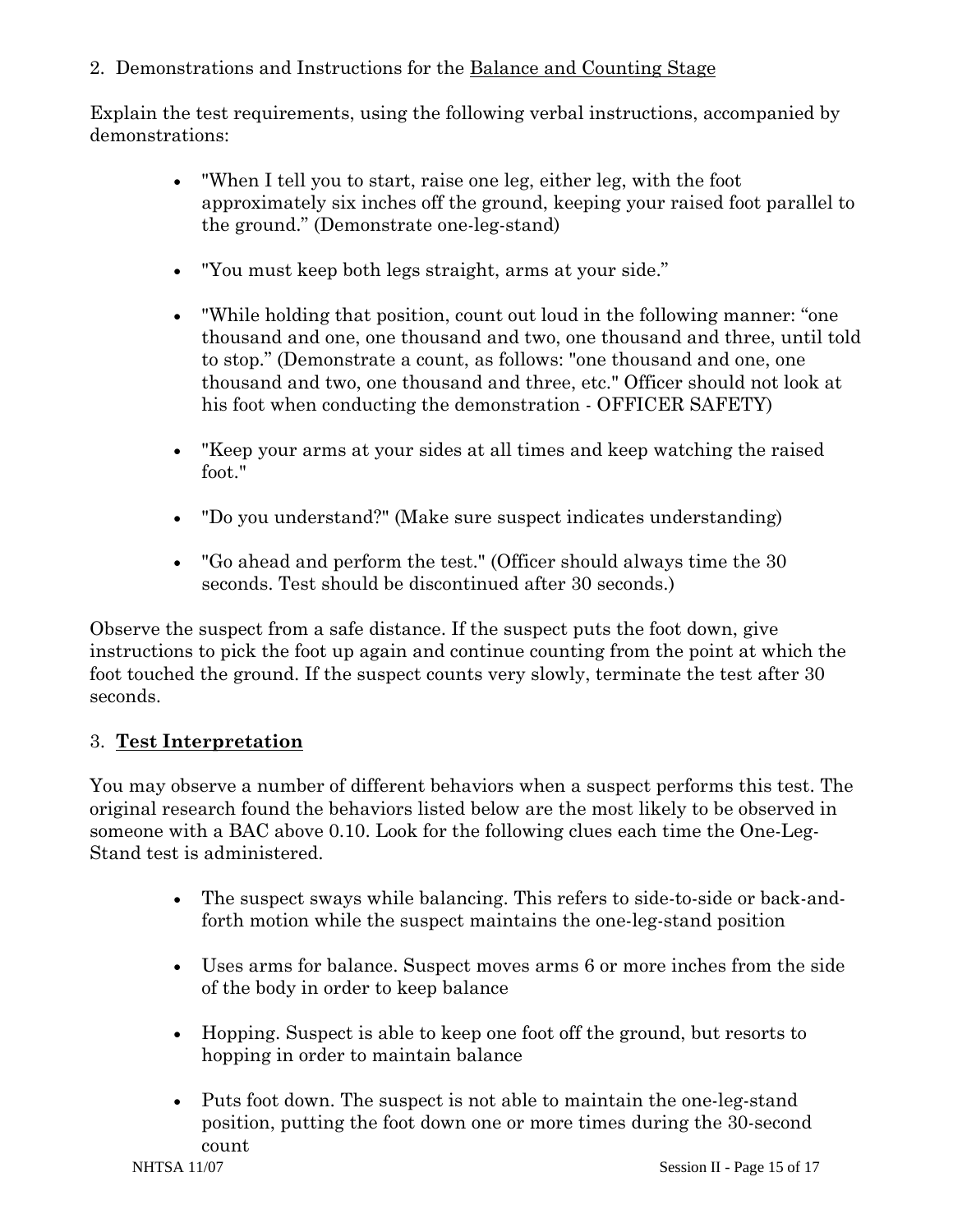2. Demonstrations and Instructions for the Balance and Counting Stage

Explain the test requirements, using the following verbal instructions, accompanied by demonstrations:

- "When I tell you to start, raise one leg, either leg, with the foot approximately six inches off the ground, keeping your raised foot parallel to the ground." (Demonstrate one-leg-stand)
- "You must keep both legs straight, arms at your side."
- "While holding that position, count out loud in the following manner: "one thousand and one, one thousand and two, one thousand and three, until told to stop." (Demonstrate a count, as follows: "one thousand and one, one thousand and two, one thousand and three, etc." Officer should not look at his foot when conducting the demonstration - OFFICER SAFETY)
- "Keep your arms at your sides at all times and keep watching the raised foot."
- "Do you understand?" (Make sure suspect indicates understanding)
- "Go ahead and perform the test." (Officer should always time the 30 seconds. Test should be discontinued after 30 seconds.)

Observe the suspect from a safe distance. If the suspect puts the foot down, give instructions to pick the foot up again and continue counting from the point at which the foot touched the ground. If the suspect counts very slowly, terminate the test after 30 seconds.

3. **Test Interpretation**

You may observe a number of different behaviors when a suspect performs this test. The original research found the behaviors listed below are the most likely to be observed in someone with a BAC above 0.10. Look for the following clues each time the One-Leg-Stand test is administered.

- The suspect sways while balancing. This refers to side-to-side or back-and-forth motion while the suspect maintains the one-leg-stand position
- Uses arms for balance. Suspect moves arms 6 or more inches from the side of the body in order to keep balance
- Hopping. Suspect is able to keep one foot off the ground, but resorts to hopping in order to maintain balance
- Puts foot down. The suspect is not able to maintain the one-leg-stand position, putting the foot down one or more times during the 30-second count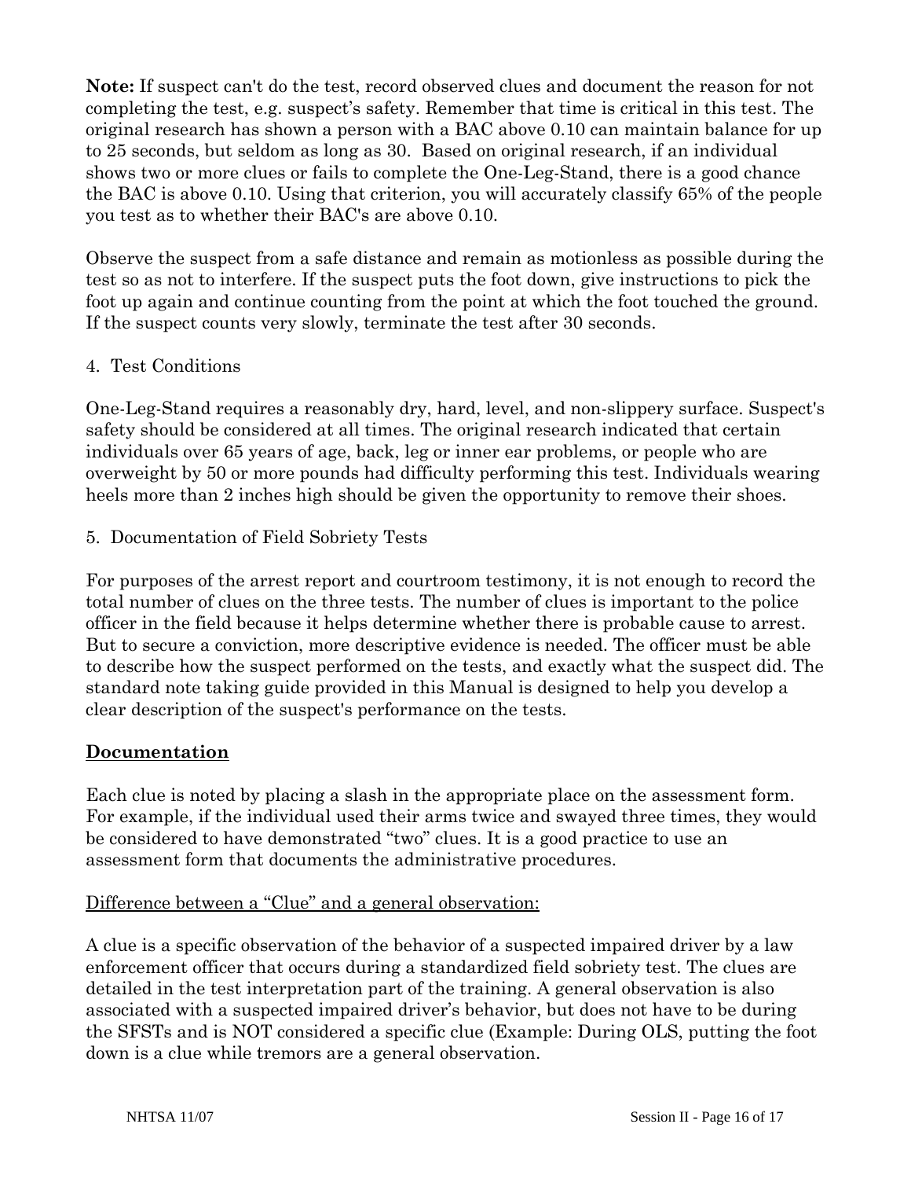**Note:** If suspect can't do the test, record observed clues and document the reason for not completing the test, e.g. suspect's safety. Remember that time is critical in this test. The original research has shown a person with a BAC above 0.10 can maintain balance for up to 25 seconds, but seldom as long as 30. Based on original research, if an individual shows two or more clues or fails to complete the One-Leg-Stand, there is a good chance the BAC is above 0.10. Using that criterion, you will accurately classify 65% of the people you test as to whether their BAC's are above 0.10.

Observe the suspect from a safe distance and remain as motionless as possible during the test so as not to interfere. If the suspect puts the foot down, give instructions to pick the foot up again and continue counting from the point at which the foot touched the ground. If the suspect counts very slowly, terminate the test after 30 seconds.

4. Test Conditions

One-Leg-Stand requires a reasonably dry, hard, level, and non-slippery surface. Suspect's safety should be considered at all times. The original research indicated that certain individuals over 65 years of age, back, leg or inner ear problems, or people who are overweight by 50 or more pounds had difficulty performing this test. Individuals wearing heels more than 2 inches high should be given the opportunity to remove their shoes.

5. Documentation of Field Sobriety Tests

For purposes of the arrest report and courtroom testimony, it is not enough to record the total number of clues on the three tests. The number of clues is important to the police officer in the field because it helps determine whether there is probable cause to arrest. But to secure a conviction, more descriptive evidence is needed. The officer must be able to describe how the suspect performed on the tests, and exactly what the suspect did. The standard note taking guide provided in this Manual is designed to help you develop a clear description of the suspect's performance on the tests.

## Documentation

Each clue is noted by placing a slash in the appropriate place on the assessment form. For example, if the individual used their arms twice and swayed three times, they would be considered to have demonstrated "two" clues. It is a good practice to use an assessment form that documents the administrative procedures.

Difference between a "Clue" and a general observation:

A clue is a specific observation of the behavior of a suspected impaired driver by a law enforcement officer that occurs during a standardized field sobriety test. The clues are detailed in the test interpretation part of the training. A general observation is also associated with a suspected impaired driver's behavior, but does not have to be during the SFSTs and is NOT considered a specific clue (Example: During OLS, putting the foot down is a clue while tremors are a general observation.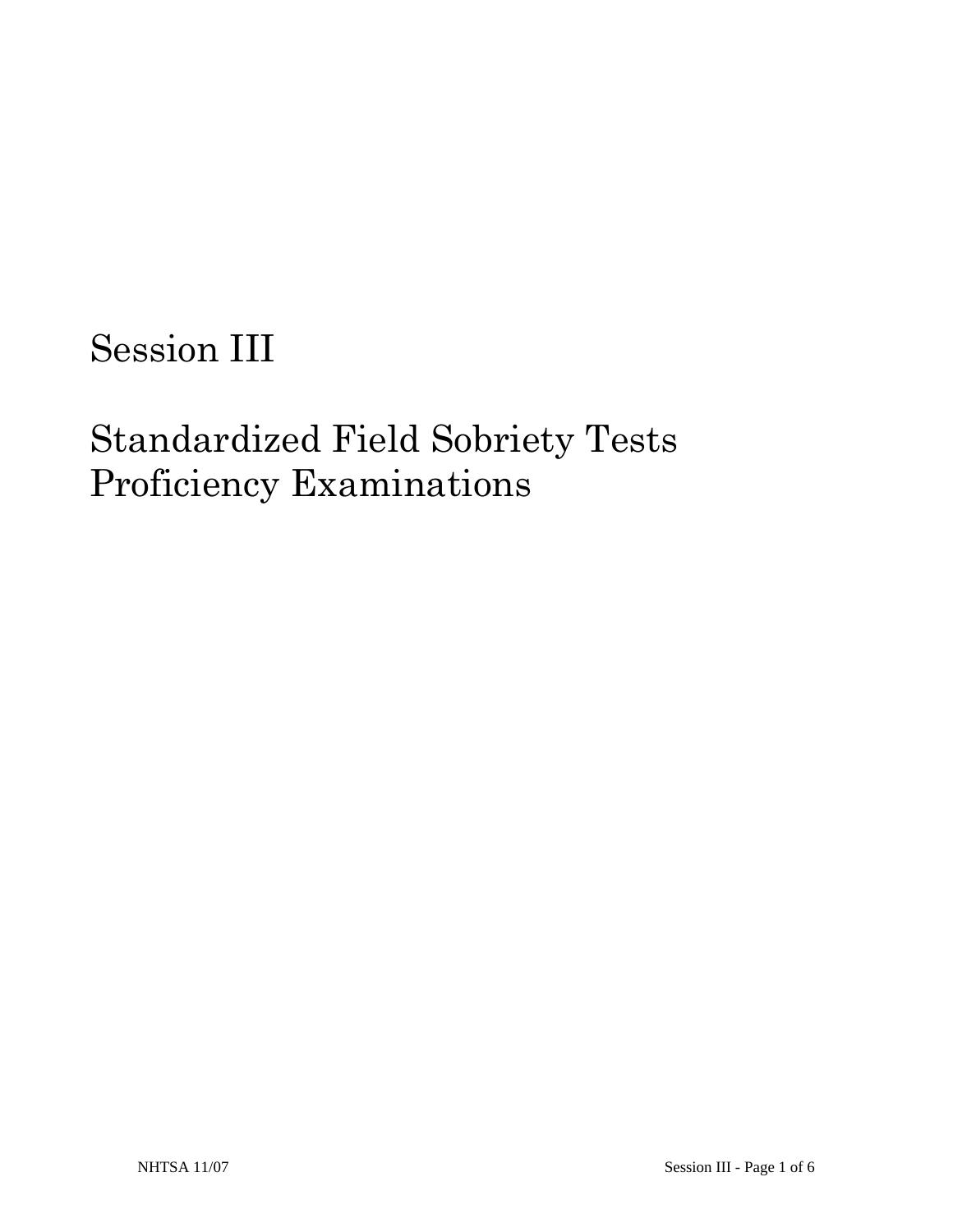# Session III

# Standardized Field Sobriety Tests Proficiency Examinations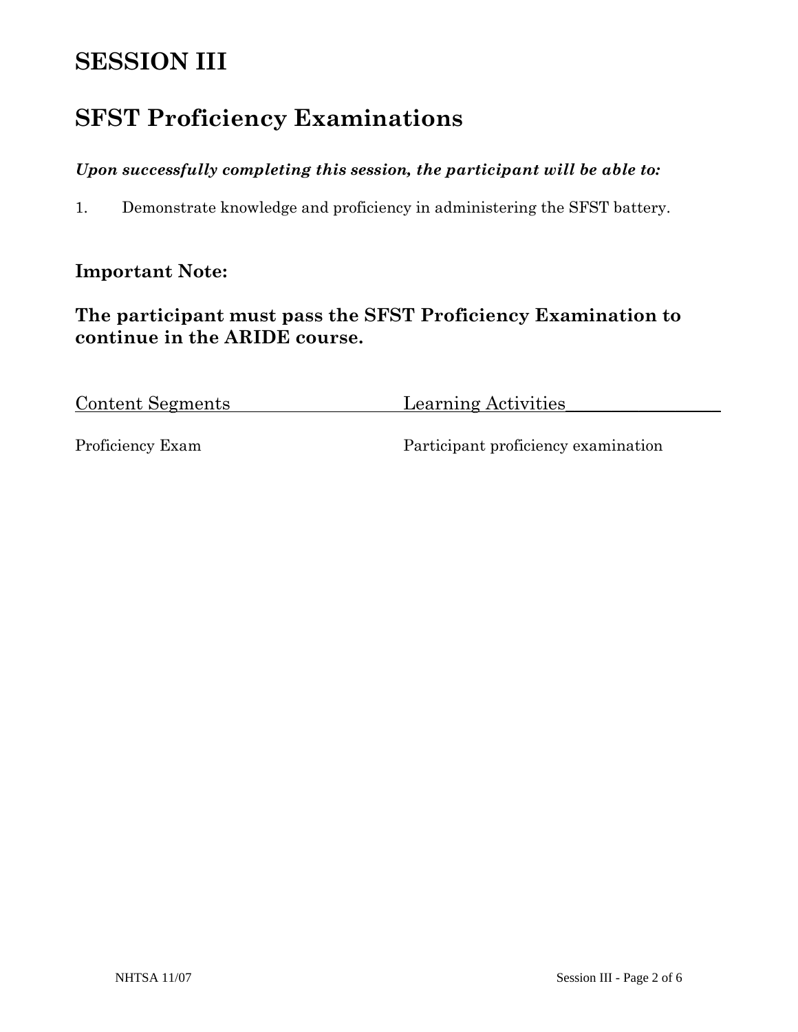# SESSION III

# SFST Proficiency Examinations

***Upon successfully completing this session, the participant will be able to:***

1. Demonstrate knowledge and proficiency in administering the SFST battery.

### Important Note:

### The participant must pass the SFST Proficiency Examination to continue in the ARIDE course.

| Content Segments | Learning Activities |
|---|---|
| Proficiency Exam | Participant proficiency examination |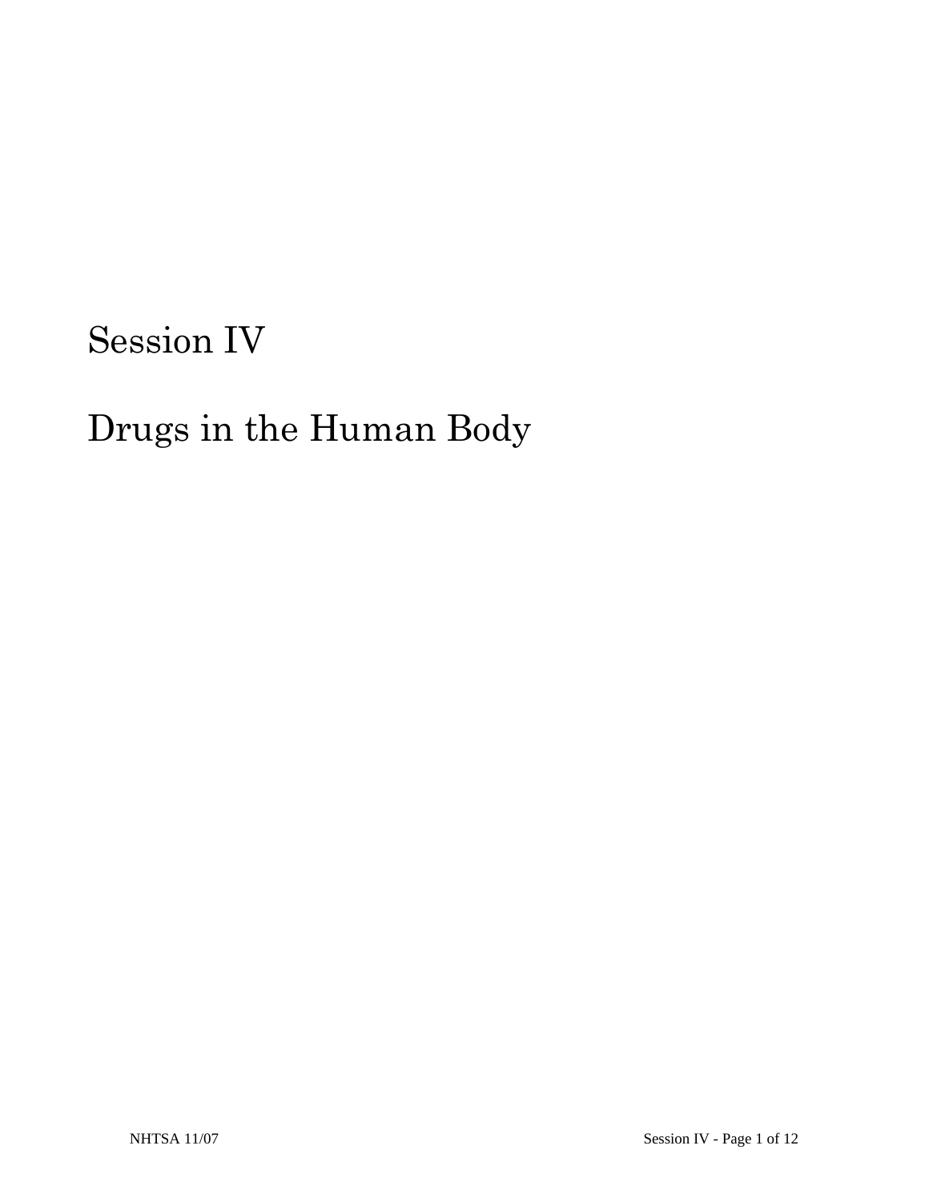# Session IV

# Drugs in the Human Body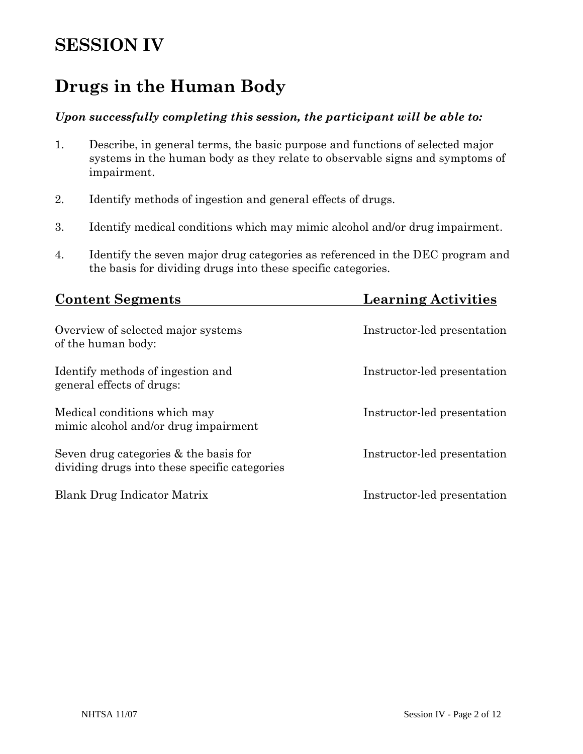# SESSION IV

# Drugs in the Human Body

***Upon successfully completing this session, the participant will be able to:***

1. Describe, in general terms, the basic purpose and functions of selected major systems in the human body as they relate to observable signs and symptoms of impairment.
2. Identify methods of ingestion and general effects of drugs.
3. Identify medical conditions which may mimic alcohol and/or drug impairment.
4. Identify the seven major drug categories as referenced in the DEC program and the basis for dividing drugs into these specific categories.

| Content Segments | Learning Activities |
| --- | --- |
| Overview of selected major systems of the human body: | Instructor-led presentation |
| Identify methods of ingestion and general effects of drugs: | Instructor-led presentation |
| Medical conditions which may mimic alcohol and/or drug impairment | Instructor-led presentation |
| Seven drug categories & the basis for dividing drugs into these specific categories | Instructor-led presentation |
| Blank Drug Indicator Matrix | Instructor-led presentation |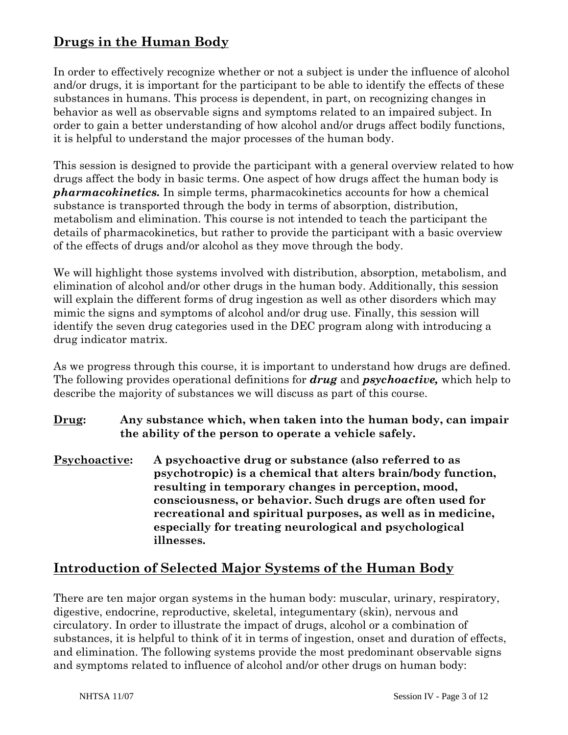## Drugs in the Human Body

In order to effectively recognize whether or not a subject is under the influence of alcohol and/or drugs, it is important for the participant to be able to identify the effects of these substances in humans. This process is dependent, in part, on recognizing changes in behavior as well as observable signs and symptoms related to an impaired subject. In order to gain a better understanding of how alcohol and/or drugs affect bodily functions, it is helpful to understand the major processes of the human body.

This session is designed to provide the participant with a general overview related to how drugs affect the body in basic terms. One aspect of how drugs affect the human body is ***pharmacokinetics.*** In simple terms, pharmacokinetics accounts for how a chemical substance is transported through the body in terms of absorption, distribution, metabolism and elimination. This course is not intended to teach the participant the details of pharmacokinetics, but rather to provide the participant with a basic overview of the effects of drugs and/or alcohol as they move through the body.

We will highlight those systems involved with distribution, absorption, metabolism, and elimination of alcohol and/or other drugs in the human body. Additionally, this session will explain the different forms of drug ingestion as well as other disorders which may mimic the signs and symptoms of alcohol and/or drug use. Finally, this session will identify the seven drug categories used in the DEC program along with introducing a drug indicator matrix.

As we progress through this course, it is important to understand how drugs are defined. The following provides operational definitions for ***drug*** and ***psychoactive,*** which help to describe the majority of substances we will discuss as part of this course.

**Drug:** **Any substance which, when taken into the human body, can impair the ability of the person to operate a vehicle safely.**

**Psychoactive:** **A psychoactive drug or substance (also referred to as psychotropic) is a chemical that alters brain/body function, resulting in temporary changes in perception, mood, consciousness, or behavior. Such drugs are often used for recreational and spiritual purposes, as well as in medicine, especially for treating neurological and psychological illnesses.**

## Introduction of Selected Major Systems of the Human Body

There are ten major organ systems in the human body: muscular, urinary, respiratory, digestive, endocrine, reproductive, skeletal, integumentary (skin), nervous and circulatory. In order to illustrate the impact of drugs, alcohol or a combination of substances, it is helpful to think of it in terms of ingestion, onset and duration of effects, and elimination. The following systems provide the most predominant observable signs and symptoms related to influence of alcohol and/or other drugs on human body: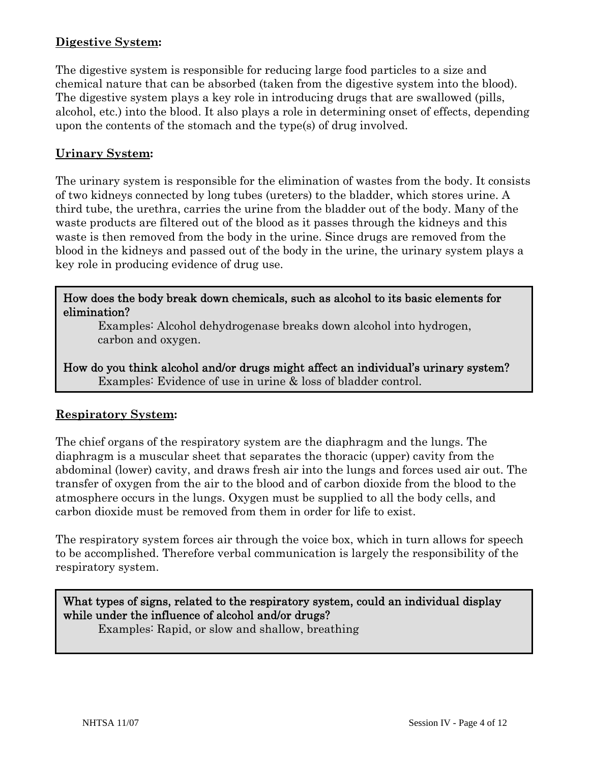**<u>Digestive System</u>:**

The digestive system is responsible for reducing large food particles to a size and chemical nature that can be absorbed (taken from the digestive system into the blood). The digestive system plays a key role in introducing drugs that are swallowed (pills, alcohol, etc.) into the blood. It also plays a role in determining onset of effects, depending upon the contents of the stomach and the type(s) of drug involved.

**<u>Urinary System</u>:**

The urinary system is responsible for the elimination of wastes from the body. It consists of two kidneys connected by long tubes (ureters) to the bladder, which stores urine. A third tube, the urethra, carries the urine from the bladder out of the body. Many of the waste products are filtered out of the blood as it passes through the kidneys and this waste is then removed from the body in the urine. Since drugs are removed from the blood in the kidneys and passed out of the body in the urine, the urinary system plays a key role in producing evidence of drug use.

> **How does the body break down chemicals, such as alcohol to its basic elements for elimination?**
>
> Examples: Alcohol dehydrogenase breaks down alcohol into hydrogen, carbon and oxygen.
>
> **How do you think alcohol and/or drugs might affect an individual's urinary system?**
>
> Examples: Evidence of use in urine & loss of bladder control.

**<u>Respiratory System</u>:**

The chief organs of the respiratory system are the diaphragm and the lungs. The diaphragm is a muscular sheet that separates the thoracic (upper) cavity from the abdominal (lower) cavity, and draws fresh air into the lungs and forces used air out. The transfer of oxygen from the air to the blood and of carbon dioxide from the blood to the atmosphere occurs in the lungs. Oxygen must be supplied to all the body cells, and carbon dioxide must be removed from them in order for life to exist.

The respiratory system forces air through the voice box, which in turn allows for speech to be accomplished. Therefore verbal communication is largely the responsibility of the respiratory system.

> **What types of signs, related to the respiratory system, could an individual display while under the influence of alcohol and/or drugs?**
>
> Examples: Rapid, or slow and shallow, breathing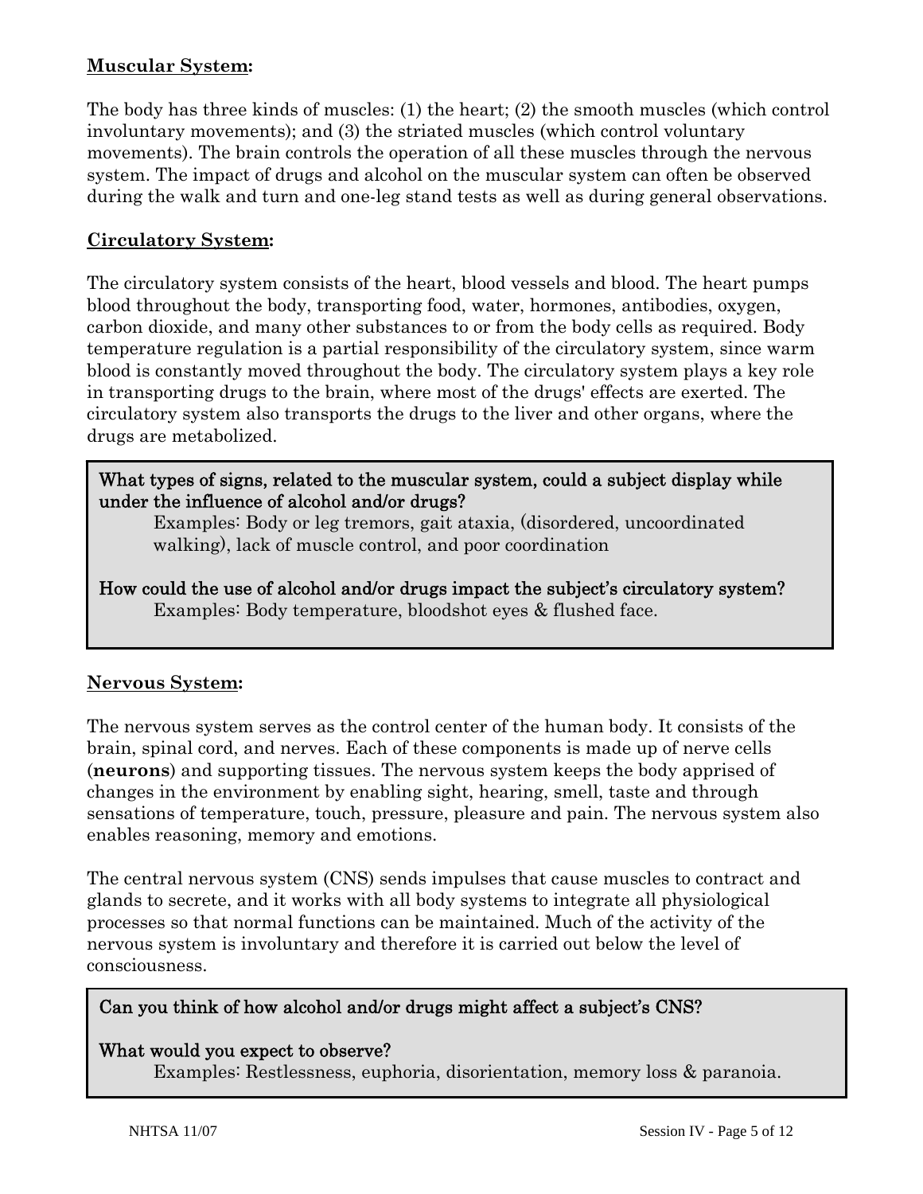**<u>Muscular System</u>:**

The body has three kinds of muscles: (1) the heart; (2) the smooth muscles (which control involuntary movements); and (3) the striated muscles (which control voluntary movements). The brain controls the operation of all these muscles through the nervous system. The impact of drugs and alcohol on the muscular system can often be observed during the walk and turn and one-leg stand tests as well as during general observations.

**<u>Circulatory System</u>:**

The circulatory system consists of the heart, blood vessels and blood. The heart pumps blood throughout the body, transporting food, water, hormones, antibodies, oxygen, carbon dioxide, and many other substances to or from the body cells as required. Body temperature regulation is a partial responsibility of the circulatory system, since warm blood is constantly moved throughout the body. The circulatory system plays a key role in transporting drugs to the brain, where most of the drugs' effects are exerted. The circulatory system also transports the drugs to the liver and other organs, where the drugs are metabolized.

> What types of signs, related to the muscular system, could a subject display while under the influence of alcohol and/or drugs?
>
> Examples: Body or leg tremors, gait ataxia, (disordered, uncoordinated walking), lack of muscle control, and poor coordination
>
> How could the use of alcohol and/or drugs impact the subject's circulatory system?
>
> Examples: Body temperature, bloodshot eyes & flushed face.

**<u>Nervous System</u>:**

The nervous system serves as the control center of the human body. It consists of the brain, spinal cord, and nerves. Each of these components is made up of nerve cells (**neurons**) and supporting tissues. The nervous system keeps the body apprised of changes in the environment by enabling sight, hearing, smell, taste and through sensations of temperature, touch, pressure, pleasure and pain. The nervous system also enables reasoning, memory and emotions.

The central nervous system (CNS) sends impulses that cause muscles to contract and glands to secrete, and it works with all body systems to integrate all physiological processes so that normal functions can be maintained. Much of the activity of the nervous system is involuntary and therefore it is carried out below the level of consciousness.

> Can you think of how alcohol and/or drugs might affect a subject's CNS?
>
> What would you expect to observe?
>
> Examples: Restlessness, euphoria, disorientation, memory loss & paranoia.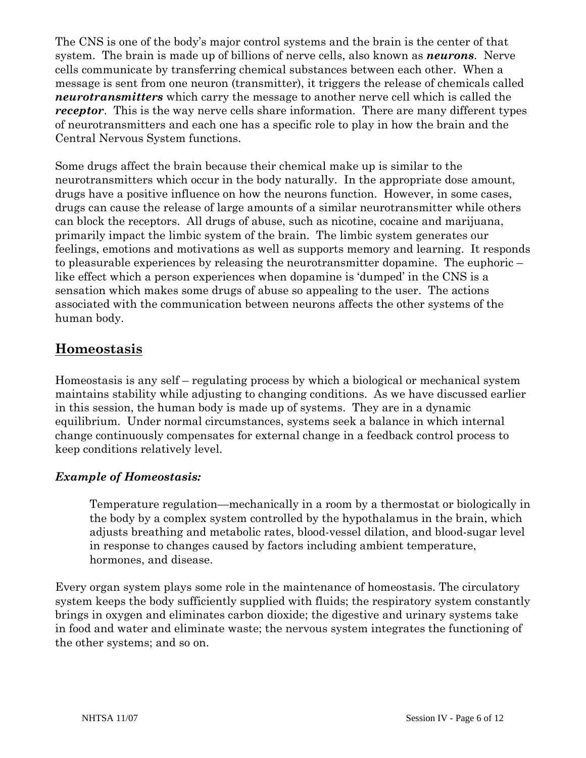The CNS is one of the body's major control systems and the brain is the center of that system. The brain is made up of billions of nerve cells, also known as ***neurons***. Nerve cells communicate by transferring chemical substances between each other. When a message is sent from one neuron (transmitter), it triggers the release of chemicals called ***neurotransmitters*** which carry the message to another nerve cell which is called the ***receptor***. This is the way nerve cells share information. There are many different types of neurotransmitters and each one has a specific role to play in how the brain and the Central Nervous System functions.

Some drugs affect the brain because their chemical make up is similar to the neurotransmitters which occur in the body naturally. In the appropriate dose amount, drugs have a positive influence on how the neurons function. However, in some cases, drugs can cause the release of large amounts of a similar neurotransmitter while others can block the receptors. All drugs of abuse, such as nicotine, cocaine and marijuana, primarily impact the limbic system of the brain. The limbic system generates our feelings, emotions and motivations as well as supports memory and learning. It responds to pleasurable experiences by releasing the neurotransmitter dopamine. The euphoric – like effect which a person experiences when dopamine is 'dumped' in the CNS is a sensation which makes some drugs of abuse so appealing to the user. The actions associated with the communication between neurons affects the other systems of the human body.

## Homeostasis

Homeostasis is any self – regulating process by which a biological or mechanical system maintains stability while adjusting to changing conditions. As we have discussed earlier in this session, the human body is made up of systems. They are in a dynamic equilibrium. Under normal circumstances, systems seek a balance in which internal change continuously compensates for external change in a feedback control process to keep conditions relatively level.

### *Example of Homeostasis:*

> Temperature regulation—mechanically in a room by a thermostat or biologically in the body by a complex system controlled by the hypothalamus in the brain, which adjusts breathing and metabolic rates, blood-vessel dilation, and blood-sugar level in response to changes caused by factors including ambient temperature, hormones, and disease.

Every organ system plays some role in the maintenance of homeostasis. The circulatory system keeps the body sufficiently supplied with fluids; the respiratory system constantly brings in oxygen and eliminates carbon dioxide; the digestive and urinary systems take in food and water and eliminate waste; the nervous system integrates the functioning of the other systems; and so on.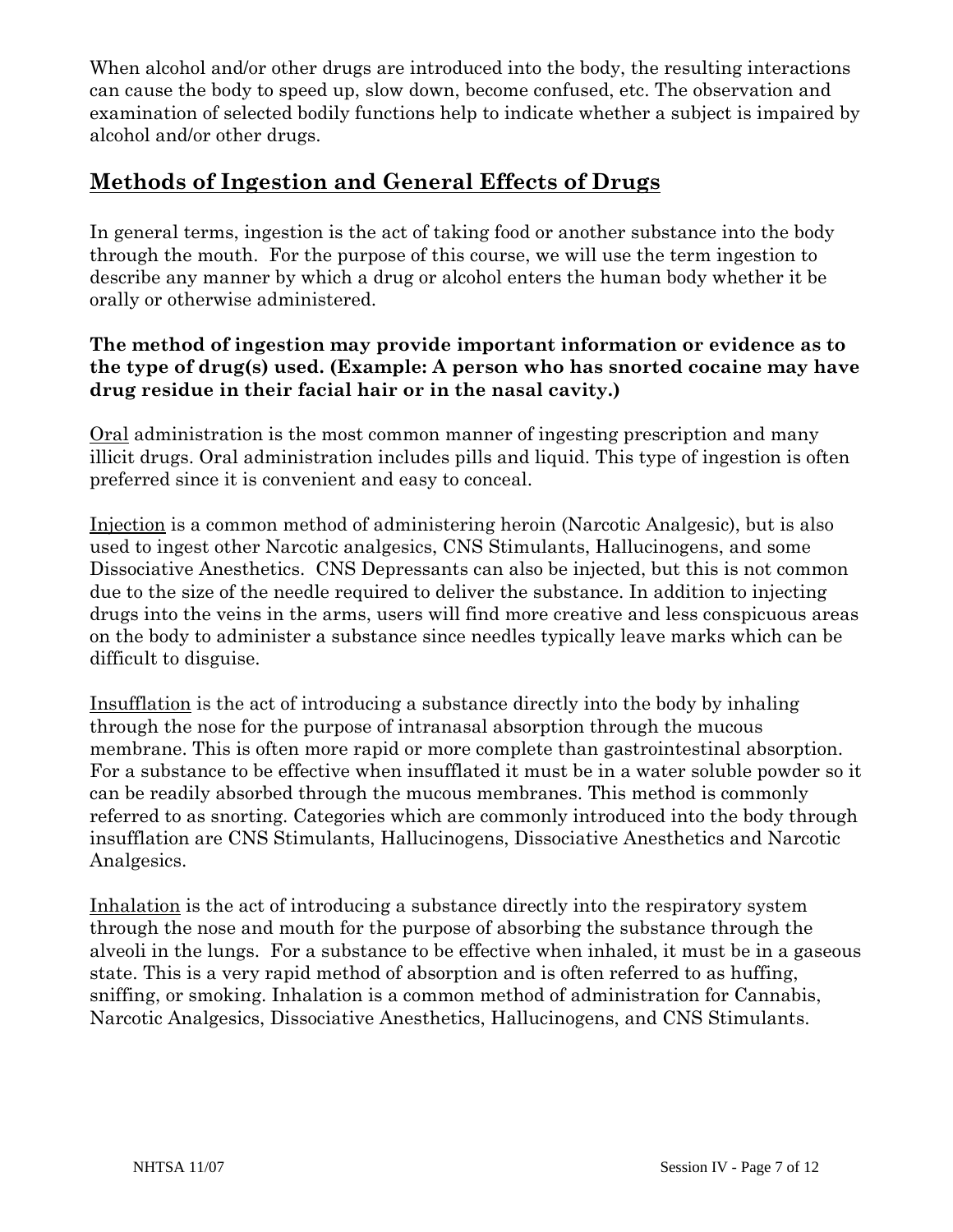When alcohol and/or other drugs are introduced into the body, the resulting interactions can cause the body to speed up, slow down, become confused, etc. The observation and examination of selected bodily functions help to indicate whether a subject is impaired by alcohol and/or other drugs.

## Methods of Ingestion and General Effects of Drugs

In general terms, ingestion is the act of taking food or another substance into the body through the mouth. For the purpose of this course, we will use the term ingestion to describe any manner by which a drug or alcohol enters the human body whether it be orally or otherwise administered.

**The method of ingestion may provide important information or evidence as to the type of drug(s) used. (Example: A person who has snorted cocaine may have drug residue in their facial hair or in the nasal cavity.)**

Oral administration is the most common manner of ingesting prescription and many illicit drugs. Oral administration includes pills and liquid. This type of ingestion is often preferred since it is convenient and easy to conceal.

Injection is a common method of administering heroin (Narcotic Analgesic), but is also used to ingest other Narcotic analgesics, CNS Stimulants, Hallucinogens, and some Dissociative Anesthetics. CNS Depressants can also be injected, but this is not common due to the size of the needle required to deliver the substance. In addition to injecting drugs into the veins in the arms, users will find more creative and less conspicuous areas on the body to administer a substance since needles typically leave marks which can be difficult to disguise.

Insufflation is the act of introducing a substance directly into the body by inhaling through the nose for the purpose of intranasal absorption through the mucous membrane. This is often more rapid or more complete than gastrointestinal absorption. For a substance to be effective when insufflated it must be in a water soluble powder so it can be readily absorbed through the mucous membranes. This method is commonly referred to as snorting. Categories which are commonly introduced into the body through insufflation are CNS Stimulants, Hallucinogens, Dissociative Anesthetics and Narcotic Analgesics.

Inhalation is the act of introducing a substance directly into the respiratory system through the nose and mouth for the purpose of absorbing the substance through the alveoli in the lungs. For a substance to be effective when inhaled, it must be in a gaseous state. This is a very rapid method of absorption and is often referred to as huffing, sniffing, or smoking. Inhalation is a common method of administration for Cannabis, Narcotic Analgesics, Dissociative Anesthetics, Hallucinogens, and CNS Stimulants.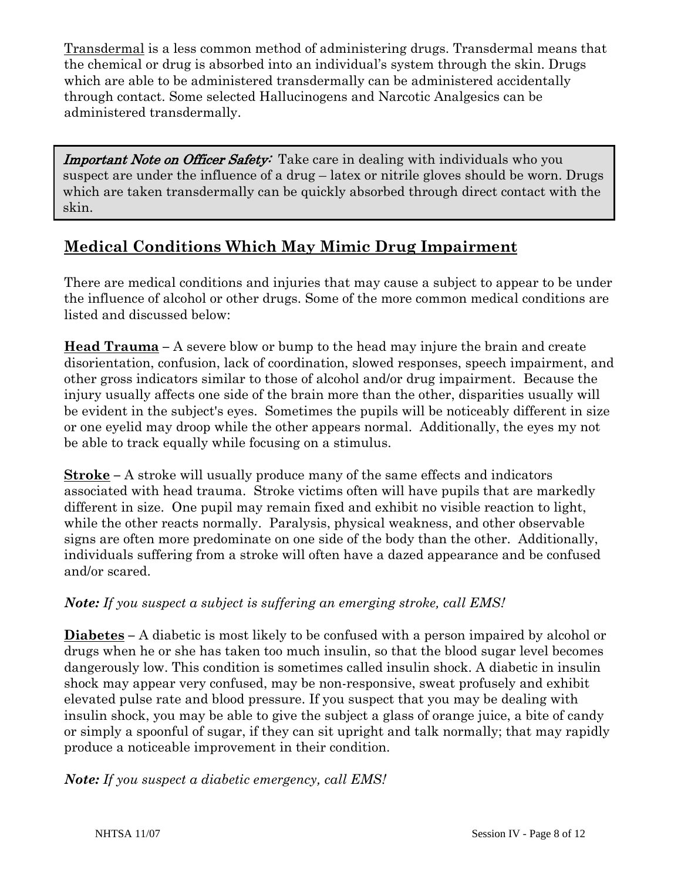<u>Transdermal</u> is a less common method of administering drugs. Transdermal means that the chemical or drug is absorbed into an individual's system through the skin. Drugs which are able to be administered transdermally can be administered accidentally through contact. Some selected Hallucinogens and Narcotic Analgesics can be administered transdermally.

> ***Important Note on Officer Safety:*** Take care in dealing with individuals who you suspect are under the influence of a drug – latex or nitrile gloves should be worn. Drugs which are taken transdermally can be quickly absorbed through direct contact with the skin.

## Medical Conditions Which May Mimic Drug Impairment

There are medical conditions and injuries that may cause a subject to appear to be under the influence of alcohol or other drugs. Some of the more common medical conditions are listed and discussed below:

**Head Trauma** – A severe blow or bump to the head may injure the brain and create disorientation, confusion, lack of coordination, slowed responses, speech impairment, and other gross indicators similar to those of alcohol and/or drug impairment. Because the injury usually affects one side of the brain more than the other, disparities usually will be evident in the subject's eyes. Sometimes the pupils will be noticeably different in size or one eyelid may droop while the other appears normal. Additionally, the eyes my not be able to track equally while focusing on a stimulus.

**Stroke** – A stroke will usually produce many of the same effects and indicators associated with head trauma. Stroke victims often will have pupils that are markedly different in size. One pupil may remain fixed and exhibit no visible reaction to light, while the other reacts normally. Paralysis, physical weakness, and other observable signs are often more predominate on one side of the body than the other. Additionally, individuals suffering from a stroke will often have a dazed appearance and be confused and/or scared.

***Note:*** *If you suspect a subject is suffering an emerging stroke, call EMS!*

**Diabetes** – A diabetic is most likely to be confused with a person impaired by alcohol or drugs when he or she has taken too much insulin, so that the blood sugar level becomes dangerously low. This condition is sometimes called insulin shock. A diabetic in insulin shock may appear very confused, may be non-responsive, sweat profusely and exhibit elevated pulse rate and blood pressure. If you suspect that you may be dealing with insulin shock, you may be able to give the subject a glass of orange juice, a bite of candy or simply a spoonful of sugar, if they can sit upright and talk normally; that may rapidly produce a noticeable improvement in their condition.

***Note:*** *If you suspect a diabetic emergency, call EMS!*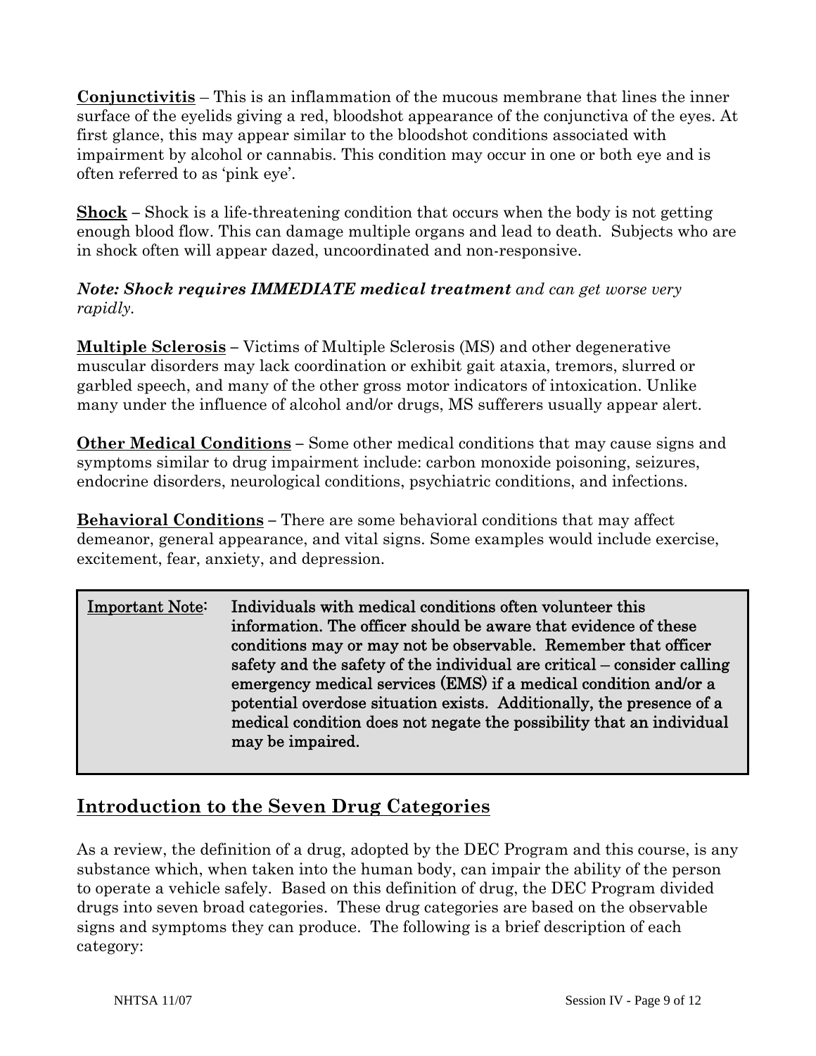**<u>Conjunctivitis</u>** – This is an inflammation of the mucous membrane that lines the inner surface of the eyelids giving a red, bloodshot appearance of the conjunctiva of the eyes. At first glance, this may appear similar to the bloodshot conditions associated with impairment by alcohol or cannabis. This condition may occur in one or both eye and is often referred to as 'pink eye'.

**<u>Shock</u>** – Shock is a life-threatening condition that occurs when the body is not getting enough blood flow. This can damage multiple organs and lead to death. Subjects who are in shock often will appear dazed, uncoordinated and non-responsive.

***Note: Shock requires IMMEDIATE medical treatment** and can get worse very rapidly.*

**<u>Multiple Sclerosis</u>** – Victims of Multiple Sclerosis (MS) and other degenerative muscular disorders may lack coordination or exhibit gait ataxia, tremors, slurred or garbled speech, and many of the other gross motor indicators of intoxication. Unlike many under the influence of alcohol and/or drugs, MS sufferers usually appear alert.

**<u>Other Medical Conditions</u>** – Some other medical conditions that may cause signs and symptoms similar to drug impairment include: carbon monoxide poisoning, seizures, endocrine disorders, neurological conditions, psychiatric conditions, and infections.

**<u>Behavioral Conditions</u>** – There are some behavioral conditions that may affect demeanor, general appearance, and vital signs. Some examples would include exercise, excitement, fear, anxiety, and depression.

> <u>Important Note</u>: **Individuals with medical conditions often volunteer this information. The officer should be aware that evidence of these conditions may or may not be observable. Remember that officer safety and the safety of the individual are critical – consider calling emergency medical services (EMS) if a medical condition and/or a potential overdose situation exists. Additionally, the presence of a medical condition does not negate the possibility that an individual may be impaired.**

## <u>Introduction to the Seven Drug Categories</u>

As a review, the definition of a drug, adopted by the DEC Program and this course, is any substance which, when taken into the human body, can impair the ability of the person to operate a vehicle safely. Based on this definition of drug, the DEC Program divided drugs into seven broad categories. These drug categories are based on the observable signs and symptoms they can produce. The following is a brief description of each category: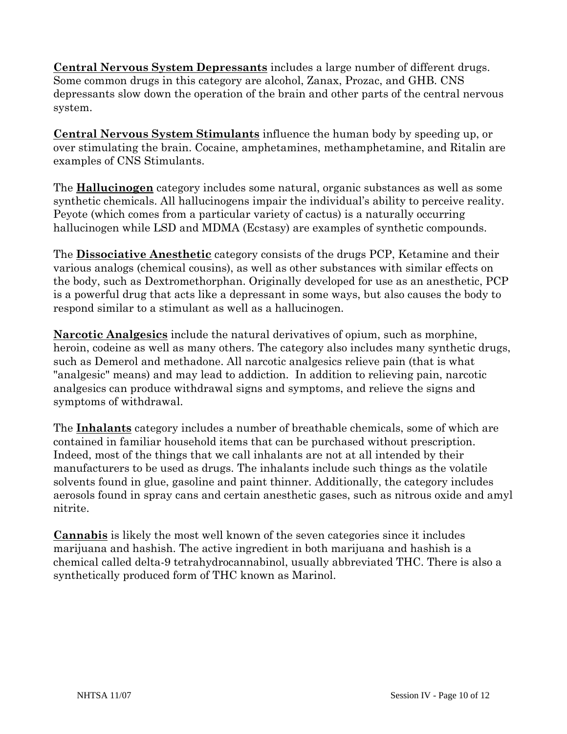**<u>Central Nervous System Depressants</u>** includes a large number of different drugs. Some common drugs in this category are alcohol, Zanax, Prozac, and GHB. CNS depressants slow down the operation of the brain and other parts of the central nervous system.

**<u>Central Nervous System Stimulants</u>** influence the human body by speeding up, or over stimulating the brain. Cocaine, amphetamines, methamphetamine, and Ritalin are examples of CNS Stimulants.

The **<u>Hallucinogen</u>** category includes some natural, organic substances as well as some synthetic chemicals. All hallucinogens impair the individual's ability to perceive reality. Peyote (which comes from a particular variety of cactus) is a naturally occurring hallucinogen while LSD and MDMA (Ecstasy) are examples of synthetic compounds.

The **<u>Dissociative Anesthetic</u>** category consists of the drugs PCP, Ketamine and their various analogs (chemical cousins), as well as other substances with similar effects on the body, such as Dextromethorphan. Originally developed for use as an anesthetic, PCP is a powerful drug that acts like a depressant in some ways, but also causes the body to respond similar to a stimulant as well as a hallucinogen.

**<u>Narcotic Analgesics</u>** include the natural derivatives of opium, such as morphine, heroin, codeine as well as many others. The category also includes many synthetic drugs, such as Demerol and methadone. All narcotic analgesics relieve pain (that is what "analgesic" means) and may lead to addiction. In addition to relieving pain, narcotic analgesics can produce withdrawal signs and symptoms, and relieve the signs and symptoms of withdrawal.

The **<u>Inhalants</u>** category includes a number of breathable chemicals, some of which are contained in familiar household items that can be purchased without prescription. Indeed, most of the things that we call inhalants are not at all intended by their manufacturers to be used as drugs. The inhalants include such things as the volatile solvents found in glue, gasoline and paint thinner. Additionally, the category includes aerosols found in spray cans and certain anesthetic gases, such as nitrous oxide and amyl nitrite.

**<u>Cannabis</u>** is likely the most well known of the seven categories since it includes marijuana and hashish. The active ingredient in both marijuana and hashish is a chemical called delta-9 tetrahydrocannabinol, usually abbreviated THC. There is also a synthetically produced form of THC known as Marinol.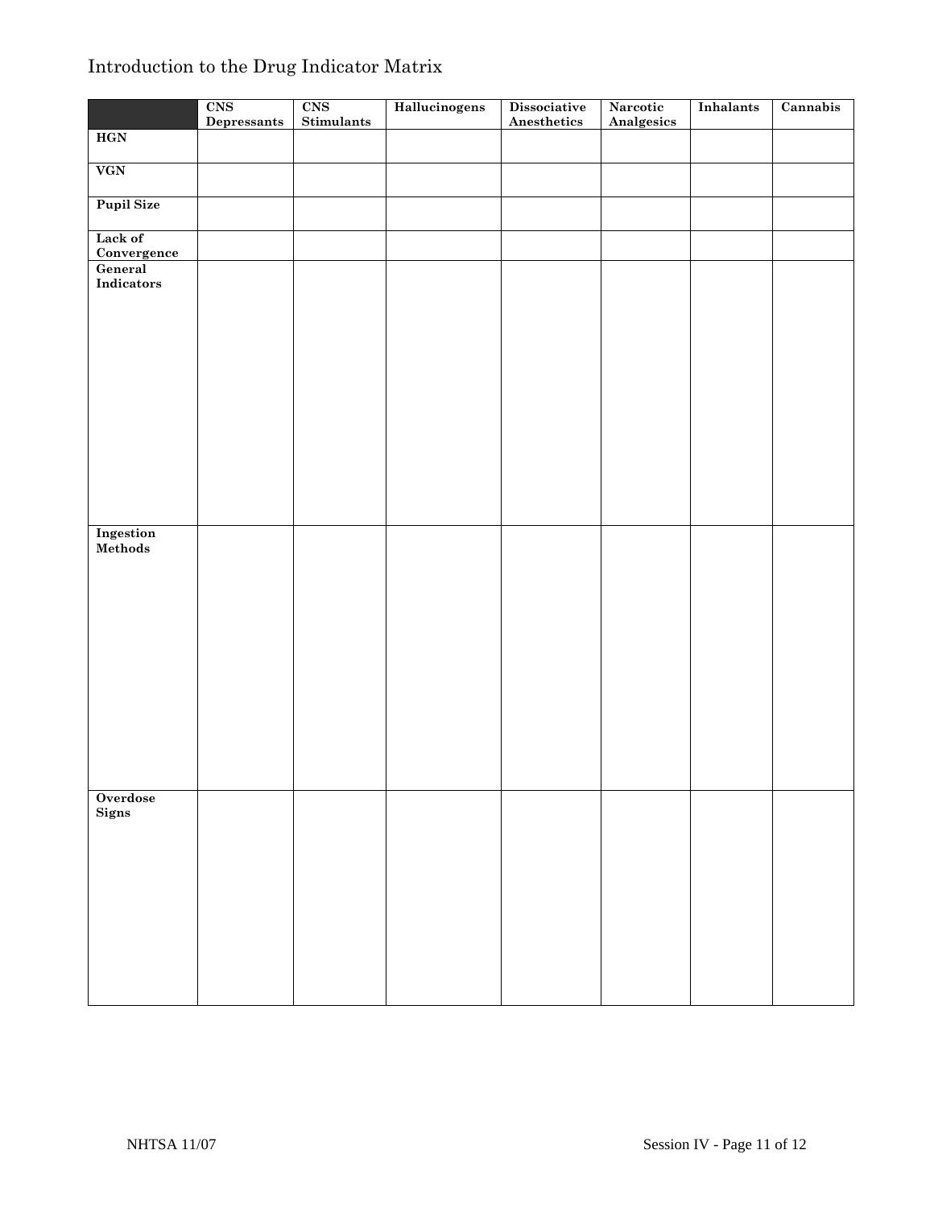## Introduction to the Drug Indicator Matrix

| | CNS Depressants | CNS Stimulants | Hallucinogens | Dissociative Anesthetics | Narcotic Analgesics | Inhalants | Cannabis |
|---|---|---|---|---|---|---|---|
| **HGN** | | | | | | | |
| **VGN** | | | | | | | |
| **Pupil Size** | | | | | | | |
| **Lack of Convergence** | | | | | | | |
| **General Indicators** | | | | | | | |
| **Ingestion Methods** | | | | | | | |
| **Overdose Signs** | | | | | | | |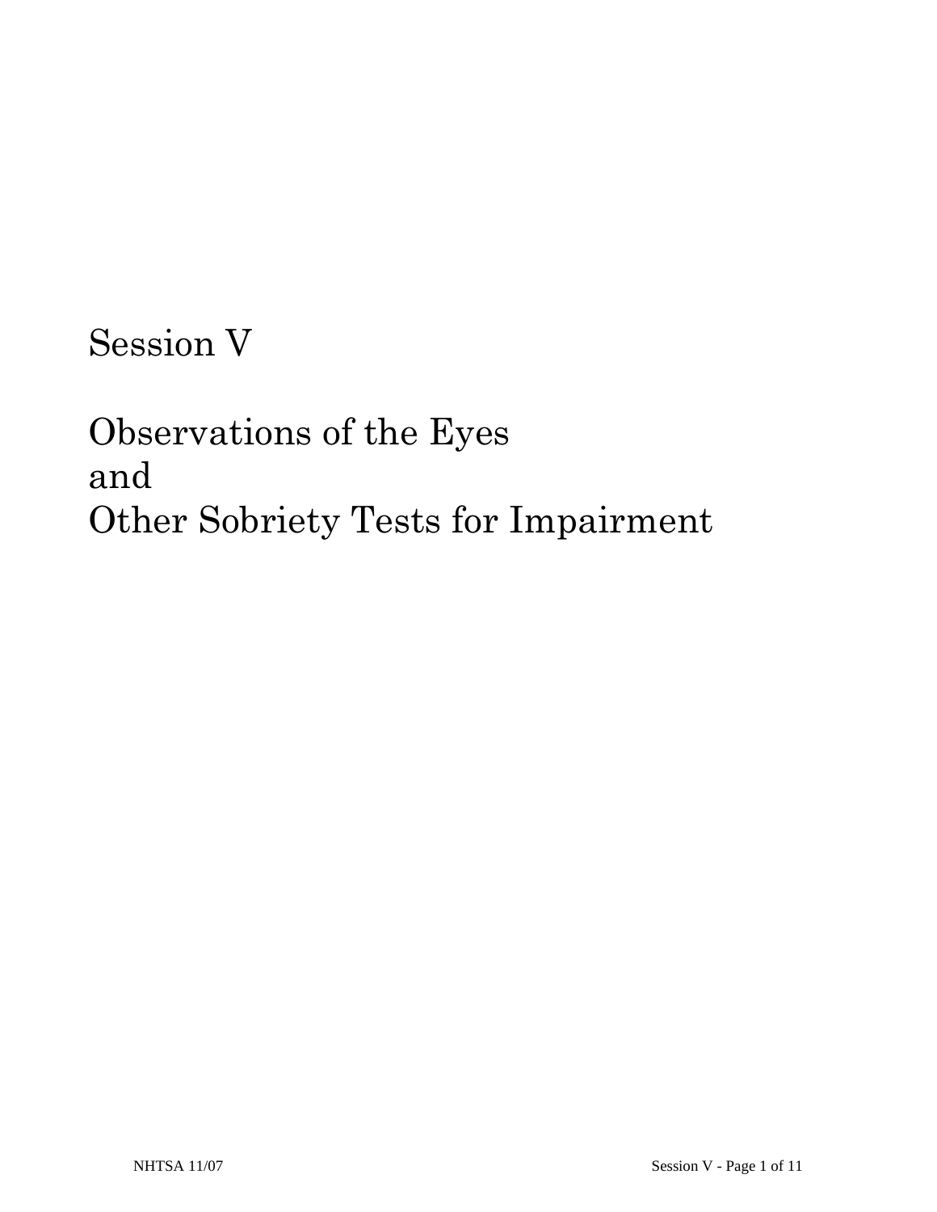# Session V

# Observations of the Eyes and Other Sobriety Tests for Impairment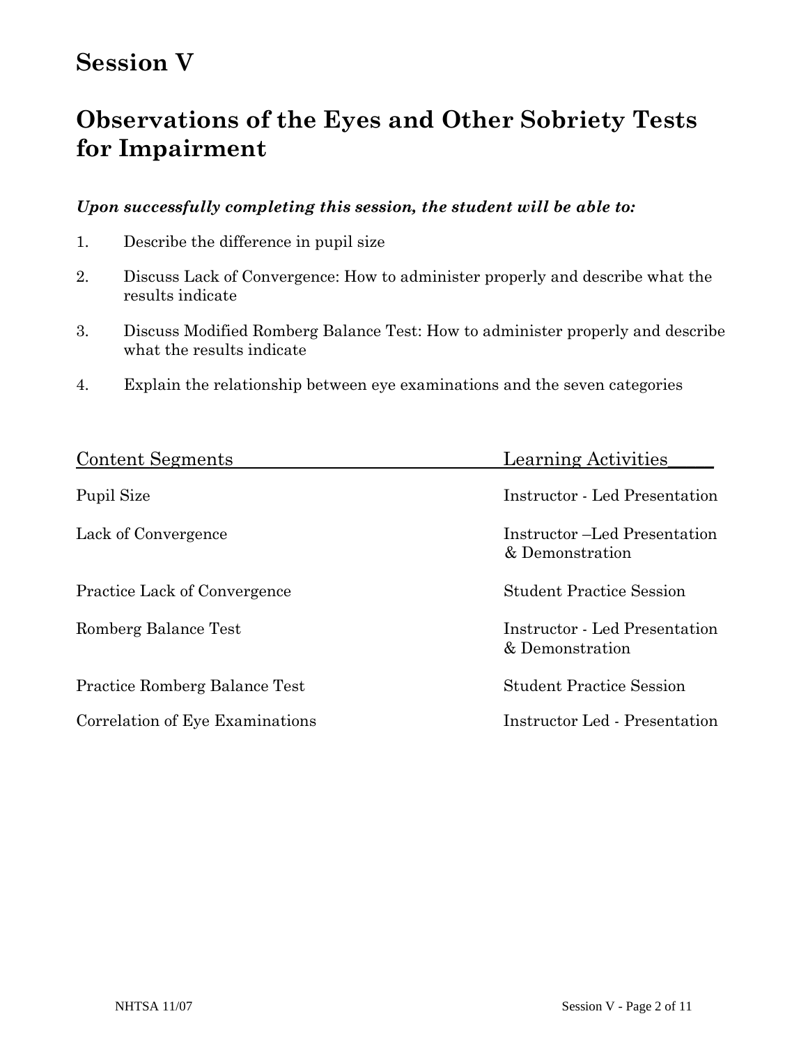# Session V

## Observations of the Eyes and Other Sobriety Tests for Impairment

***Upon successfully completing this session, the student will be able to:***

1. Describe the difference in pupil size
2. Discuss Lack of Convergence: How to administer properly and describe what the results indicate
3. Discuss Modified Romberg Balance Test: How to administer properly and describe what the results indicate
4. Explain the relationship between eye examinations and the seven categories

| Content Segments | Learning Activities |
|---|---|
| Pupil Size | Instructor - Led Presentation |
| Lack of Convergence | Instructor –Led Presentation & Demonstration |
| Practice Lack of Convergence | Student Practice Session |
| Romberg Balance Test | Instructor - Led Presentation & Demonstration |
| Practice Romberg Balance Test | Student Practice Session |
| Correlation of Eye Examinations | Instructor Led - Presentation |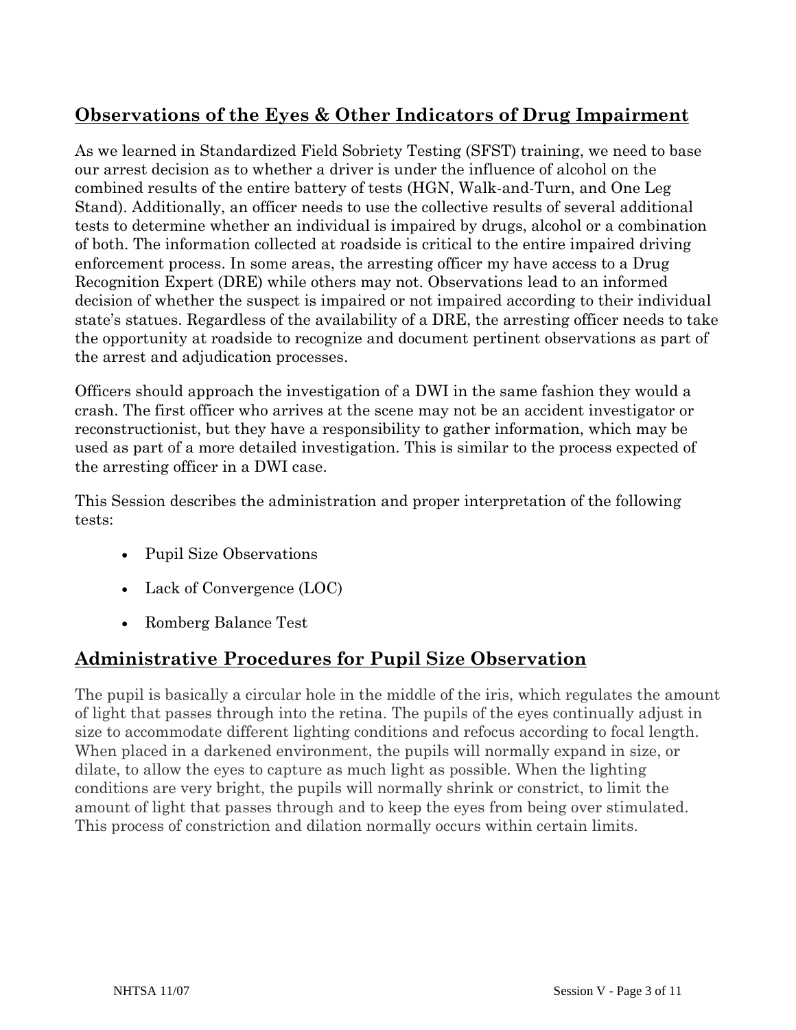## Observations of the Eyes & Other Indicators of Drug Impairment

As we learned in Standardized Field Sobriety Testing (SFST) training, we need to base our arrest decision as to whether a driver is under the influence of alcohol on the combined results of the entire battery of tests (HGN, Walk-and-Turn, and One Leg Stand). Additionally, an officer needs to use the collective results of several additional tests to determine whether an individual is impaired by drugs, alcohol or a combination of both. The information collected at roadside is critical to the entire impaired driving enforcement process. In some areas, the arresting officer my have access to a Drug Recognition Expert (DRE) while others may not. Observations lead to an informed decision of whether the suspect is impaired or not impaired according to their individual state's statues. Regardless of the availability of a DRE, the arresting officer needs to take the opportunity at roadside to recognize and document pertinent observations as part of the arrest and adjudication processes.

Officers should approach the investigation of a DWI in the same fashion they would a crash. The first officer who arrives at the scene may not be an accident investigator or reconstructionist, but they have a responsibility to gather information, which may be used as part of a more detailed investigation. This is similar to the process expected of the arresting officer in a DWI case.

This Session describes the administration and proper interpretation of the following tests:

- Pupil Size Observations
- Lack of Convergence (LOC)
- Romberg Balance Test

## Administrative Procedures for Pupil Size Observation

The pupil is basically a circular hole in the middle of the iris, which regulates the amount of light that passes through into the retina. The pupils of the eyes continually adjust in size to accommodate different lighting conditions and refocus according to focal length. When placed in a darkened environment, the pupils will normally expand in size, or dilate, to allow the eyes to capture as much light as possible. When the lighting conditions are very bright, the pupils will normally shrink or constrict, to limit the amount of light that passes through and to keep the eyes from being over stimulated. This process of constriction and dilation normally occurs within certain limits.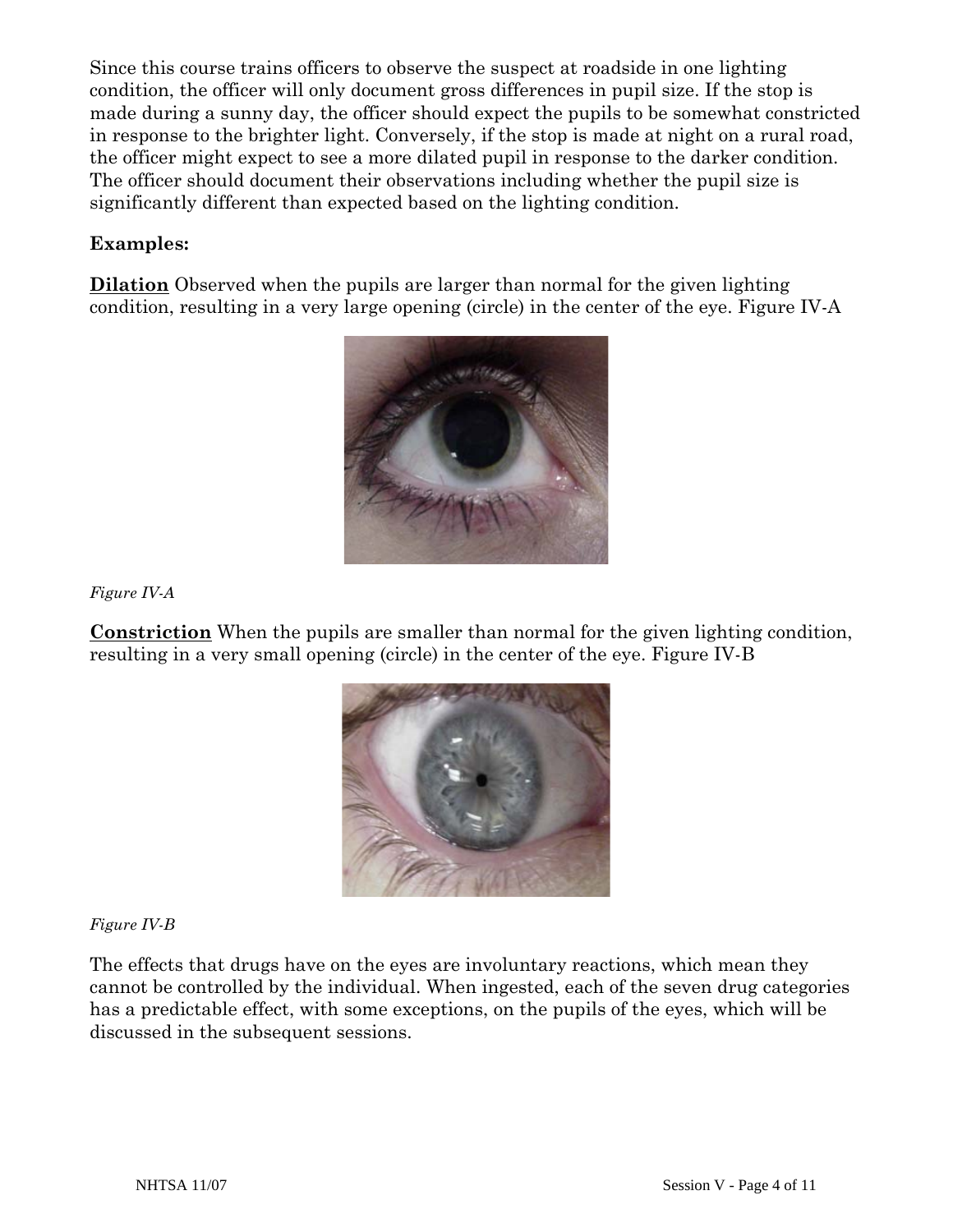Since this course trains officers to observe the suspect at roadside in one lighting condition, the officer will only document gross differences in pupil size. If the stop is made during a sunny day, the officer should expect the pupils to be somewhat constricted in response to the brighter light. Conversely, if the stop is made at night on a rural road, the officer might expect to see a more dilated pupil in response to the darker condition. The officer should document their observations including whether the pupil size is significantly different than expected based on the lighting condition.

**Examples:**

**Dilation** Observed when the pupils are larger than normal for the given lighting condition, resulting in a very large opening (circle) in the center of the eye. Figure IV-A

*Figure IV-A*

**Constriction** When the pupils are smaller than normal for the given lighting condition, resulting in a very small opening (circle) in the center of the eye. Figure IV-B

*Figure IV-B*

The effects that drugs have on the eyes are involuntary reactions, which mean they cannot be controlled by the individual. When ingested, each of the seven drug categories has a predictable effect, with some exceptions, on the pupils of the eyes, which will be discussed in the subsequent sessions.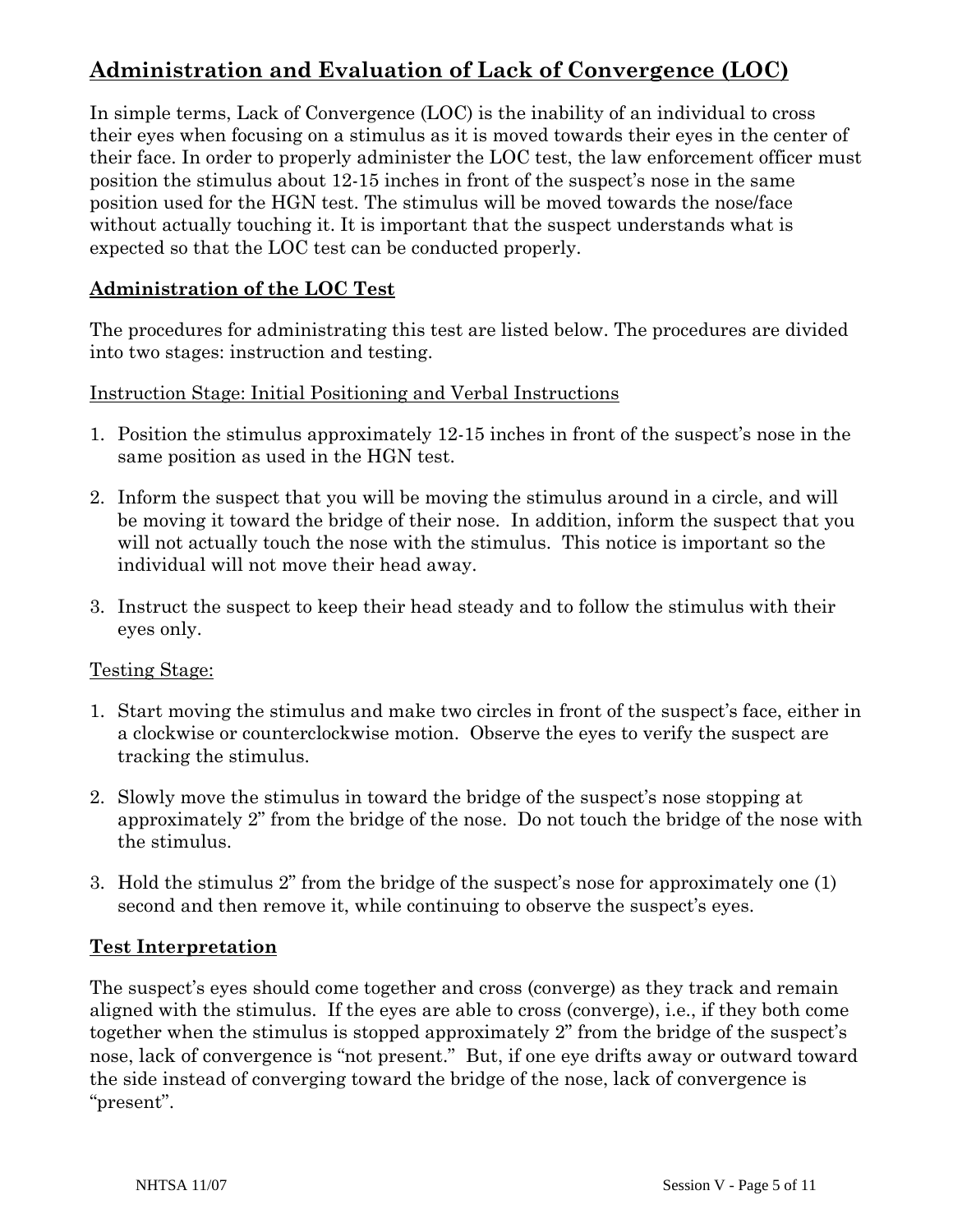## Administration and Evaluation of Lack of Convergence (LOC)

In simple terms, Lack of Convergence (LOC) is the inability of an individual to cross their eyes when focusing on a stimulus as it is moved towards their eyes in the center of their face. In order to properly administer the LOC test, the law enforcement officer must position the stimulus about 12-15 inches in front of the suspect's nose in the same position used for the HGN test. The stimulus will be moved towards the nose/face without actually touching it. It is important that the suspect understands what is expected so that the LOC test can be conducted properly.

### Administration of the LOC Test

The procedures for administrating this test are listed below. The procedures are divided into two stages: instruction and testing.

Instruction Stage: Initial Positioning and Verbal Instructions

1. Position the stimulus approximately 12-15 inches in front of the suspect's nose in the same position as used in the HGN test.
2. Inform the suspect that you will be moving the stimulus around in a circle, and will be moving it toward the bridge of their nose. In addition, inform the suspect that you will not actually touch the nose with the stimulus. This notice is important so the individual will not move their head away.
3. Instruct the suspect to keep their head steady and to follow the stimulus with their eyes only.

Testing Stage:

1. Start moving the stimulus and make two circles in front of the suspect's face, either in a clockwise or counterclockwise motion. Observe the eyes to verify the suspect are tracking the stimulus.
2. Slowly move the stimulus in toward the bridge of the suspect's nose stopping at approximately 2" from the bridge of the nose. Do not touch the bridge of the nose with the stimulus.
3. Hold the stimulus 2" from the bridge of the suspect's nose for approximately one (1) second and then remove it, while continuing to observe the suspect's eyes.

### Test Interpretation

The suspect's eyes should come together and cross (converge) as they track and remain aligned with the stimulus. If the eyes are able to cross (converge), i.e., if they both come together when the stimulus is stopped approximately 2" from the bridge of the suspect's nose, lack of convergence is "not present." But, if one eye drifts away or outward toward the side instead of converging toward the bridge of the nose, lack of convergence is "present".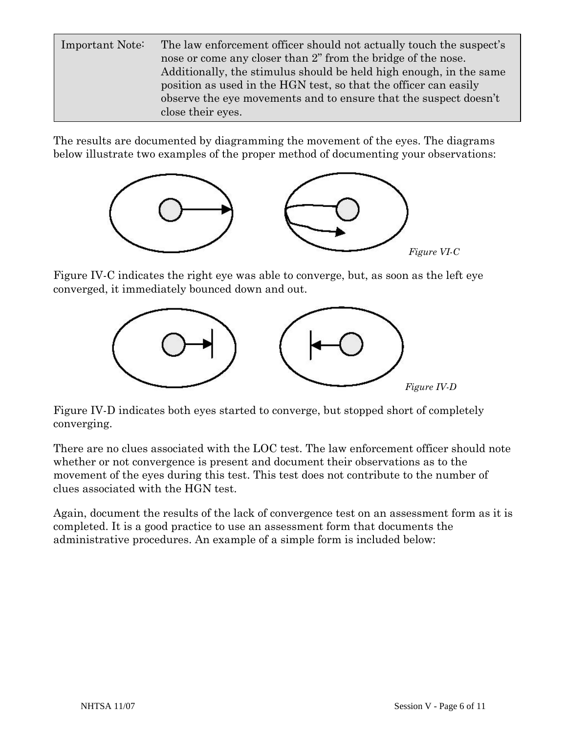| Important Note: | The law enforcement officer should not actually touch the suspect's nose or come any closer than 2" from the bridge of the nose. Additionally, the stimulus should be held high enough, in the same position as used in the HGN test, so that the officer can easily observe the eye movements and to ensure that the suspect doesn't close their eyes. |
|---|---|

The results are documented by diagramming the movement of the eyes. The diagrams below illustrate two examples of the proper method of documenting your observations:

*Figure VI-C*

Figure IV-C indicates the right eye was able to converge, but, as soon as the left eye converged, it immediately bounced down and out.

*Figure IV-D*

Figure IV-D indicates both eyes started to converge, but stopped short of completely converging.

There are no clues associated with the LOC test. The law enforcement officer should note whether or not convergence is present and document their observations as to the movement of the eyes during this test. This test does not contribute to the number of clues associated with the HGN test.

Again, document the results of the lack of convergence test on an assessment form as it is completed. It is a good practice to use an assessment form that documents the administrative procedures. An example of a simple form is included below: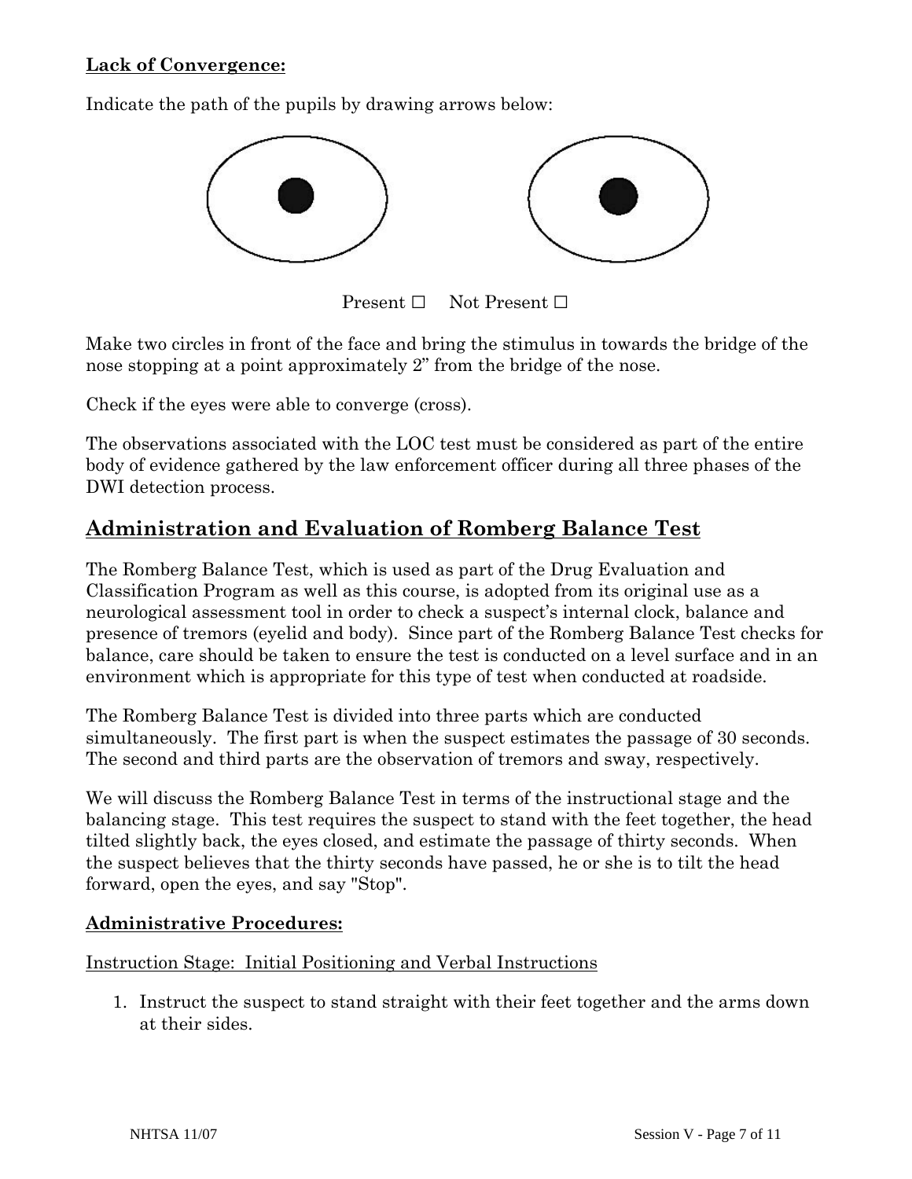**<u>Lack of Convergence:</u>**

Indicate the path of the pupils by drawing arrows below:

Present ☐ Not Present ☐

Make two circles in front of the face and bring the stimulus in towards the bridge of the nose stopping at a point approximately 2" from the bridge of the nose.

Check if the eyes were able to converge (cross).

The observations associated with the LOC test must be considered as part of the entire body of evidence gathered by the law enforcement officer during all three phases of the DWI detection process.

## <u>Administration and Evaluation of Romberg Balance Test</u>

The Romberg Balance Test, which is used as part of the Drug Evaluation and Classification Program as well as this course, is adopted from its original use as a neurological assessment tool in order to check a suspect's internal clock, balance and presence of tremors (eyelid and body). Since part of the Romberg Balance Test checks for balance, care should be taken to ensure the test is conducted on a level surface and in an environment which is appropriate for this type of test when conducted at roadside.

The Romberg Balance Test is divided into three parts which are conducted simultaneously. The first part is when the suspect estimates the passage of 30 seconds. The second and third parts are the observation of tremors and sway, respectively.

We will discuss the Romberg Balance Test in terms of the instructional stage and the balancing stage. This test requires the suspect to stand with the feet together, the head tilted slightly back, the eyes closed, and estimate the passage of thirty seconds. When the suspect believes that the thirty seconds have passed, he or she is to tilt the head forward, open the eyes, and say "Stop".

**<u>Administrative Procedures:</u>**

<u>Instruction Stage: Initial Positioning and Verbal Instructions</u>

1. Instruct the suspect to stand straight with their feet together and the arms down at their sides.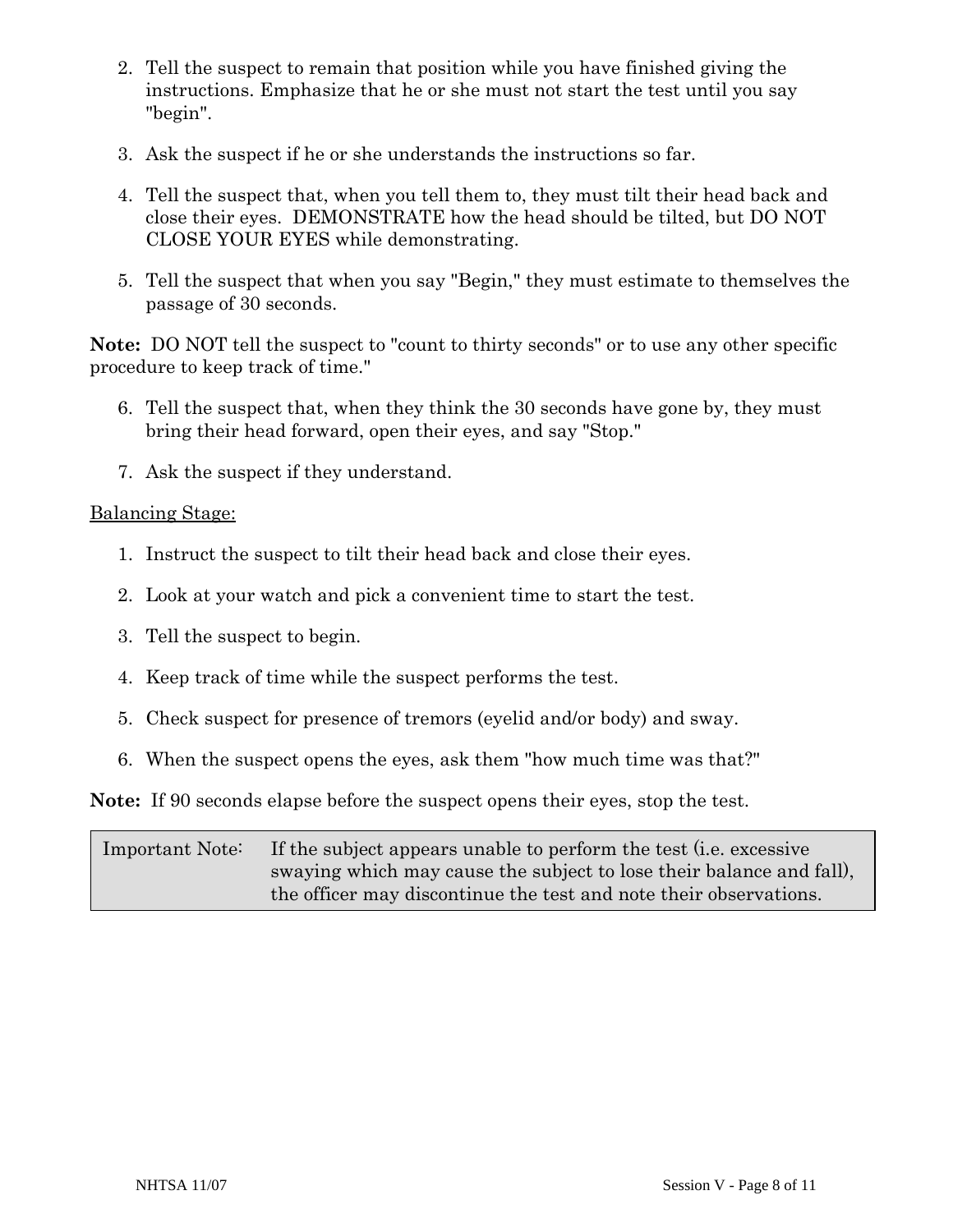2. Tell the suspect to remain that position while you have finished giving the instructions. Emphasize that he or she must not start the test until you say "begin".

3. Ask the suspect if he or she understands the instructions so far.

4. Tell the suspect that, when you tell them to, they must tilt their head back and close their eyes. DEMONSTRATE how the head should be tilted, but DO NOT CLOSE YOUR EYES while demonstrating.

5. Tell the suspect that when you say "Begin," they must estimate to themselves the passage of 30 seconds.

**Note:** DO NOT tell the suspect to "count to thirty seconds" or to use any other specific procedure to keep track of time."

6. Tell the suspect that, when they think the 30 seconds have gone by, they must bring their head forward, open their eyes, and say "Stop."

7. Ask the suspect if they understand.

Balancing Stage:

1. Instruct the suspect to tilt their head back and close their eyes.

2. Look at your watch and pick a convenient time to start the test.

3. Tell the suspect to begin.

4. Keep track of time while the suspect performs the test.

5. Check suspect for presence of tremors (eyelid and/or body) and sway.

6. When the suspect opens the eyes, ask them "how much time was that?"

**Note:** If 90 seconds elapse before the suspect opens their eyes, stop the test.

| Important Note: | If the subject appears unable to perform the test (i.e. excessive swaying which may cause the subject to lose their balance and fall), the officer may discontinue the test and note their observations. |
|---|---|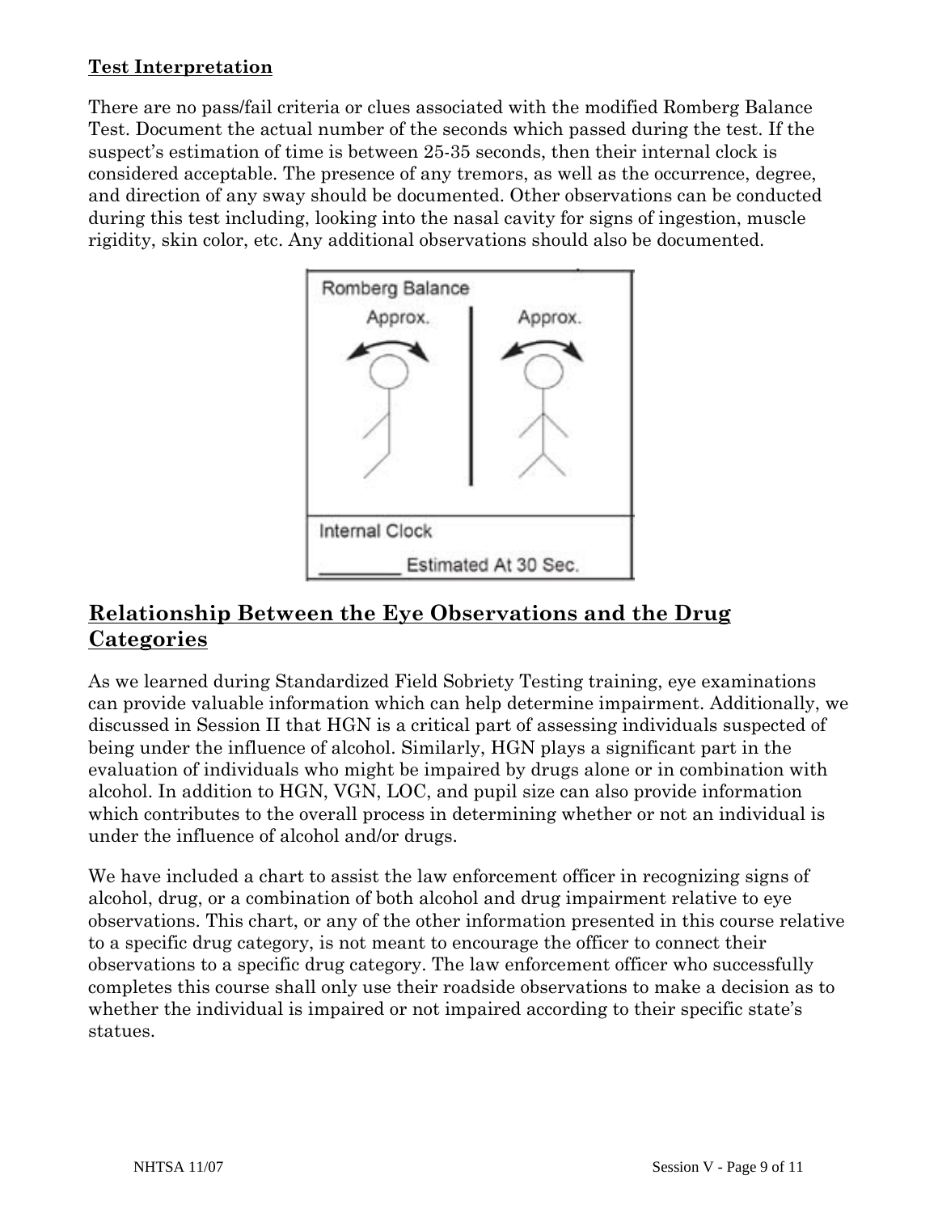**Test Interpretation**

There are no pass/fail criteria or clues associated with the modified Romberg Balance Test. Document the actual number of the seconds which passed during the test. If the suspect's estimation of time is between 25-35 seconds, then their internal clock is considered acceptable. The presence of any tremors, as well as the occurrence, degree, and direction of any sway should be documented. Other observations can be conducted during this test including, looking into the nasal cavity for signs of ingestion, muscle rigidity, skin color, etc. Any additional observations should also be documented.

Romberg Balance

Approx. Approx.

Internal Clock

________ Estimated At 30 Sec.

## Relationship Between the Eye Observations and the Drug Categories

As we learned during Standardized Field Sobriety Testing training, eye examinations can provide valuable information which can help determine impairment. Additionally, we discussed in Session II that HGN is a critical part of assessing individuals suspected of being under the influence of alcohol. Similarly, HGN plays a significant part in the evaluation of individuals who might be impaired by drugs alone or in combination with alcohol. In addition to HGN, VGN, LOC, and pupil size can also provide information which contributes to the overall process in determining whether or not an individual is under the influence of alcohol and/or drugs.

We have included a chart to assist the law enforcement officer in recognizing signs of alcohol, drug, or a combination of both alcohol and drug impairment relative to eye observations. This chart, or any of the other information presented in this course relative to a specific drug category, is not meant to encourage the officer to connect their observations to a specific drug category. The law enforcement officer who successfully completes this course shall only use their roadside observations to make a decision as to whether the individual is impaired or not impaired according to their specific state's statues.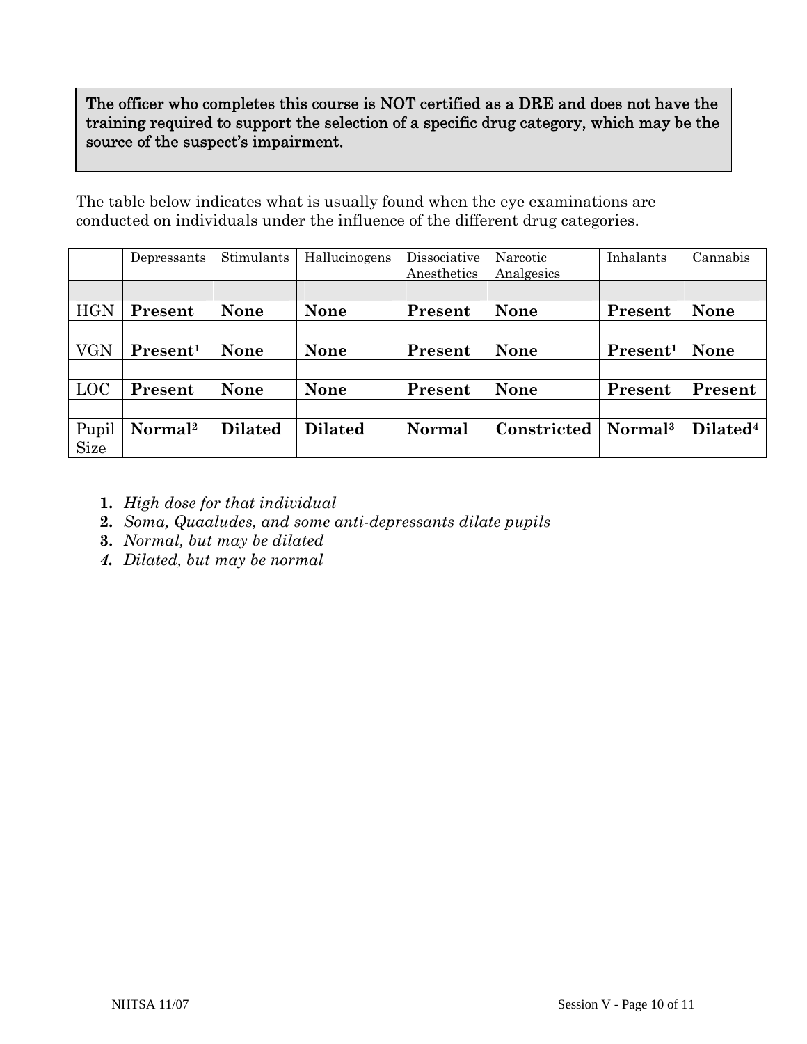**The officer who completes this course is NOT certified as a DRE and does not have the training required to support the selection of a specific drug category, which may be the source of the suspect's impairment.**

The table below indicates what is usually found when the eye examinations are conducted on individuals under the influence of the different drug categories.

| | Depressants | Stimulants | Hallucinogens | Dissociative Anesthetics | Narcotic Analgesics | Inhalants | Cannabis |
|---|---|---|---|---|---|---|---|
| HGN | **Present** | **None** | **None** | **Present** | **None** | **Present** | **None** |
| VGN | **Present**[1] | **None** | **None** | **Present** | **None** | **Present**[1] | **None** |
| LOC | **Present** | **None** | **None** | **Present** | **None** | **Present** | **Present** |
| Pupil Size | **Normal**[2] | **Dilated** | **Dilated** | **Normal** | **Constricted** | **Normal**[3] | **Dilated**[4] |

1. *High dose for that individual*
2. *Soma, Quaaludes, and some anti-depressants dilate pupils*
3. *Normal, but may be dilated*
4. *Dilated, but may be normal*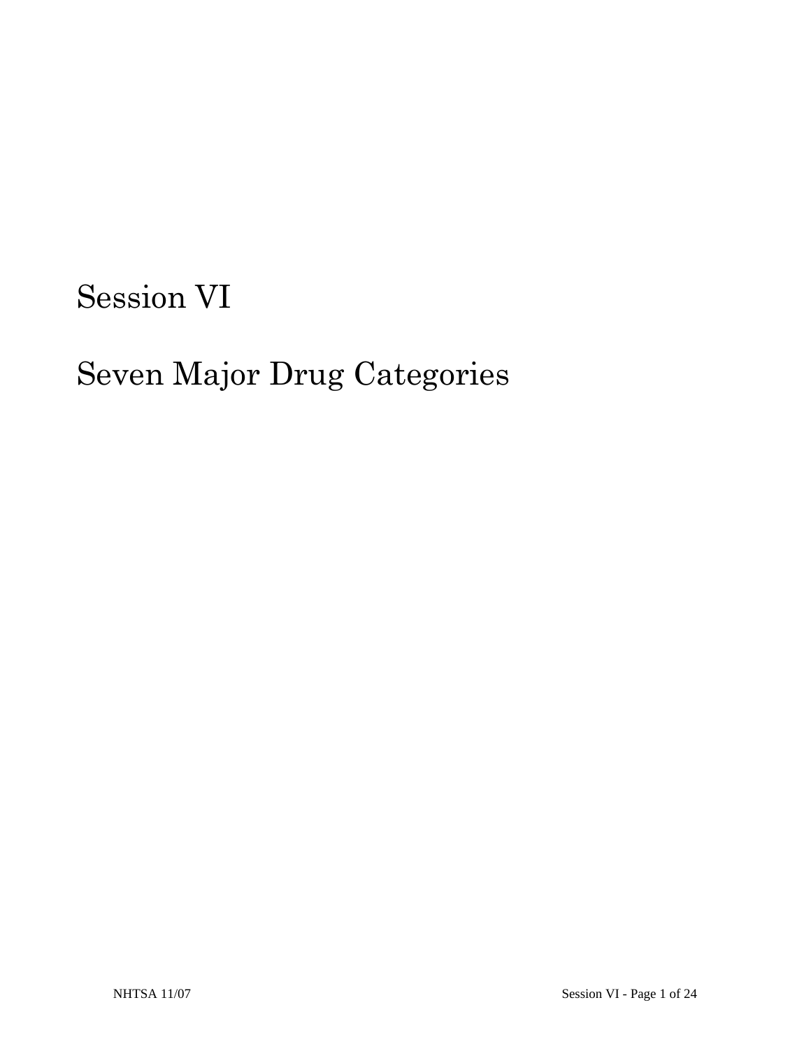# Session VI

# Seven Major Drug Categories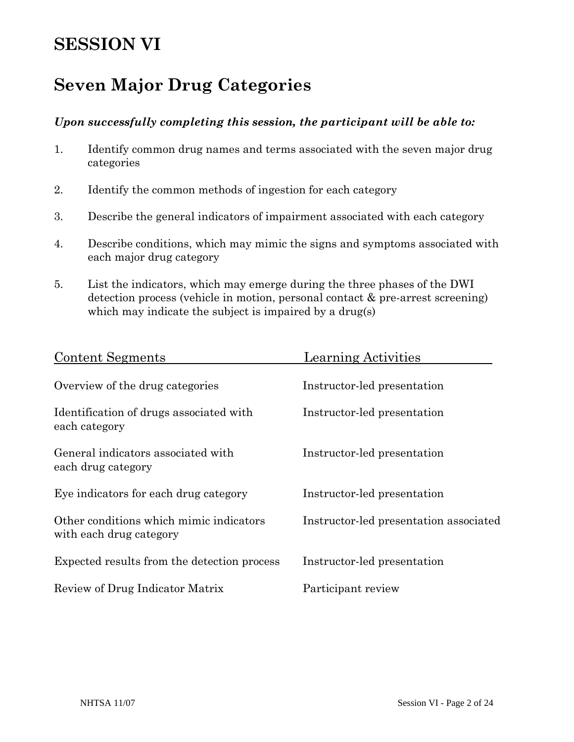# SESSION VI

# Seven Major Drug Categories

***Upon successfully completing this session, the participant will be able to:***

1. Identify common drug names and terms associated with the seven major drug categories

2. Identify the common methods of ingestion for each category

3. Describe the general indicators of impairment associated with each category

4. Describe conditions, which may mimic the signs and symptoms associated with each major drug category

5. List the indicators, which may emerge during the three phases of the DWI detection process (vehicle in motion, personal contact & pre-arrest screening) which may indicate the subject is impaired by a drug(s)

| Content Segments | Learning Activities |
|---|---|
| Overview of the drug categories | Instructor-led presentation |
| Identification of drugs associated with each category | Instructor-led presentation |
| General indicators associated with each drug category | Instructor-led presentation |
| Eye indicators for each drug category | Instructor-led presentation |
| Other conditions which mimic indicators with each drug category | Instructor-led presentation associated |
| Expected results from the detection process | Instructor-led presentation |
| Review of Drug Indicator Matrix | Participant review |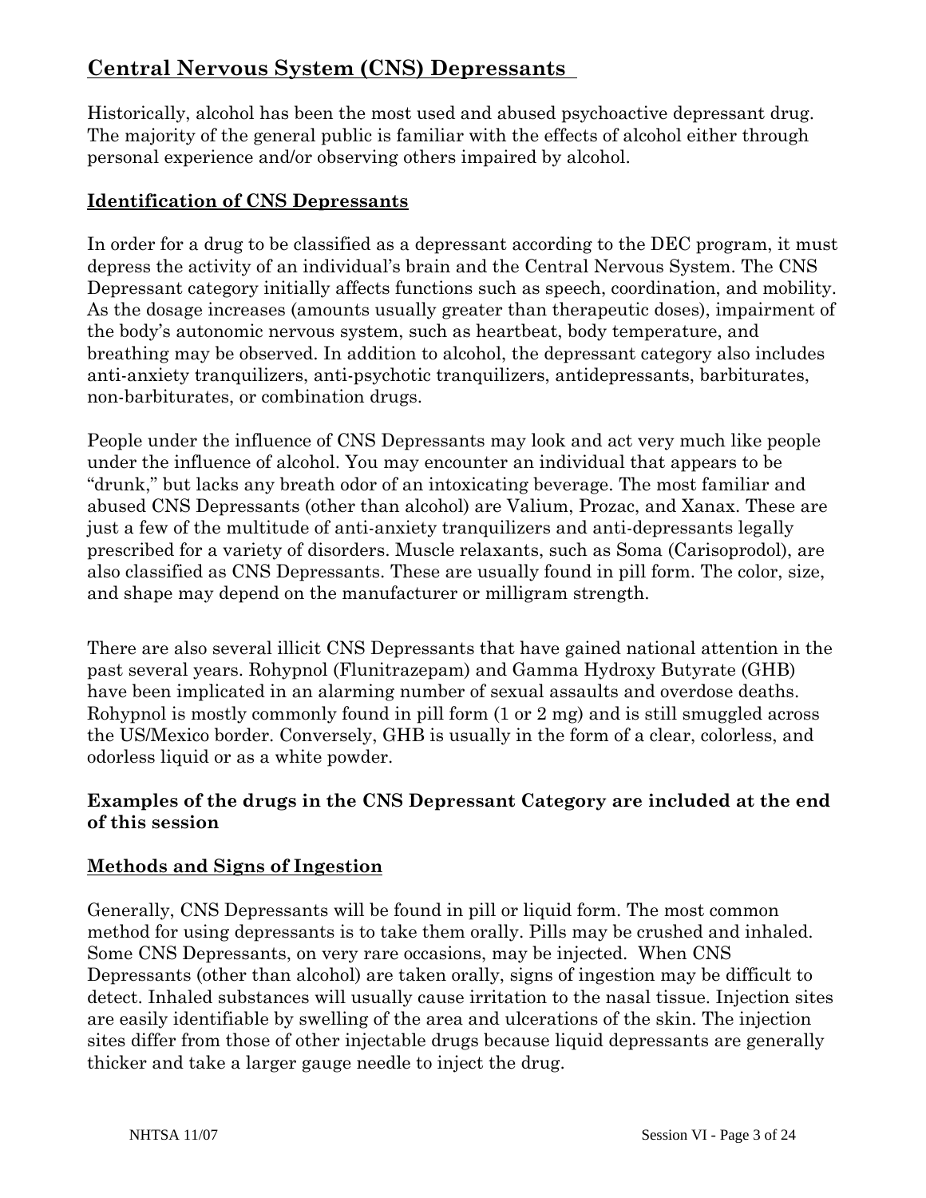## Central Nervous System (CNS) Depressants

Historically, alcohol has been the most used and abused psychoactive depressant drug. The majority of the general public is familiar with the effects of alcohol either through personal experience and/or observing others impaired by alcohol.

### Identification of CNS Depressants

In order for a drug to be classified as a depressant according to the DEC program, it must depress the activity of an individual's brain and the Central Nervous System. The CNS Depressant category initially affects functions such as speech, coordination, and mobility. As the dosage increases (amounts usually greater than therapeutic doses), impairment of the body's autonomic nervous system, such as heartbeat, body temperature, and breathing may be observed. In addition to alcohol, the depressant category also includes anti-anxiety tranquilizers, anti-psychotic tranquilizers, antidepressants, barbiturates, non-barbiturates, or combination drugs.

People under the influence of CNS Depressants may look and act very much like people under the influence of alcohol. You may encounter an individual that appears to be "drunk," but lacks any breath odor of an intoxicating beverage. The most familiar and abused CNS Depressants (other than alcohol) are Valium, Prozac, and Xanax. These are just a few of the multitude of anti-anxiety tranquilizers and anti-depressants legally prescribed for a variety of disorders. Muscle relaxants, such as Soma (Carisoprodol), are also classified as CNS Depressants. These are usually found in pill form. The color, size, and shape may depend on the manufacturer or milligram strength.

There are also several illicit CNS Depressants that have gained national attention in the past several years. Rohypnol (Flunitrazepam) and Gamma Hydroxy Butyrate (GHB) have been implicated in an alarming number of sexual assaults and overdose deaths. Rohypnol is mostly commonly found in pill form (1 or 2 mg) and is still smuggled across the US/Mexico border. Conversely, GHB is usually in the form of a clear, colorless, and odorless liquid or as a white powder.

**Examples of the drugs in the CNS Depressant Category are included at the end of this session**

### Methods and Signs of Ingestion

Generally, CNS Depressants will be found in pill or liquid form. The most common method for using depressants is to take them orally. Pills may be crushed and inhaled. Some CNS Depressants, on very rare occasions, may be injected. When CNS Depressants (other than alcohol) are taken orally, signs of ingestion may be difficult to detect. Inhaled substances will usually cause irritation to the nasal tissue. Injection sites are easily identifiable by swelling of the area and ulcerations of the skin. The injection sites differ from those of other injectable drugs because liquid depressants are generally thicker and take a larger gauge needle to inject the drug.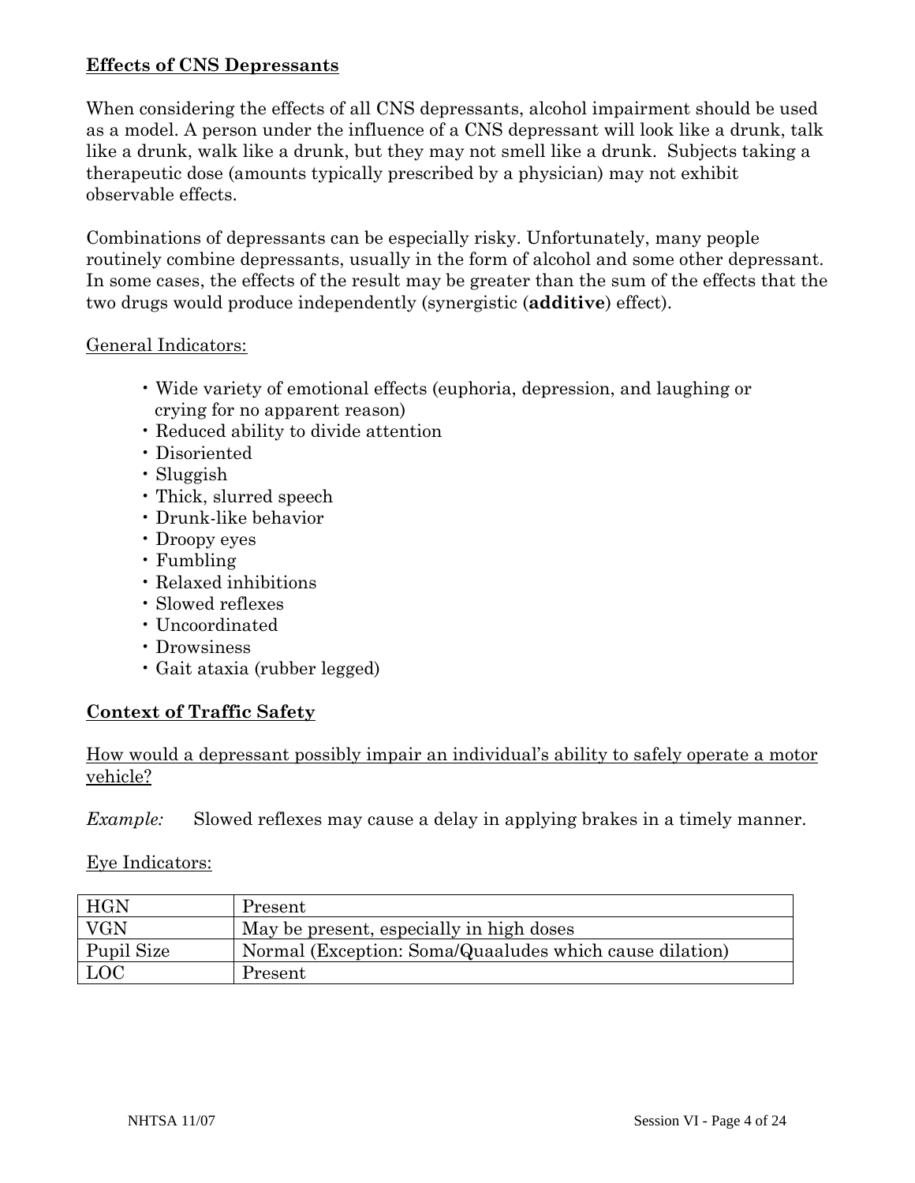**<u>Effects of CNS Depressants</u>**

When considering the effects of all CNS depressants, alcohol impairment should be used as a model. A person under the influence of a CNS depressant will look like a drunk, talk like a drunk, walk like a drunk, but they may not smell like a drunk. Subjects taking a therapeutic dose (amounts typically prescribed by a physician) may not exhibit observable effects.

Combinations of depressants can be especially risky. Unfortunately, many people routinely combine depressants, usually in the form of alcohol and some other depressant. In some cases, the effects of the result may be greater than the sum of the effects that the two drugs would produce independently (synergistic (**additive**) effect).

<u>General Indicators:</u>

- Wide variety of emotional effects (euphoria, depression, and laughing or crying for no apparent reason)
- Reduced ability to divide attention
- Disoriented
- Sluggish
- Thick, slurred speech
- Drunk-like behavior
- Droopy eyes
- Fumbling
- Relaxed inhibitions
- Slowed reflexes
- Uncoordinated
- Drowsiness
- Gait ataxia (rubber legged)

**<u>Context of Traffic Safety</u>**

<u>How would a depressant possibly impair an individual's ability to safely operate a motor vehicle?</u>

*Example:* Slowed reflexes may cause a delay in applying brakes in a timely manner.

<u>Eye Indicators:</u>

| | |
|---|---|
| HGN | Present |
| VGN | May be present, especially in high doses |
| Pupil Size | Normal (Exception: Soma/Quaaludes which cause dilation) |
| LOC | Present |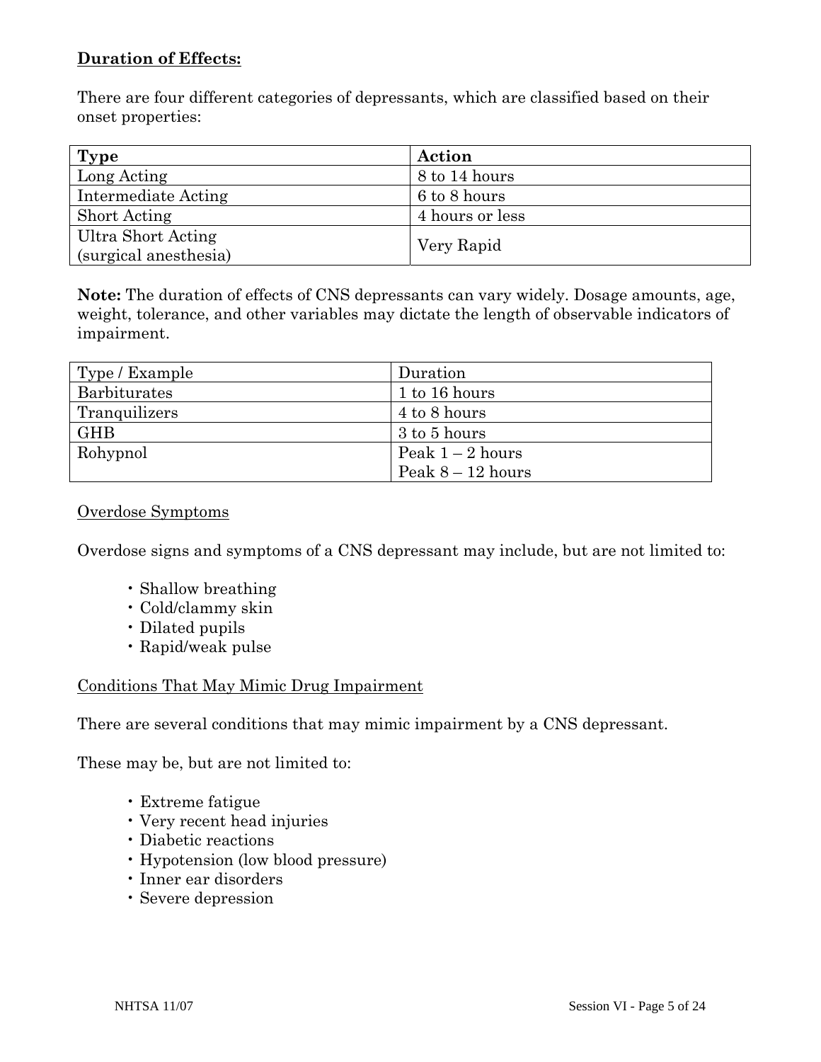**Duration of Effects:**

There are four different categories of depressants, which are classified based on their onset properties:

| **Type** | **Action** |
| --- | --- |
| Long Acting | 8 to 14 hours |
| Intermediate Acting | 6 to 8 hours |
| Short Acting | 4 hours or less |
| Ultra Short Acting (surgical anesthesia) | Very Rapid |

**Note:** The duration of effects of CNS depressants can vary widely. Dosage amounts, age, weight, tolerance, and other variables may dictate the length of observable indicators of impairment.

| Type / Example | Duration |
| --- | --- |
| Barbiturates | 1 to 16 hours |
| Tranquilizers | 4 to 8 hours |
| GHB | 3 to 5 hours |
| Rohypnol | Peak 1 – 2 hours<br>Peak 8 – 12 hours |

Overdose Symptoms

Overdose signs and symptoms of a CNS depressant may include, but are not limited to:

- Shallow breathing
- Cold/clammy skin
- Dilated pupils
- Rapid/weak pulse

Conditions That May Mimic Drug Impairment

There are several conditions that may mimic impairment by a CNS depressant.

These may be, but are not limited to:

- Extreme fatigue
- Very recent head injuries
- Diabetic reactions
- Hypotension (low blood pressure)
- Inner ear disorders
- Severe depression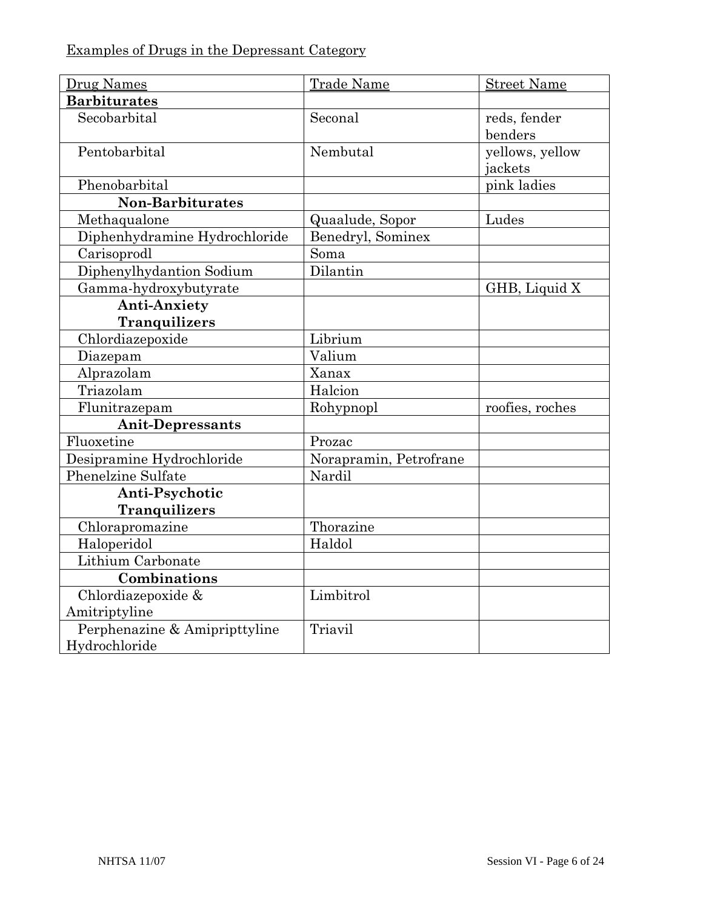Examples of Drugs in the Depressant Category

| Drug Names | Trade Name | Street Name |
|---|---|---|
| **Barbiturates** | | |
| Secobarbital | Seconal | reds, fender benders |
| Pentobarbital | Nembutal | yellows, yellow jackets |
| Phenobarbital | | pink ladies |
| **Non-Barbiturates** | | |
| Methaqualone | Quaalude, Sopor | Ludes |
| Diphenhydramine Hydrochloride | Benedryl, Sominex | |
| Carisoprodl | Soma | |
| Diphenylhydantion Sodium | Dilantin | |
| Gamma-hydroxybutyrate | | GHB, Liquid X |
| **Anti-Anxiety Tranquilizers** | | |
| Chlordiazepoxide | Librium | |
| Diazepam | Valium | |
| Alprazolam | Xanax | |
| Triazolam | Halcion | |
| Flunitrazepam | Rohypnopl | roofies, roches |
| **Anit-Depressants** | | |
| Fluoxetine | Prozac | |
| Desipramine Hydrochloride | Norapramin, Petrofrane | |
| Phenelzine Sulfate | Nardil | |
| **Anti-Psychotic Tranquilizers** | | |
| Chlorapromazine | Thorazine | |
| Haloperidol | Haldol | |
| Lithium Carbonate | | |
| **Combinations** | | |
| Chlordiazepoxide & Amitriptyline | Limbitrol | |
| Perphenazine & Amipripttyline Hydrochloride | Triavil | |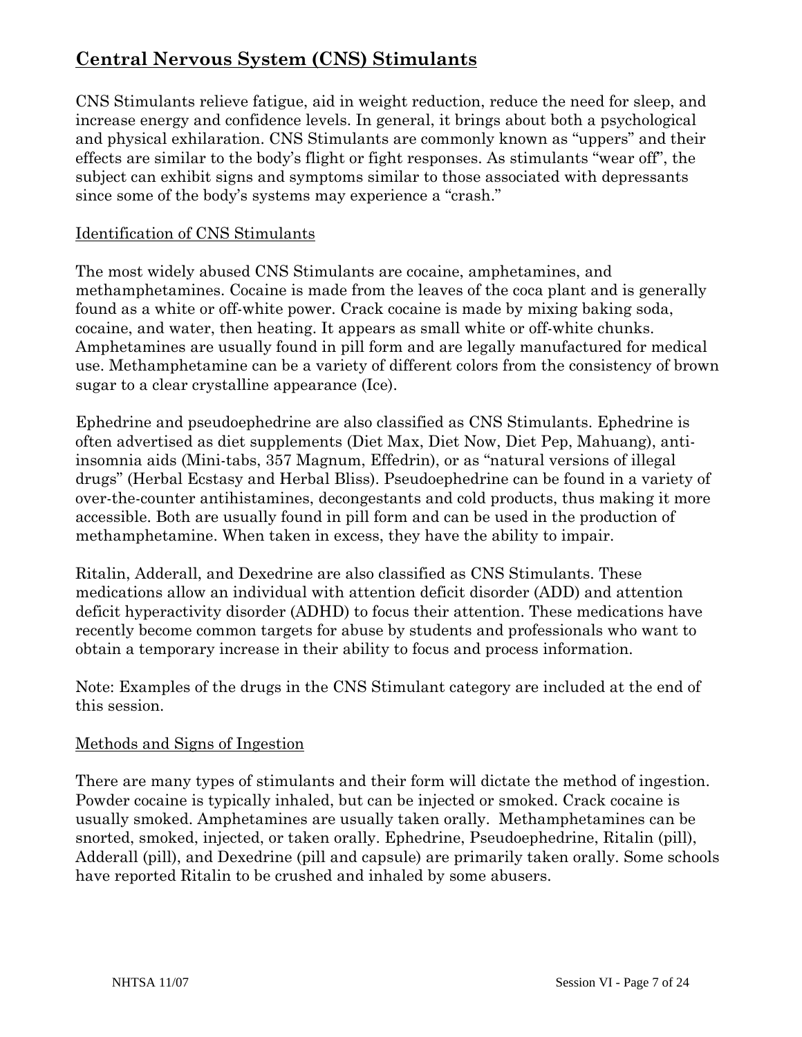## Central Nervous System (CNS) Stimulants

CNS Stimulants relieve fatigue, aid in weight reduction, reduce the need for sleep, and increase energy and confidence levels. In general, it brings about both a psychological and physical exhilaration. CNS Stimulants are commonly known as "uppers" and their effects are similar to the body's flight or fight responses. As stimulants "wear off", the subject can exhibit signs and symptoms similar to those associated with depressants since some of the body's systems may experience a "crash."

### Identification of CNS Stimulants

The most widely abused CNS Stimulants are cocaine, amphetamines, and methamphetamines. Cocaine is made from the leaves of the coca plant and is generally found as a white or off-white power. Crack cocaine is made by mixing baking soda, cocaine, and water, then heating. It appears as small white or off-white chunks. Amphetamines are usually found in pill form and are legally manufactured for medical use. Methamphetamine can be a variety of different colors from the consistency of brown sugar to a clear crystalline appearance (Ice).

Ephedrine and pseudoephedrine are also classified as CNS Stimulants. Ephedrine is often advertised as diet supplements (Diet Max, Diet Now, Diet Pep, Mahuang), anti-insomnia aids (Mini-tabs, 357 Magnum, Effedrin), or as "natural versions of illegal drugs" (Herbal Ecstasy and Herbal Bliss). Pseudoephedrine can be found in a variety of over-the-counter antihistamines, decongestants and cold products, thus making it more accessible. Both are usually found in pill form and can be used in the production of methamphetamine. When taken in excess, they have the ability to impair.

Ritalin, Adderall, and Dexedrine are also classified as CNS Stimulants. These medications allow an individual with attention deficit disorder (ADD) and attention deficit hyperactivity disorder (ADHD) to focus their attention. These medications have recently become common targets for abuse by students and professionals who want to obtain a temporary increase in their ability to focus and process information.

Note: Examples of the drugs in the CNS Stimulant category are included at the end of this session.

### Methods and Signs of Ingestion

There are many types of stimulants and their form will dictate the method of ingestion. Powder cocaine is typically inhaled, but can be injected or smoked. Crack cocaine is usually smoked. Amphetamines are usually taken orally. Methamphetamines can be snorted, smoked, injected, or taken orally. Ephedrine, Pseudoephedrine, Ritalin (pill), Adderall (pill), and Dexedrine (pill and capsule) are primarily taken orally. Some schools have reported Ritalin to be crushed and inhaled by some abusers.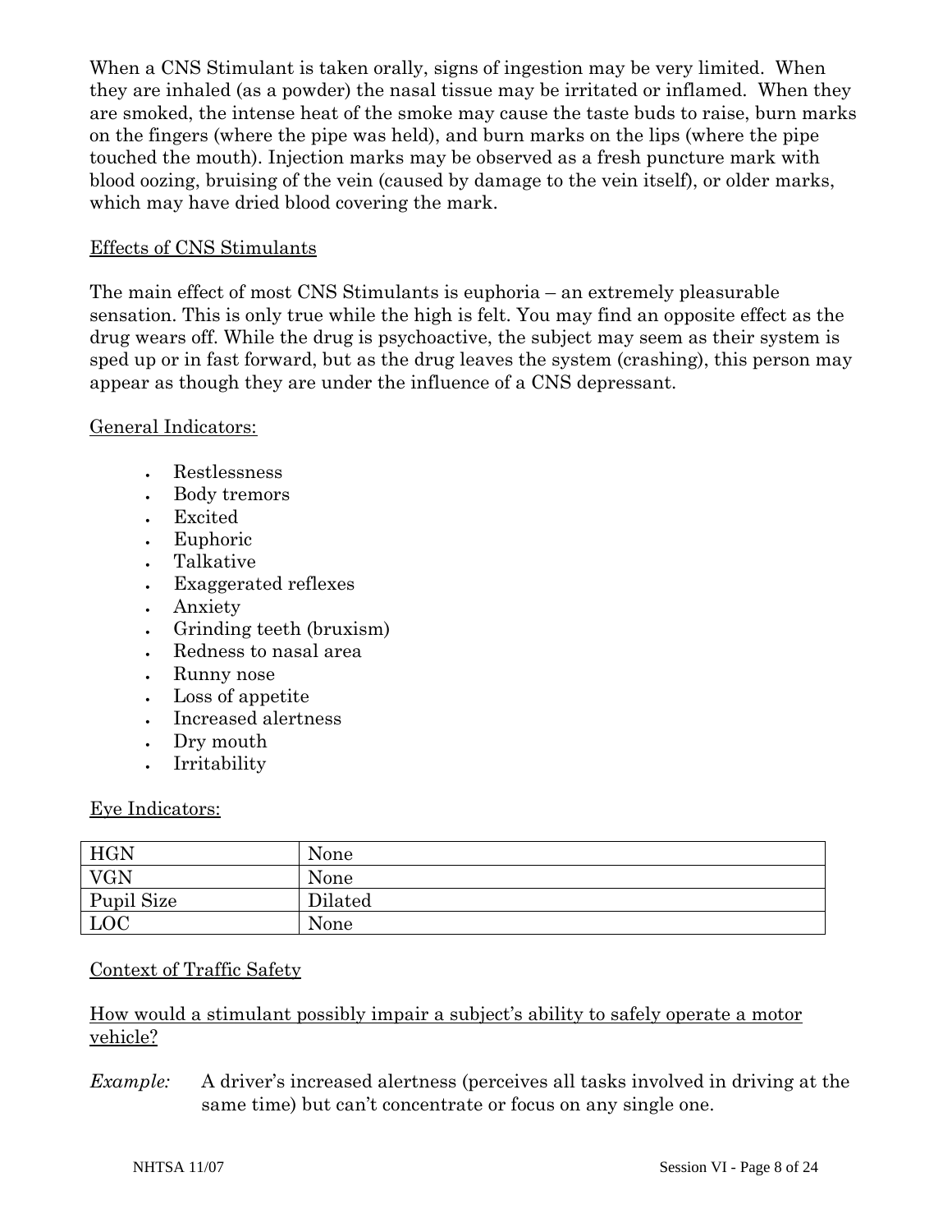When a CNS Stimulant is taken orally, signs of ingestion may be very limited. When they are inhaled (as a powder) the nasal tissue may be irritated or inflamed. When they are smoked, the intense heat of the smoke may cause the taste buds to raise, burn marks on the fingers (where the pipe was held), and burn marks on the lips (where the pipe touched the mouth). Injection marks may be observed as a fresh puncture mark with blood oozing, bruising of the vein (caused by damage to the vein itself), or older marks, which may have dried blood covering the mark.

Effects of CNS Stimulants

The main effect of most CNS Stimulants is euphoria – an extremely pleasurable sensation. This is only true while the high is felt. You may find an opposite effect as the drug wears off. While the drug is psychoactive, the subject may seem as their system is sped up or in fast forward, but as the drug leaves the system (crashing), this person may appear as though they are under the influence of a CNS depressant.

General Indicators:

- Restlessness
- Body tremors
- Excited
- Euphoric
- Talkative
- Exaggerated reflexes
- Anxiety
- Grinding teeth (bruxism)
- Redness to nasal area
- Runny nose
- Loss of appetite
- Increased alertness
- Dry mouth
- Irritability

Eye Indicators:

| HGN | None |
|---|---|
| VGN | None |
| Pupil Size | Dilated |
| LOC | None |

Context of Traffic Safety

How would a stimulant possibly impair a subject's ability to safely operate a motor vehicle?

*Example:* A driver's increased alertness (perceives all tasks involved in driving at the same time) but can't concentrate or focus on any single one.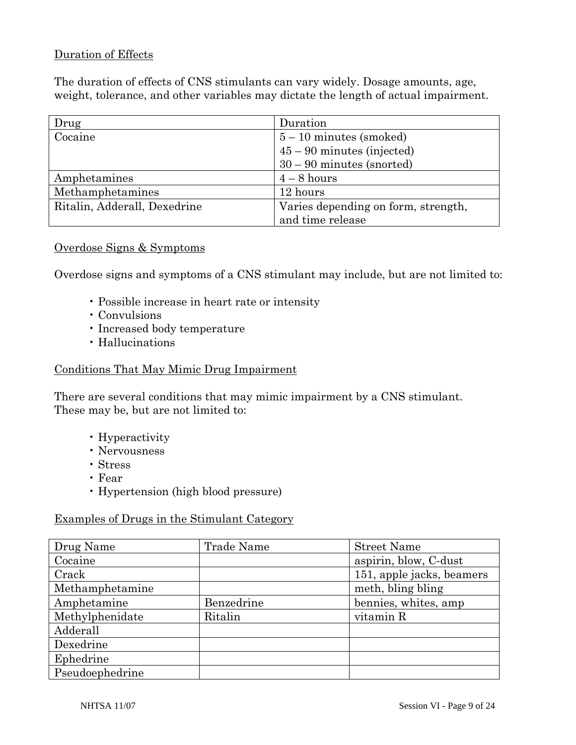### Duration of Effects

The duration of effects of CNS stimulants can vary widely. Dosage amounts, age, weight, tolerance, and other variables may dictate the length of actual impairment.

| Drug | Duration |
|---|---|
| Cocaine | 5 – 10 minutes (smoked)<br>45 – 90 minutes (injected)<br>30 – 90 minutes (snorted) |
| Amphetamines | 4 – 8 hours |
| Methamphetamines | 12 hours |
| Ritalin, Adderall, Dexedrine | Varies depending on form, strength, and time release |

### Overdose Signs & Symptoms

Overdose signs and symptoms of a CNS stimulant may include, but are not limited to:

- Possible increase in heart rate or intensity
- Convulsions
- Increased body temperature
- Hallucinations

### Conditions That May Mimic Drug Impairment

There are several conditions that may mimic impairment by a CNS stimulant. These may be, but are not limited to:

- Hyperactivity
- Nervousness
- Stress
- Fear
- Hypertension (high blood pressure)

### Examples of Drugs in the Stimulant Category

| Drug Name | Trade Name | Street Name |
|---|---|---|
| Cocaine | | aspirin, blow, C-dust |
| Crack | | 151, apple jacks, beamers |
| Methamphetamine | | meth, bling bling |
| Amphetamine | Benzedrine | bennies, whites, amp |
| Methylphenidate | Ritalin | vitamin R |
| Adderall | | |
| Dexedrine | | |
| Ephedrine | | |
| Pseudoephedrine | | |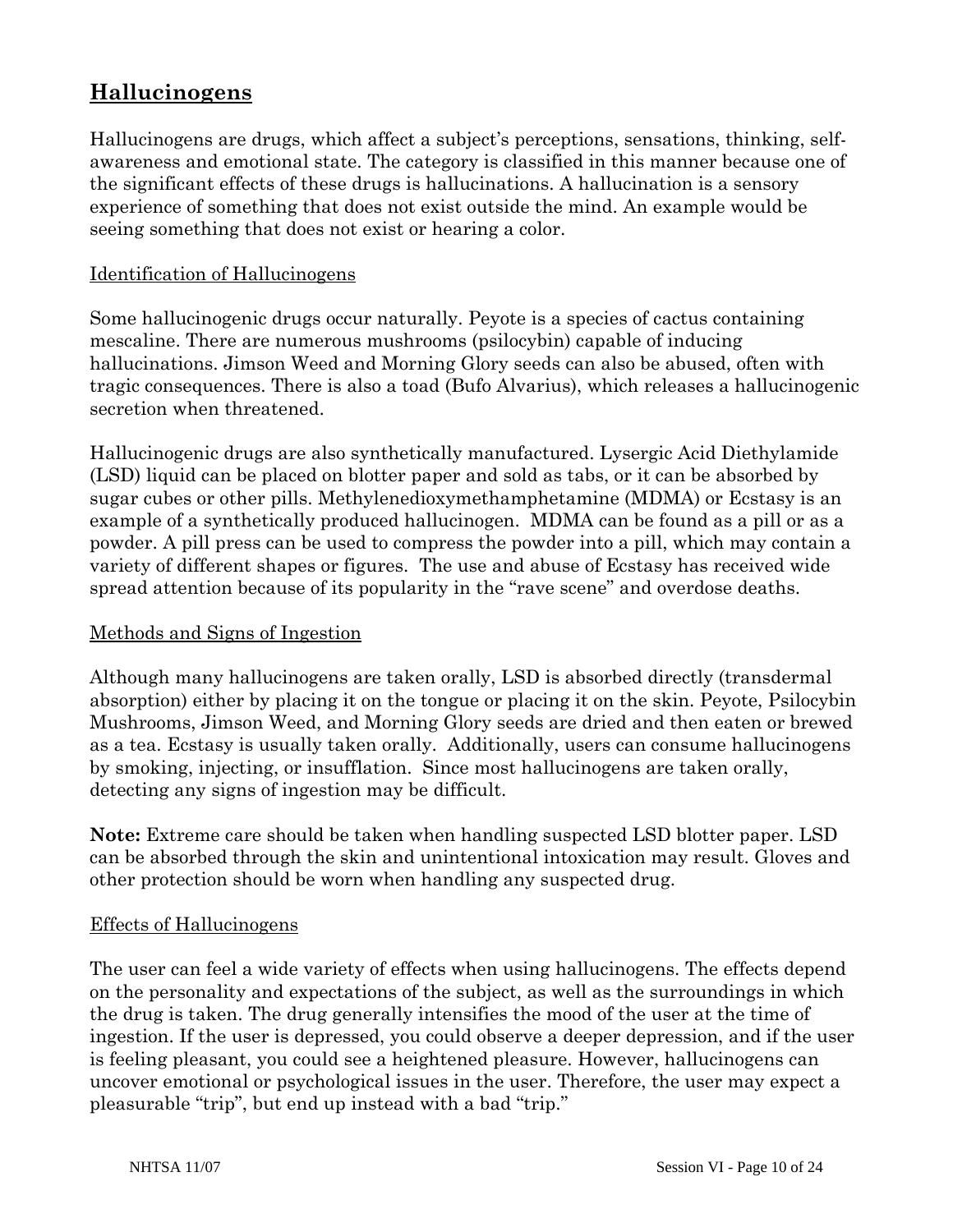## Hallucinogens

Hallucinogens are drugs, which affect a subject's perceptions, sensations, thinking, self-awareness and emotional state. The category is classified in this manner because one of the significant effects of these drugs is hallucinations. A hallucination is a sensory experience of something that does not exist outside the mind. An example would be seeing something that does not exist or hearing a color.

### Identification of Hallucinogens

Some hallucinogenic drugs occur naturally. Peyote is a species of cactus containing mescaline. There are numerous mushrooms (psilocybin) capable of inducing hallucinations. Jimson Weed and Morning Glory seeds can also be abused, often with tragic consequences. There is also a toad (Bufo Alvarius), which releases a hallucinogenic secretion when threatened.

Hallucinogenic drugs are also synthetically manufactured. Lysergic Acid Diethylamide (LSD) liquid can be placed on blotter paper and sold as tabs, or it can be absorbed by sugar cubes or other pills. Methylenedioxymethamphetamine (MDMA) or Ecstasy is an example of a synthetically produced hallucinogen. MDMA can be found as a pill or as a powder. A pill press can be used to compress the powder into a pill, which may contain a variety of different shapes or figures. The use and abuse of Ecstasy has received wide spread attention because of its popularity in the "rave scene" and overdose deaths.

### Methods and Signs of Ingestion

Although many hallucinogens are taken orally, LSD is absorbed directly (transdermal absorption) either by placing it on the tongue or placing it on the skin. Peyote, Psilocybin Mushrooms, Jimson Weed, and Morning Glory seeds are dried and then eaten or brewed as a tea. Ecstasy is usually taken orally. Additionally, users can consume hallucinogens by smoking, injecting, or insufflation. Since most hallucinogens are taken orally, detecting any signs of ingestion may be difficult.

**Note:** Extreme care should be taken when handling suspected LSD blotter paper. LSD can be absorbed through the skin and unintentional intoxication may result. Gloves and other protection should be worn when handling any suspected drug.

### Effects of Hallucinogens

The user can feel a wide variety of effects when using hallucinogens. The effects depend on the personality and expectations of the subject, as well as the surroundings in which the drug is taken. The drug generally intensifies the mood of the user at the time of ingestion. If the user is depressed, you could observe a deeper depression, and if the user is feeling pleasant, you could see a heightened pleasure. However, hallucinogens can uncover emotional or psychological issues in the user. Therefore, the user may expect a pleasurable "trip", but end up instead with a bad "trip."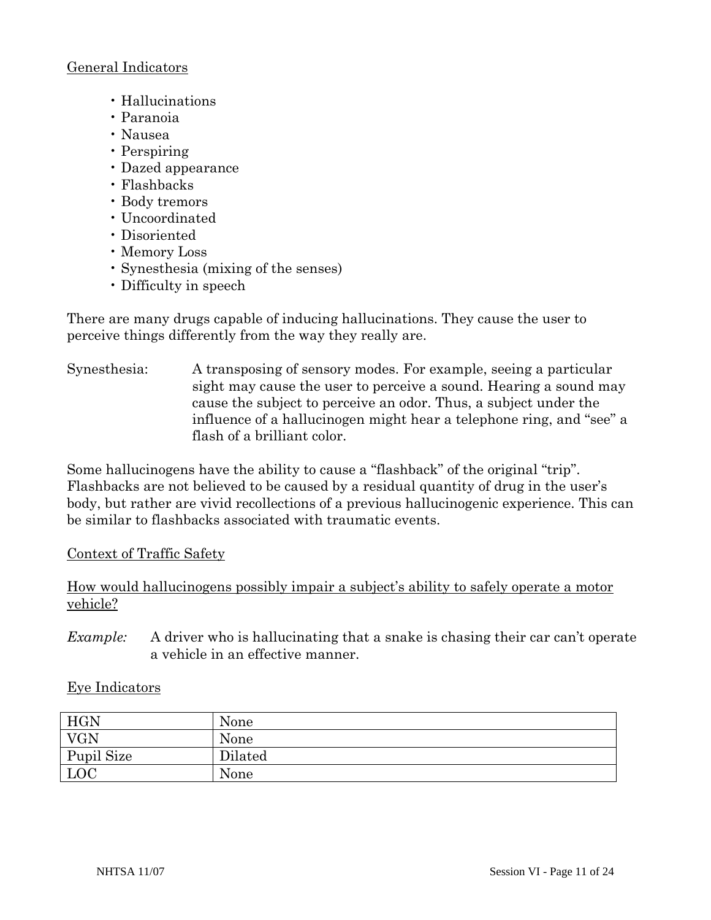General Indicators

- Hallucinations
- Paranoia
- Nausea
- Perspiring
- Dazed appearance
- Flashbacks
- Body tremors
- Uncoordinated
- Disoriented
- Memory Loss
- Synesthesia (mixing of the senses)
- Difficulty in speech

There are many drugs capable of inducing hallucinations. They cause the user to perceive things differently from the way they really are.

Synesthesia: A transposing of sensory modes. For example, seeing a particular sight may cause the user to perceive a sound. Hearing a sound may cause the subject to perceive an odor. Thus, a subject under the influence of a hallucinogen might hear a telephone ring, and "see" a flash of a brilliant color.

Some hallucinogens have the ability to cause a "flashback" of the original "trip". Flashbacks are not believed to be caused by a residual quantity of drug in the user's body, but rather are vivid recollections of a previous hallucinogenic experience. This can be similar to flashbacks associated with traumatic events.

Context of Traffic Safety

How would hallucinogens possibly impair a subject's ability to safely operate a motor vehicle?

*Example:* A driver who is hallucinating that a snake is chasing their car can't operate a vehicle in an effective manner.

Eye Indicators

| HGN | None |
|---|---|
| VGN | None |
| Pupil Size | Dilated |
| LOC | None |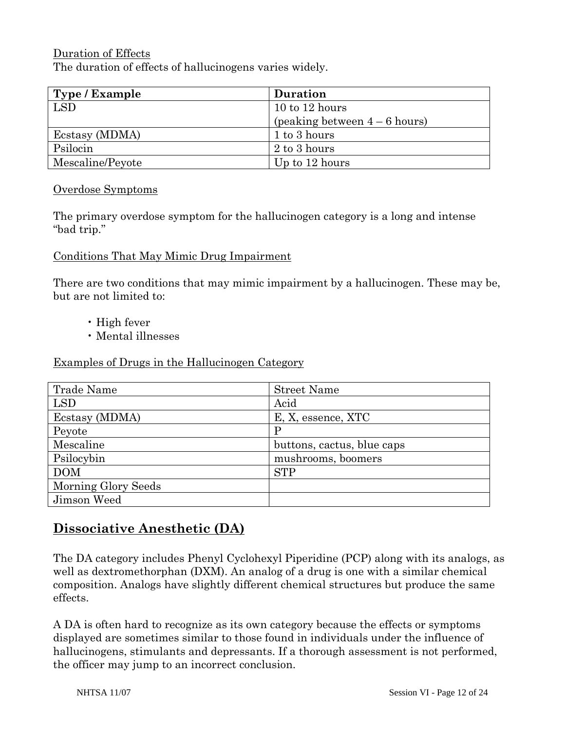Duration of Effects

The duration of effects of hallucinogens varies widely.

| Type / Example | Duration |
|---|---|
| LSD | 10 to 12 hours (peaking between 4 – 6 hours) |
| Ecstasy (MDMA) | 1 to 3 hours |
| Psilocin | 2 to 3 hours |
| Mescaline/Peyote | Up to 12 hours |

Overdose Symptoms

The primary overdose symptom for the hallucinogen category is a long and intense "bad trip."

Conditions That May Mimic Drug Impairment

There are two conditions that may mimic impairment by a hallucinogen. These may be, but are not limited to:

- High fever
- Mental illnesses

Examples of Drugs in the Hallucinogen Category

| Trade Name | Street Name |
|---|---|
| LSD | Acid |
| Ecstasy (MDMA) | E, X, essence, XTC |
| Peyote | P |
| Mescaline | buttons, cactus, blue caps |
| Psilocybin | mushrooms, boomers |
| DOM | STP |
| Morning Glory Seeds | |
| Jimson Weed | |

## Dissociative Anesthetic (DA)

The DA category includes Phenyl Cyclohexyl Piperidine (PCP) along with its analogs, as well as dextromethorphan (DXM). An analog of a drug is one with a similar chemical composition. Analogs have slightly different chemical structures but produce the same effects.

A DA is often hard to recognize as its own category because the effects or symptoms displayed are sometimes similar to those found in individuals under the influence of hallucinogens, stimulants and depressants. If a thorough assessment is not performed, the officer may jump to an incorrect conclusion.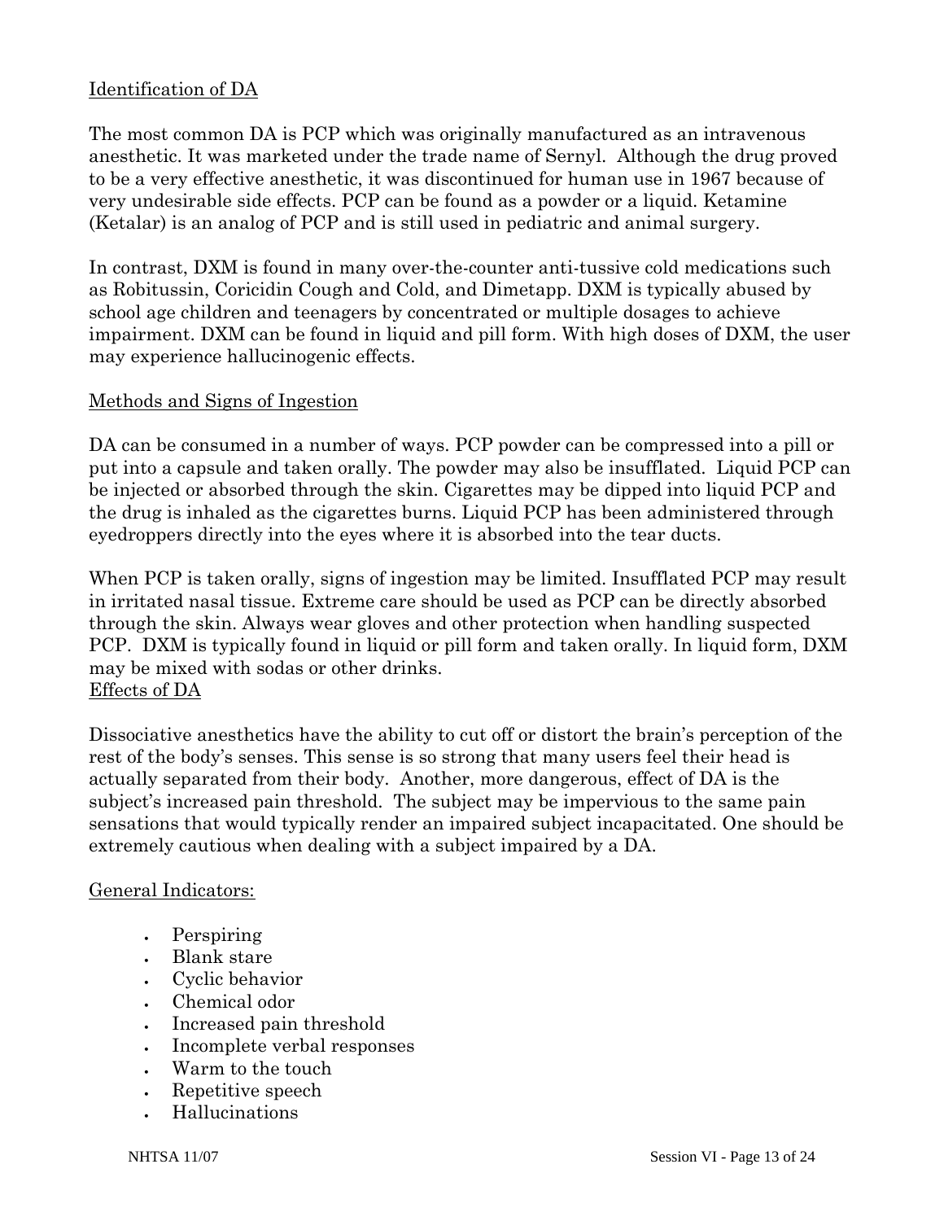Identification of DA

The most common DA is PCP which was originally manufactured as an intravenous anesthetic. It was marketed under the trade name of Sernyl. Although the drug proved to be a very effective anesthetic, it was discontinued for human use in 1967 because of very undesirable side effects. PCP can be found as a powder or a liquid. Ketamine (Ketalar) is an analog of PCP and is still used in pediatric and animal surgery.

In contrast, DXM is found in many over-the-counter anti-tussive cold medications such as Robitussin, Coricidin Cough and Cold, and Dimetapp. DXM is typically abused by school age children and teenagers by concentrated or multiple dosages to achieve impairment. DXM can be found in liquid and pill form. With high doses of DXM, the user may experience hallucinogenic effects.

Methods and Signs of Ingestion

DA can be consumed in a number of ways. PCP powder can be compressed into a pill or put into a capsule and taken orally. The powder may also be insufflated. Liquid PCP can be injected or absorbed through the skin. Cigarettes may be dipped into liquid PCP and the drug is inhaled as the cigarettes burns. Liquid PCP has been administered through eyedroppers directly into the eyes where it is absorbed into the tear ducts.

When PCP is taken orally, signs of ingestion may be limited. Insufflated PCP may result in irritated nasal tissue. Extreme care should be used as PCP can be directly absorbed through the skin. Always wear gloves and other protection when handling suspected PCP. DXM is typically found in liquid or pill form and taken orally. In liquid form, DXM may be mixed with sodas or other drinks.

Effects of DA

Dissociative anesthetics have the ability to cut off or distort the brain's perception of the rest of the body's senses. This sense is so strong that many users feel their head is actually separated from their body. Another, more dangerous, effect of DA is the subject's increased pain threshold. The subject may be impervious to the same pain sensations that would typically render an impaired subject incapacitated. One should be extremely cautious when dealing with a subject impaired by a DA.

General Indicators:

- Perspiring
- Blank stare
- Cyclic behavior
- Chemical odor
- Increased pain threshold
- Incomplete verbal responses
- Warm to the touch
- Repetitive speech
- Hallucinations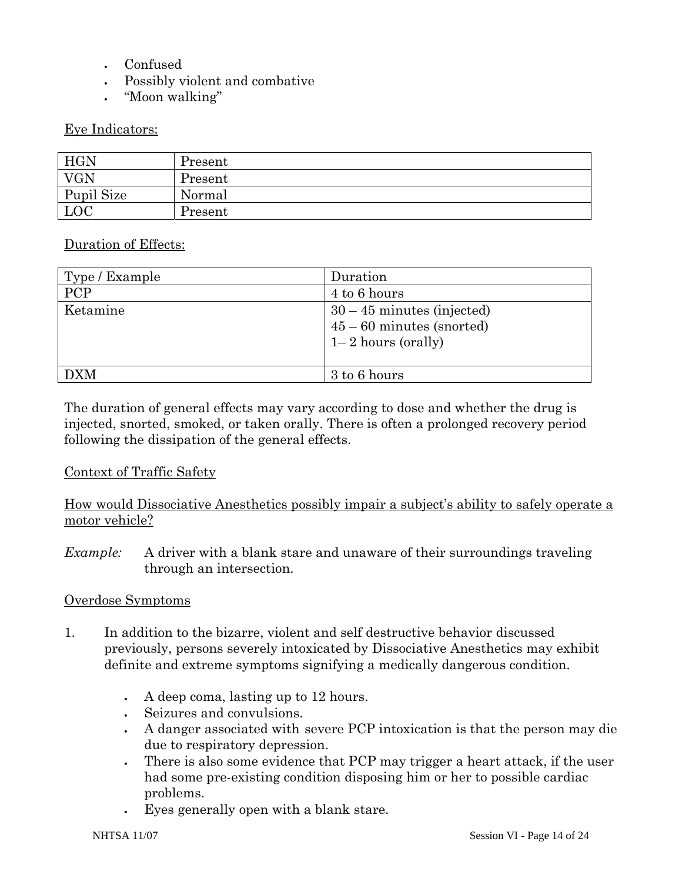- Confused
- Possibly violent and combative
- "Moon walking"

Eye Indicators:

| HGN | Present |
|---|---|
| VGN | Present |
| Pupil Size | Normal |
| LOC | Present |

Duration of Effects:

| Type / Example | Duration |
|---|---|
| PCP | 4 to 6 hours |
| Ketamine | 30 – 45 minutes (injected)<br>45 – 60 minutes (snorted)<br>1– 2 hours (orally) |
| DXM | 3 to 6 hours |

The duration of general effects may vary according to dose and whether the drug is injected, snorted, smoked, or taken orally. There is often a prolonged recovery period following the dissipation of the general effects.

Context of Traffic Safety

How would Dissociative Anesthetics possibly impair a subject's ability to safely operate a motor vehicle?

*Example:* A driver with a blank stare and unaware of their surroundings traveling through an intersection.

Overdose Symptoms

1. In addition to the bizarre, violent and self destructive behavior discussed previously, persons severely intoxicated by Dissociative Anesthetics may exhibit definite and extreme symptoms signifying a medically dangerous condition.

   - A deep coma, lasting up to 12 hours.
   - Seizures and convulsions.
   - A danger associated with severe PCP intoxication is that the person may die due to respiratory depression.
   - There is also some evidence that PCP may trigger a heart attack, if the user had some pre-existing condition disposing him or her to possible cardiac problems.
   - Eyes generally open with a blank stare.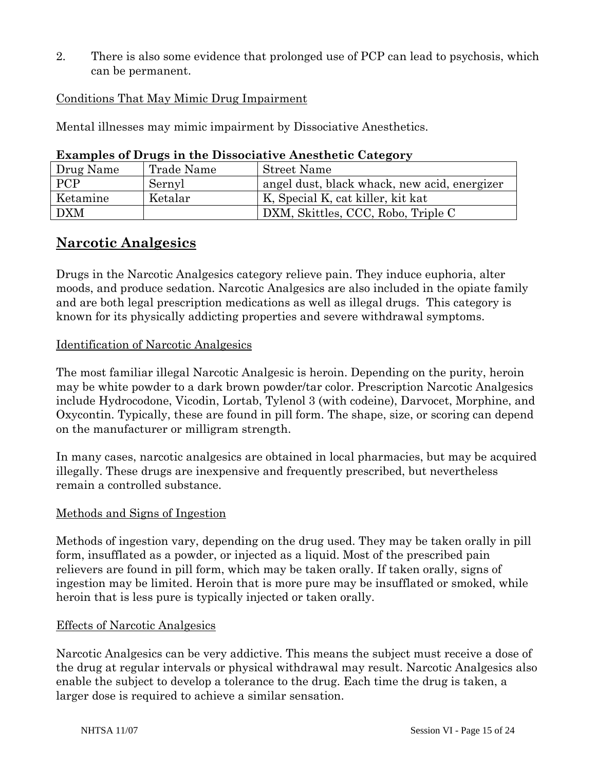2. There is also some evidence that prolonged use of PCP can lead to psychosis, which can be permanent.

Conditions That May Mimic Drug Impairment

Mental illnesses may mimic impairment by Dissociative Anesthetics.

**Examples of Drugs in the Dissociative Anesthetic Category**

| Drug Name | Trade Name | Street Name |
|---|---|---|
| PCP | Sernyl | angel dust, black whack, new acid, energizer |
| Ketamine | Ketalar | K, Special K, cat killer, kit kat |
| DXM | | DXM, Skittles, CCC, Robo, Triple C |

## Narcotic Analgesics

Drugs in the Narcotic Analgesics category relieve pain. They induce euphoria, alter moods, and produce sedation. Narcotic Analgesics are also included in the opiate family and are both legal prescription medications as well as illegal drugs. This category is known for its physically addicting properties and severe withdrawal symptoms.

Identification of Narcotic Analgesics

The most familiar illegal Narcotic Analgesic is heroin. Depending on the purity, heroin may be white powder to a dark brown powder/tar color. Prescription Narcotic Analgesics include Hydrocodone, Vicodin, Lortab, Tylenol 3 (with codeine), Darvocet, Morphine, and Oxycontin. Typically, these are found in pill form. The shape, size, or scoring can depend on the manufacturer or milligram strength.

In many cases, narcotic analgesics are obtained in local pharmacies, but may be acquired illegally. These drugs are inexpensive and frequently prescribed, but nevertheless remain a controlled substance.

Methods and Signs of Ingestion

Methods of ingestion vary, depending on the drug used. They may be taken orally in pill form, insufflated as a powder, or injected as a liquid. Most of the prescribed pain relievers are found in pill form, which may be taken orally. If taken orally, signs of ingestion may be limited. Heroin that is more pure may be insufflated or smoked, while heroin that is less pure is typically injected or taken orally.

Effects of Narcotic Analgesics

Narcotic Analgesics can be very addictive. This means the subject must receive a dose of the drug at regular intervals or physical withdrawal may result. Narcotic Analgesics also enable the subject to develop a tolerance to the drug. Each time the drug is taken, a larger dose is required to achieve a similar sensation.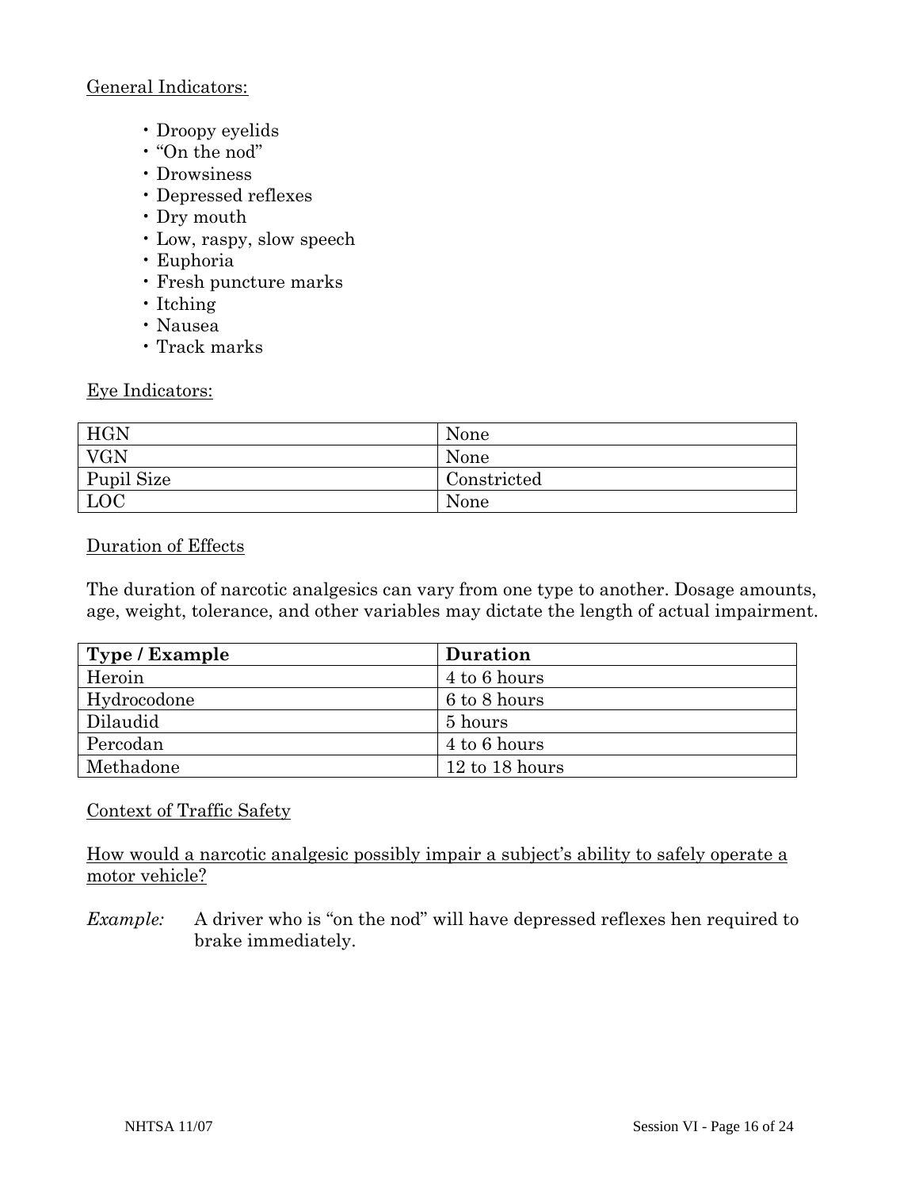General Indicators:

- Droopy eyelids
- "On the nod"
- Drowsiness
- Depressed reflexes
- Dry mouth
- Low, raspy, slow speech
- Euphoria
- Fresh puncture marks
- Itching
- Nausea
- Track marks

Eye Indicators:

| HGN | None |
|---|---|
| VGN | None |
| Pupil Size | Constricted |
| LOC | None |

Duration of Effects

The duration of narcotic analgesics can vary from one type to another. Dosage amounts, age, weight, tolerance, and other variables may dictate the length of actual impairment.

| **Type / Example** | **Duration** |
|---|---|
| Heroin | 4 to 6 hours |
| Hydrocodone | 6 to 8 hours |
| Dilaudid | 5 hours |
| Percodan | 4 to 6 hours |
| Methadone | 12 to 18 hours |

Context of Traffic Safety

How would a narcotic analgesic possibly impair a subject's ability to safely operate a motor vehicle?

*Example:* A driver who is "on the nod" will have depressed reflexes hen required to brake immediately.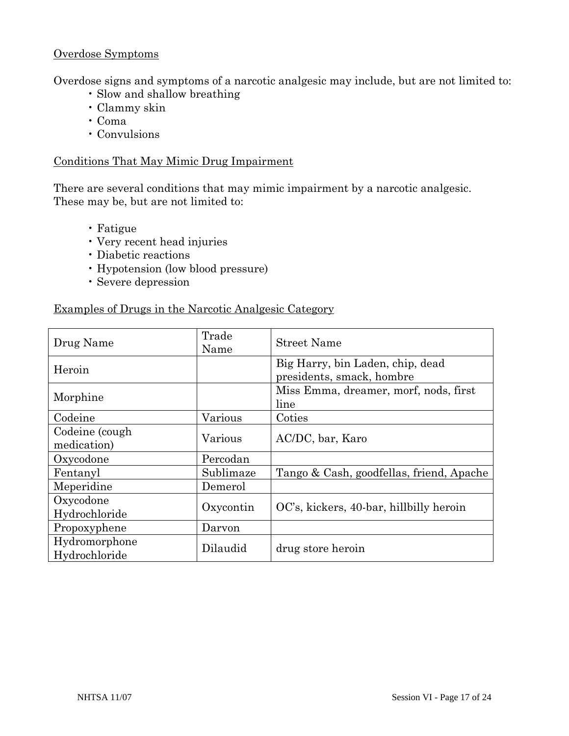Overdose Symptoms

Overdose signs and symptoms of a narcotic analgesic may include, but are not limited to:

- Slow and shallow breathing
- Clammy skin
- Coma
- Convulsions

Conditions That May Mimic Drug Impairment

There are several conditions that may mimic impairment by a narcotic analgesic. These may be, but are not limited to:

- Fatigue
- Very recent head injuries
- Diabetic reactions
- Hypotension (low blood pressure)
- Severe depression

Examples of Drugs in the Narcotic Analgesic Category

| Drug Name | Trade Name | Street Name |
| --- | --- | --- |
| Heroin | | Big Harry, bin Laden, chip, dead presidents, smack, hombre |
| Morphine | | Miss Emma, dreamer, morf, nods, first line |
| Codeine | Various | Coties |
| Codeine (cough medication) | Various | AC/DC, bar, Karo |
| Oxycodone | Percodan | |
| Fentanyl | Sublimaze | Tango & Cash, goodfellas, friend, Apache |
| Meperidine | Demerol | |
| Oxycodone Hydrochloride | Oxycontin | OC's, kickers, 40-bar, hillbilly heroin |
| Propoxyphene | Darvon | |
| Hydromorphone Hydrochloride | Dilaudid | drug store heroin |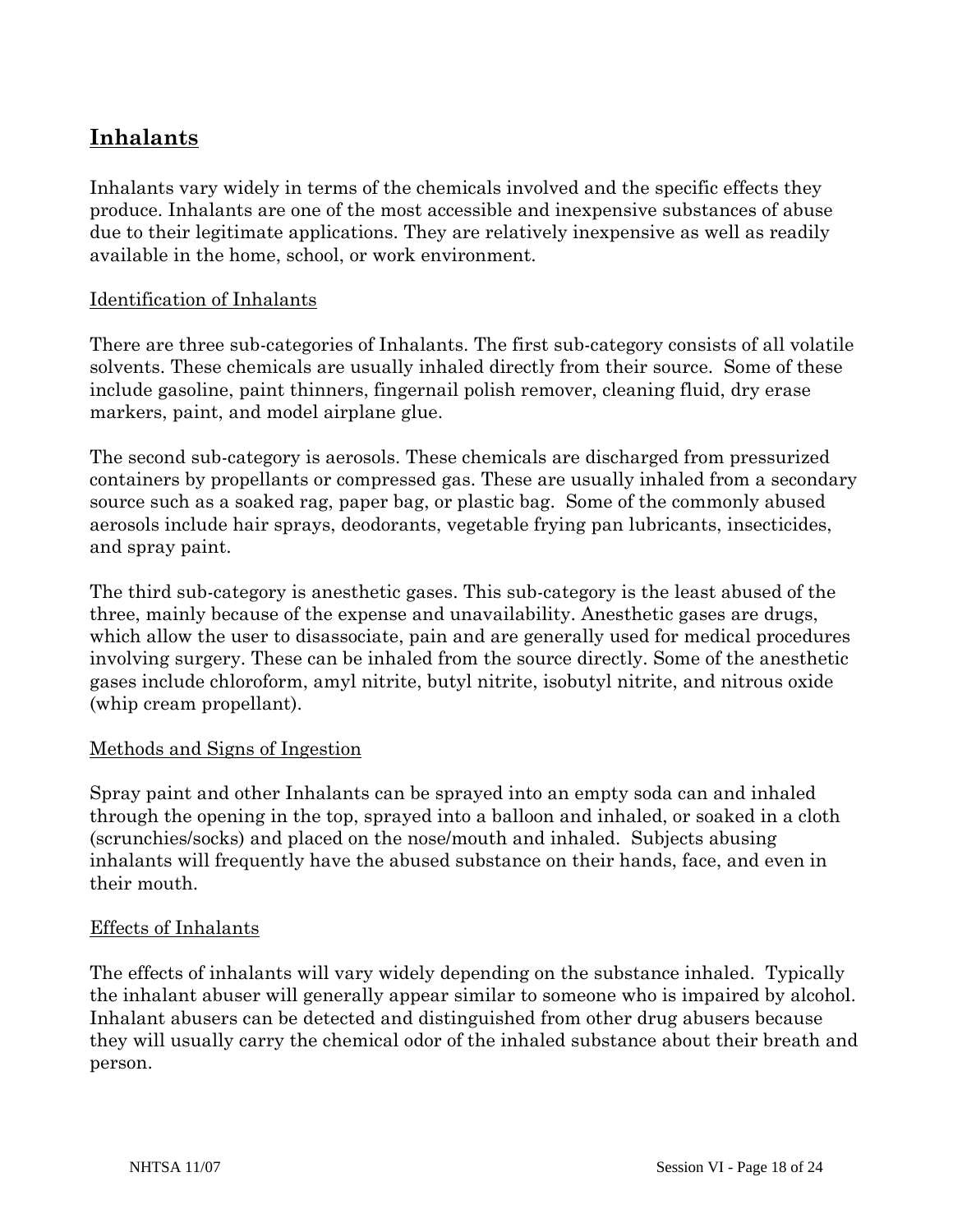## Inhalants

Inhalants vary widely in terms of the chemicals involved and the specific effects they produce. Inhalants are one of the most accessible and inexpensive substances of abuse due to their legitimate applications. They are relatively inexpensive as well as readily available in the home, school, or work environment.

### Identification of Inhalants

There are three sub-categories of Inhalants. The first sub-category consists of all volatile solvents. These chemicals are usually inhaled directly from their source. Some of these include gasoline, paint thinners, fingernail polish remover, cleaning fluid, dry erase markers, paint, and model airplane glue.

The second sub-category is aerosols. These chemicals are discharged from pressurized containers by propellants or compressed gas. These are usually inhaled from a secondary source such as a soaked rag, paper bag, or plastic bag. Some of the commonly abused aerosols include hair sprays, deodorants, vegetable frying pan lubricants, insecticides, and spray paint.

The third sub-category is anesthetic gases. This sub-category is the least abused of the three, mainly because of the expense and unavailability. Anesthetic gases are drugs, which allow the user to disassociate, pain and are generally used for medical procedures involving surgery. These can be inhaled from the source directly. Some of the anesthetic gases include chloroform, amyl nitrite, butyl nitrite, isobutyl nitrite, and nitrous oxide (whip cream propellant).

### Methods and Signs of Ingestion

Spray paint and other Inhalants can be sprayed into an empty soda can and inhaled through the opening in the top, sprayed into a balloon and inhaled, or soaked in a cloth (scrunchies/socks) and placed on the nose/mouth and inhaled. Subjects abusing inhalants will frequently have the abused substance on their hands, face, and even in their mouth.

### Effects of Inhalants

The effects of inhalants will vary widely depending on the substance inhaled. Typically the inhalant abuser will generally appear similar to someone who is impaired by alcohol. Inhalant abusers can be detected and distinguished from other drug abusers because they will usually carry the chemical odor of the inhaled substance about their breath and person.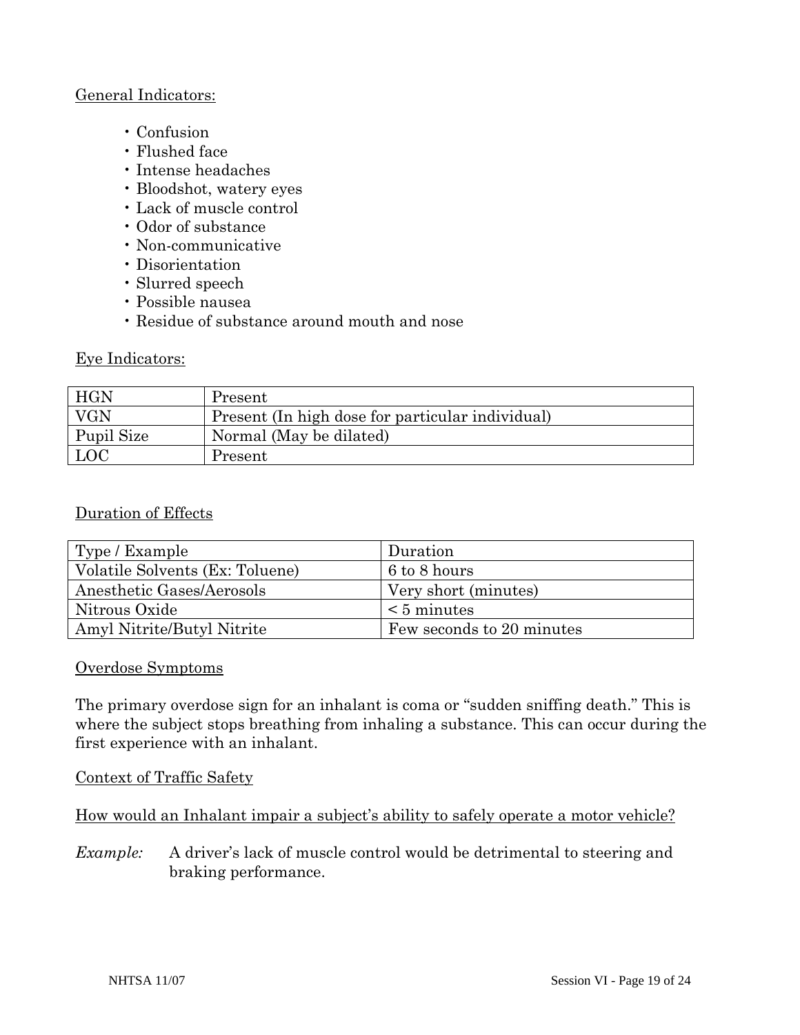General Indicators:

- Confusion
- Flushed face
- Intense headaches
- Bloodshot, watery eyes
- Lack of muscle control
- Odor of substance
- Non-communicative
- Disorientation
- Slurred speech
- Possible nausea
- Residue of substance around mouth and nose

Eye Indicators:

| | |
|---|---|
| HGN | Present |
| VGN | Present (In high dose for particular individual) |
| Pupil Size | Normal (May be dilated) |
| LOC | Present |

Duration of Effects

| Type / Example | Duration |
|---|---|
| Volatile Solvents (Ex: Toluene) | 6 to 8 hours |
| Anesthetic Gases/Aerosols | Very short (minutes) |
| Nitrous Oxide | < 5 minutes |
| Amyl Nitrite/Butyl Nitrite | Few seconds to 20 minutes |

Overdose Symptoms

The primary overdose sign for an inhalant is coma or "sudden sniffing death." This is where the subject stops breathing from inhaling a substance. This can occur during the first experience with an inhalant.

Context of Traffic Safety

How would an Inhalant impair a subject's ability to safely operate a motor vehicle?

*Example:* A driver's lack of muscle control would be detrimental to steering and braking performance.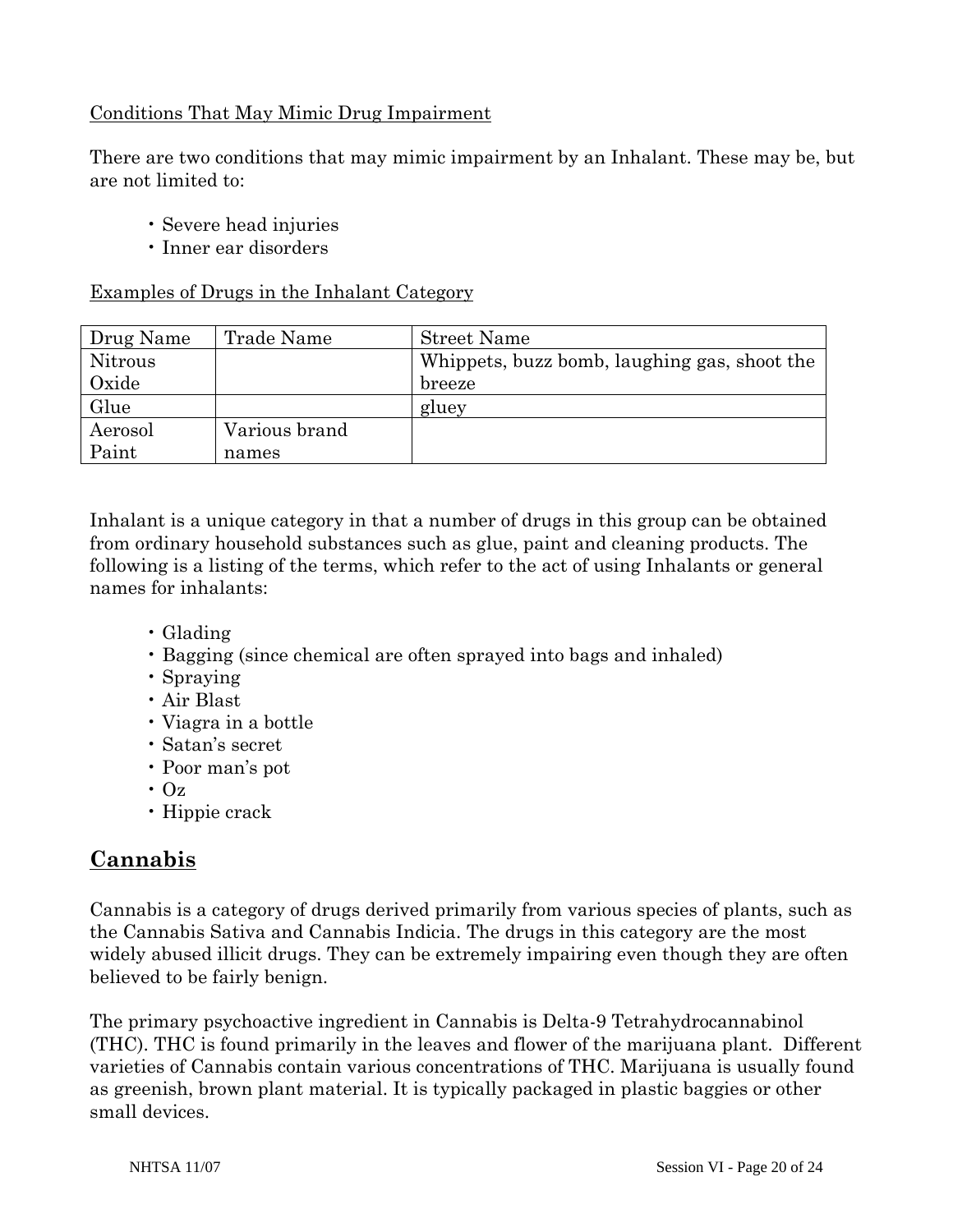Conditions That May Mimic Drug Impairment

There are two conditions that may mimic impairment by an Inhalant. These may be, but are not limited to:

- Severe head injuries
- Inner ear disorders

Examples of Drugs in the Inhalant Category

| Drug Name | Trade Name | Street Name |
|---|---|---|
| Nitrous Oxide | | Whippets, buzz bomb, laughing gas, shoot the breeze |
| Glue | | gluey |
| Aerosol Paint | Various brand names | |

Inhalant is a unique category in that a number of drugs in this group can be obtained from ordinary household substances such as glue, paint and cleaning products. The following is a listing of the terms, which refer to the act of using Inhalants or general names for inhalants:

- Glading
- Bagging (since chemical are often sprayed into bags and inhaled)
- Spraying
- Air Blast
- Viagra in a bottle
- Satan's secret
- Poor man's pot
- Oz
- Hippie crack

## Cannabis

Cannabis is a category of drugs derived primarily from various species of plants, such as the Cannabis Sativa and Cannabis Indicia. The drugs in this category are the most widely abused illicit drugs. They can be extremely impairing even though they are often believed to be fairly benign.

The primary psychoactive ingredient in Cannabis is Delta-9 Tetrahydrocannabinol (THC). THC is found primarily in the leaves and flower of the marijuana plant. Different varieties of Cannabis contain various concentrations of THC. Marijuana is usually found as greenish, brown plant material. It is typically packaged in plastic baggies or other small devices.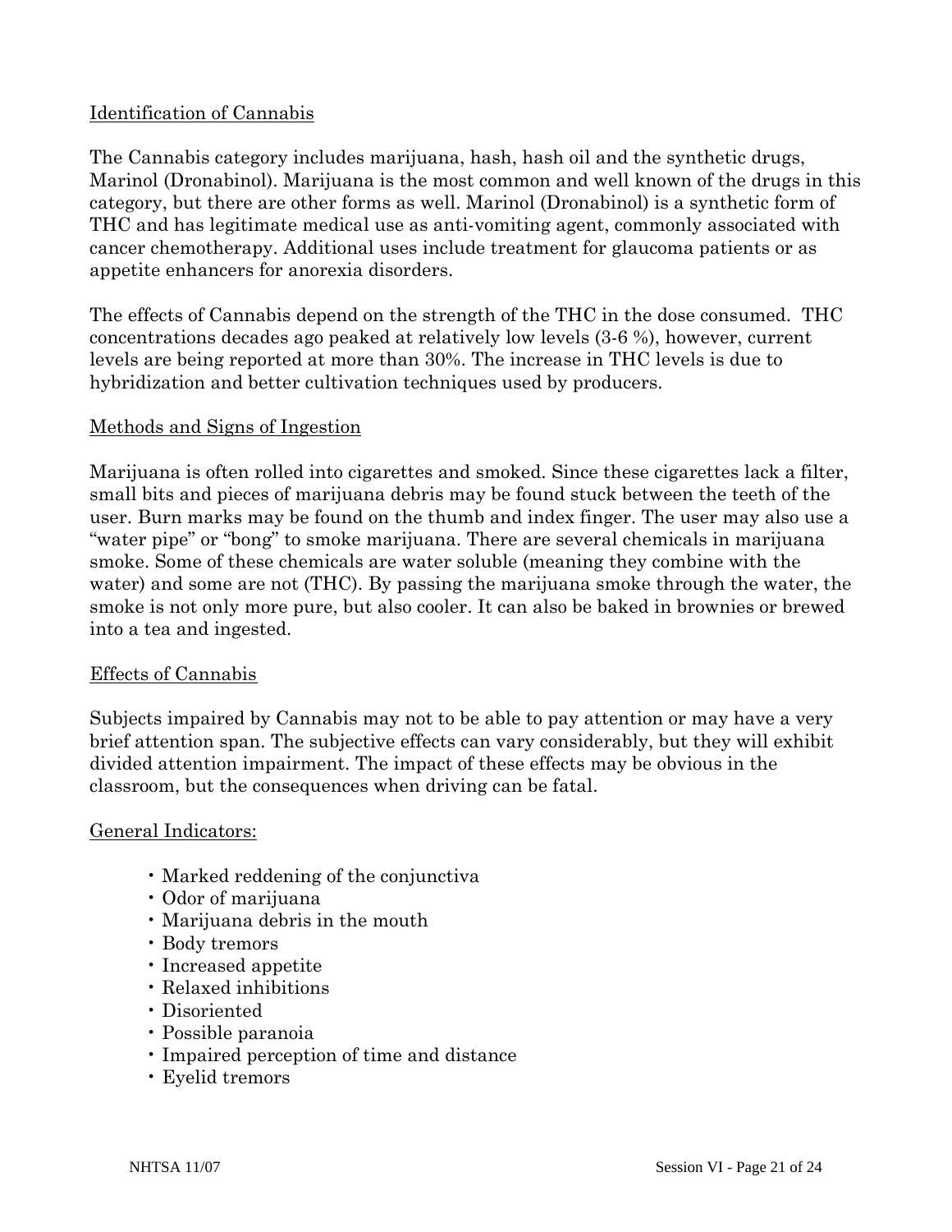Identification of Cannabis

The Cannabis category includes marijuana, hash, hash oil and the synthetic drugs, Marinol (Dronabinol). Marijuana is the most common and well known of the drugs in this category, but there are other forms as well. Marinol (Dronabinol) is a synthetic form of THC and has legitimate medical use as anti-vomiting agent, commonly associated with cancer chemotherapy. Additional uses include treatment for glaucoma patients or as appetite enhancers for anorexia disorders.

The effects of Cannabis depend on the strength of the THC in the dose consumed. THC concentrations decades ago peaked at relatively low levels (3-6 %), however, current levels are being reported at more than 30%. The increase in THC levels is due to hybridization and better cultivation techniques used by producers.

Methods and Signs of Ingestion

Marijuana is often rolled into cigarettes and smoked. Since these cigarettes lack a filter, small bits and pieces of marijuana debris may be found stuck between the teeth of the user. Burn marks may be found on the thumb and index finger. The user may also use a "water pipe" or "bong" to smoke marijuana. There are several chemicals in marijuana smoke. Some of these chemicals are water soluble (meaning they combine with the water) and some are not (THC). By passing the marijuana smoke through the water, the smoke is not only more pure, but also cooler. It can also be baked in brownies or brewed into a tea and ingested.

Effects of Cannabis

Subjects impaired by Cannabis may not to be able to pay attention or may have a very brief attention span. The subjective effects can vary considerably, but they will exhibit divided attention impairment. The impact of these effects may be obvious in the classroom, but the consequences when driving can be fatal.

General Indicators:

- Marked reddening of the conjunctiva
- Odor of marijuana
- Marijuana debris in the mouth
- Body tremors
- Increased appetite
- Relaxed inhibitions
- Disoriented
- Possible paranoia
- Impaired perception of time and distance
- Eyelid tremors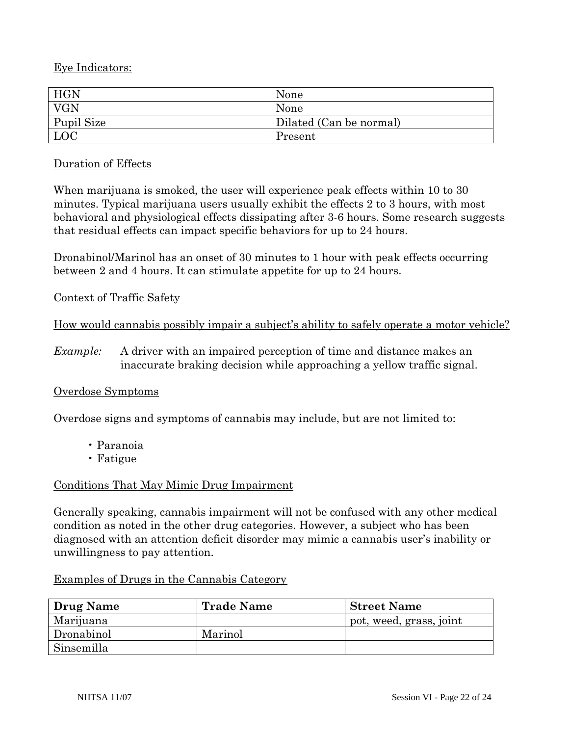Eye Indicators:

| HGN | None |
|---|---|
| VGN | None |
| Pupil Size | Dilated (Can be normal) |
| LOC | Present |

Duration of Effects

When marijuana is smoked, the user will experience peak effects within 10 to 30 minutes. Typical marijuana users usually exhibit the effects 2 to 3 hours, with most behavioral and physiological effects dissipating after 3-6 hours. Some research suggests that residual effects can impact specific behaviors for up to 24 hours.

Dronabinol/Marinol has an onset of 30 minutes to 1 hour with peak effects occurring between 2 and 4 hours. It can stimulate appetite for up to 24 hours.

Context of Traffic Safety

How would cannabis possibly impair a subject's ability to safely operate a motor vehicle?

*Example:* A driver with an impaired perception of time and distance makes an inaccurate braking decision while approaching a yellow traffic signal.

Overdose Symptoms

Overdose signs and symptoms of cannabis may include, but are not limited to:

- Paranoia
- Fatigue

Conditions That May Mimic Drug Impairment

Generally speaking, cannabis impairment will not be confused with any other medical condition as noted in the other drug categories. However, a subject who has been diagnosed with an attention deficit disorder may mimic a cannabis user's inability or unwillingness to pay attention.

Examples of Drugs in the Cannabis Category

| Drug Name | Trade Name | Street Name |
|---|---|---|
| Marijuana | | pot, weed, grass, joint |
| Dronabinol | Marinol | |
| Sinsemilla | | |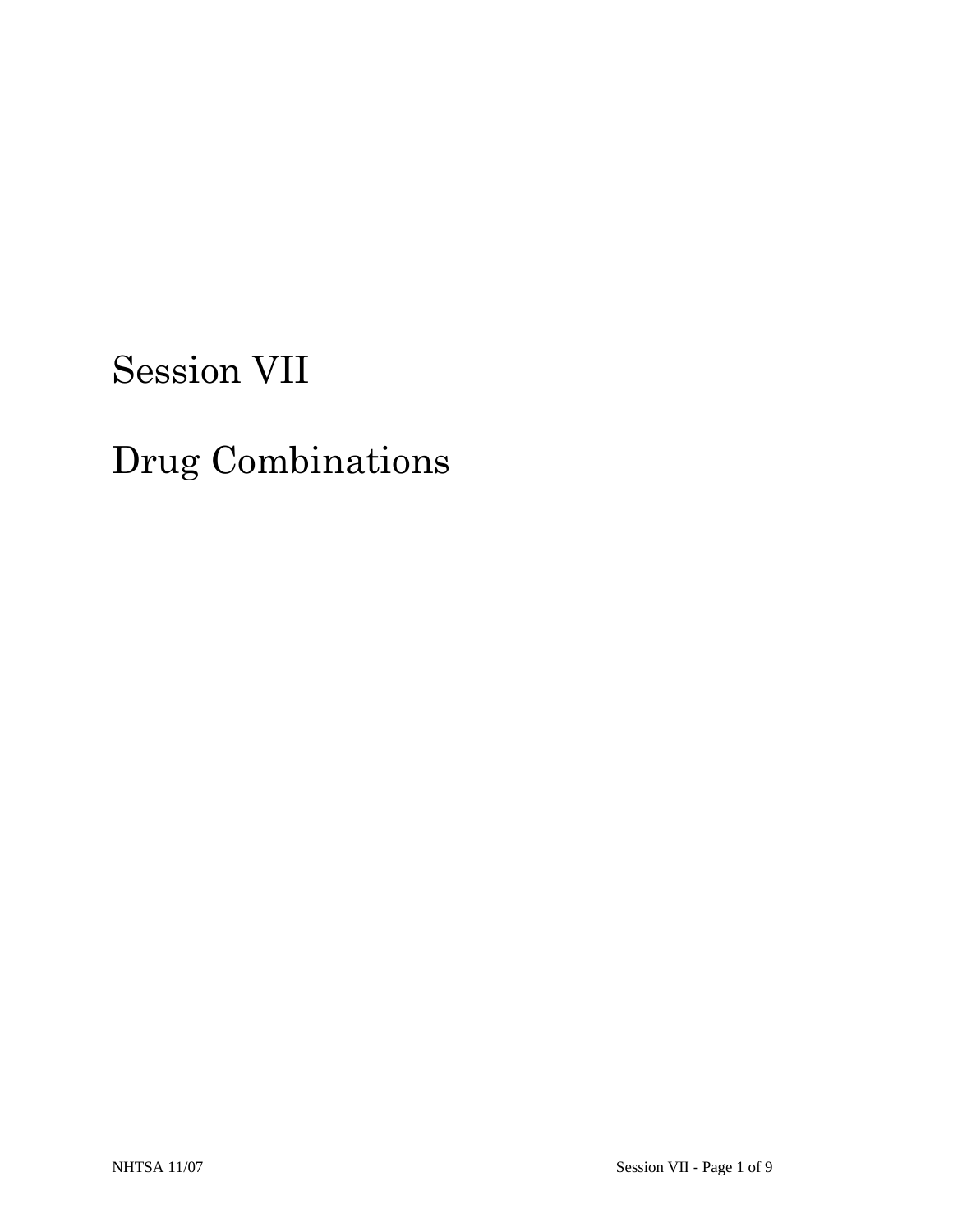# Session VII

# Drug Combinations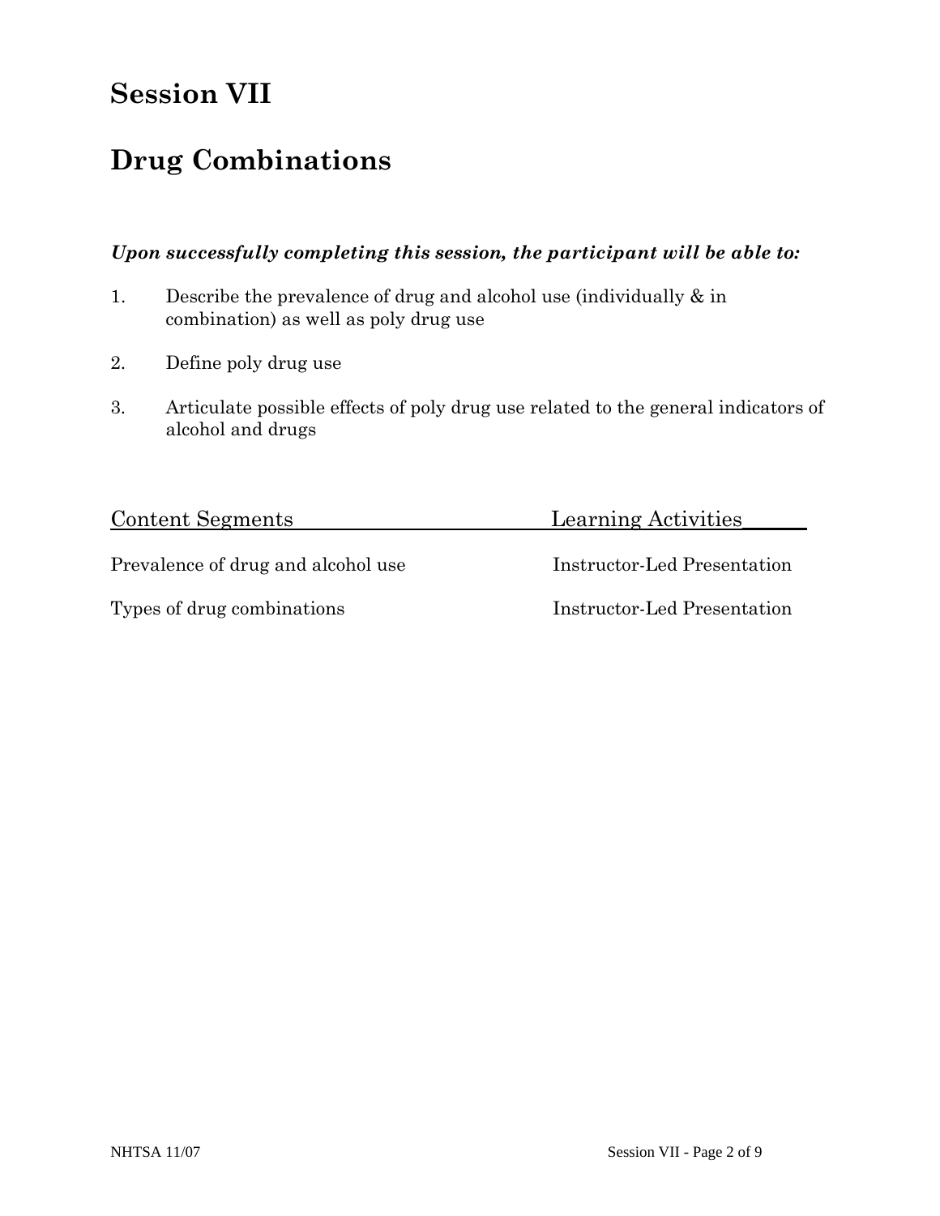# Session VII

# Drug Combinations

***Upon successfully completing this session, the participant will be able to:***

1. Describe the prevalence of drug and alcohol use (individually & in combination) as well as poly drug use

2. Define poly drug use

3. Articulate possible effects of poly drug use related to the general indicators of alcohol and drugs

| Content Segments | Learning Activities |
|---|---|
| Prevalence of drug and alcohol use | Instructor-Led Presentation |
| Types of drug combinations | Instructor-Led Presentation |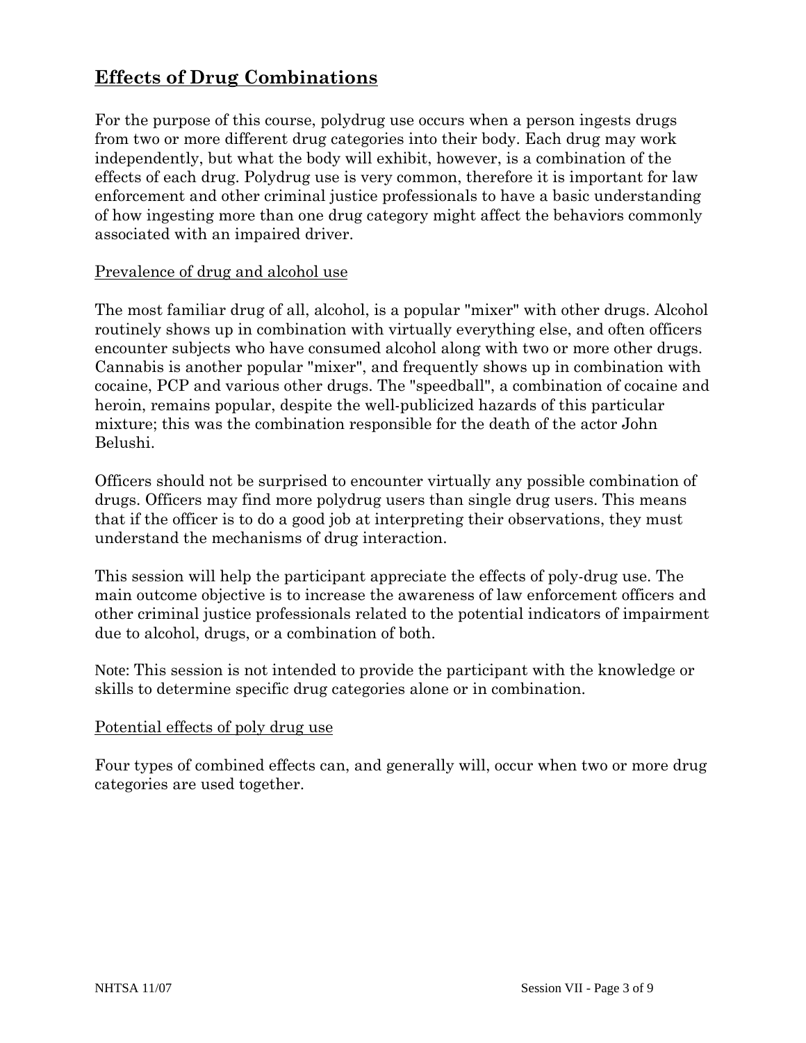## Effects of Drug Combinations

For the purpose of this course, polydrug use occurs when a person ingests drugs from two or more different drug categories into their body. Each drug may work independently, but what the body will exhibit, however, is a combination of the effects of each drug. Polydrug use is very common, therefore it is important for law enforcement and other criminal justice professionals to have a basic understanding of how ingesting more than one drug category might affect the behaviors commonly associated with an impaired driver.

Prevalence of drug and alcohol use

The most familiar drug of all, alcohol, is a popular "mixer" with other drugs. Alcohol routinely shows up in combination with virtually everything else, and often officers encounter subjects who have consumed alcohol along with two or more other drugs. Cannabis is another popular "mixer", and frequently shows up in combination with cocaine, PCP and various other drugs. The "speedball", a combination of cocaine and heroin, remains popular, despite the well-publicized hazards of this particular mixture; this was the combination responsible for the death of the actor John Belushi.

Officers should not be surprised to encounter virtually any possible combination of drugs. Officers may find more polydrug users than single drug users. This means that if the officer is to do a good job at interpreting their observations, they must understand the mechanisms of drug interaction.

This session will help the participant appreciate the effects of poly-drug use. The main outcome objective is to increase the awareness of law enforcement officers and other criminal justice professionals related to the potential indicators of impairment due to alcohol, drugs, or a combination of both.

Note: This session is not intended to provide the participant with the knowledge or skills to determine specific drug categories alone or in combination.

Potential effects of poly drug use

Four types of combined effects can, and generally will, occur when two or more drug categories are used together.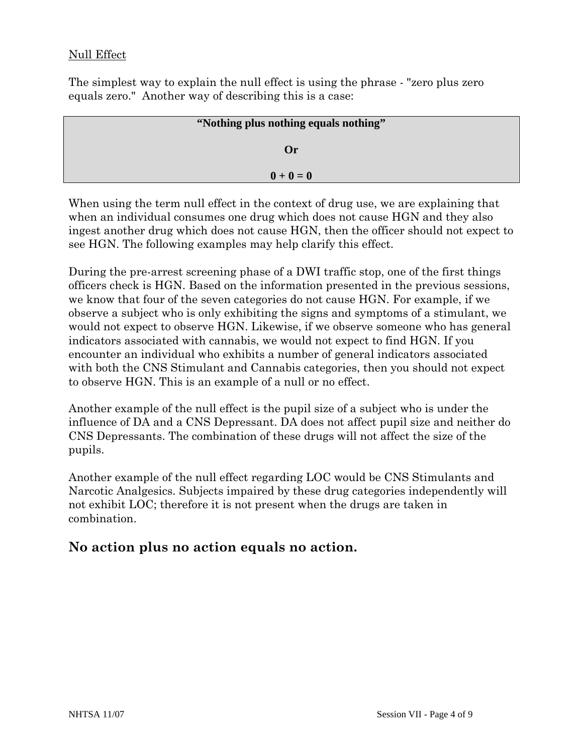Null Effect

The simplest way to explain the null effect is using the phrase - "zero plus zero equals zero." Another way of describing this is a case:

> **"Nothing plus nothing equals nothing"**
>
> **Or**
>
> **0 + 0 = 0**

When using the term null effect in the context of drug use, we are explaining that when an individual consumes one drug which does not cause HGN and they also ingest another drug which does not cause HGN, then the officer should not expect to see HGN. The following examples may help clarify this effect.

During the pre-arrest screening phase of a DWI traffic stop, one of the first things officers check is HGN. Based on the information presented in the previous sessions, we know that four of the seven categories do not cause HGN. For example, if we observe a subject who is only exhibiting the signs and symptoms of a stimulant, we would not expect to observe HGN. Likewise, if we observe someone who has general indicators associated with cannabis, we would not expect to find HGN. If you encounter an individual who exhibits a number of general indicators associated with both the CNS Stimulant and Cannabis categories, then you should not expect to observe HGN. This is an example of a null or no effect.

Another example of the null effect is the pupil size of a subject who is under the influence of DA and a CNS Depressant. DA does not affect pupil size and neither do CNS Depressants. The combination of these drugs will not affect the size of the pupils.

Another example of the null effect regarding LOC would be CNS Stimulants and Narcotic Analgesics. Subjects impaired by these drug categories independently will not exhibit LOC; therefore it is not present when the drugs are taken in combination.

## No action plus no action equals no action.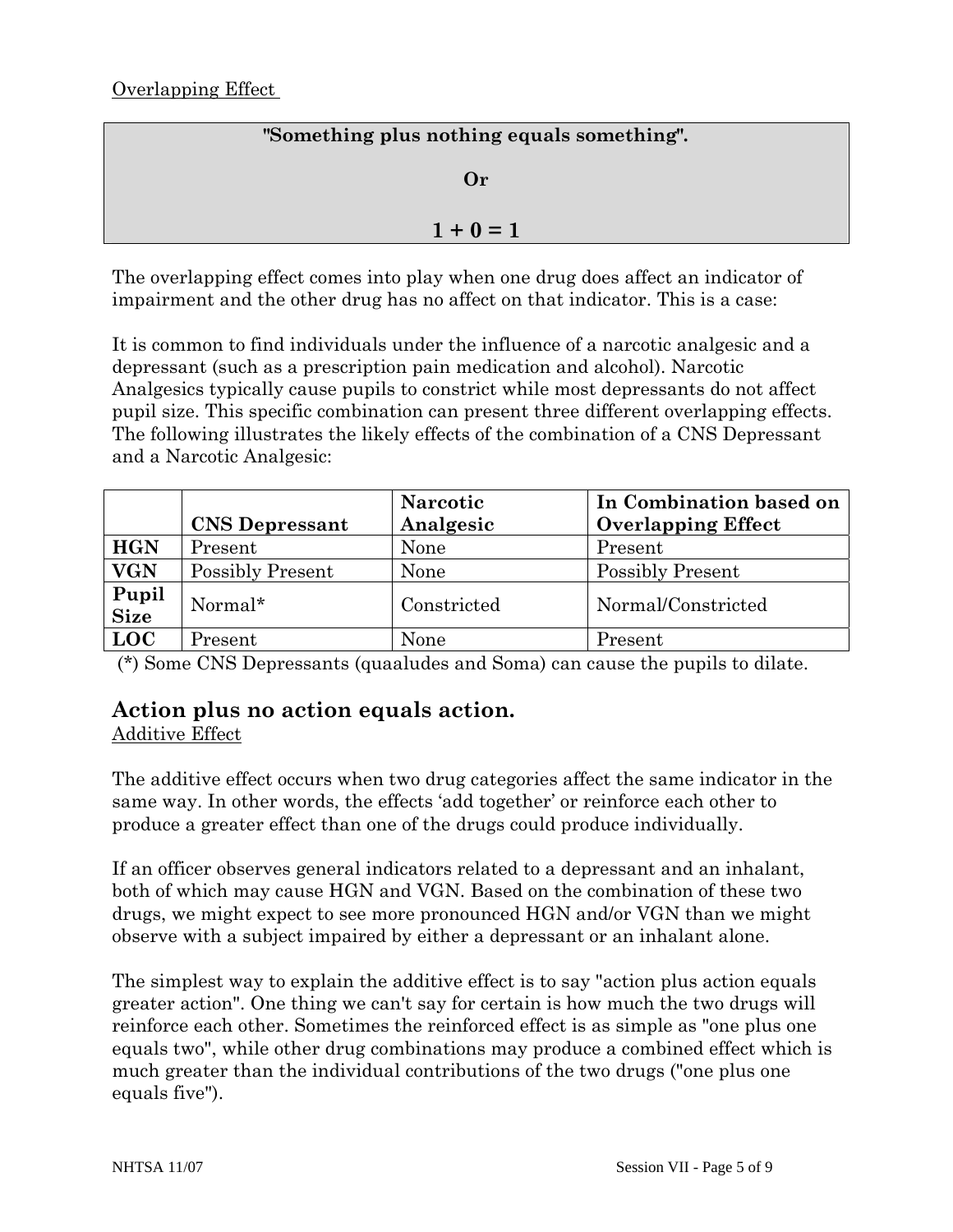Overlapping Effect

**"Something plus nothing equals something".**

**Or**

**1 + 0 = 1**

The overlapping effect comes into play when one drug does affect an indicator of impairment and the other drug has no affect on that indicator. This is a case:

It is common to find individuals under the influence of a narcotic analgesic and a depressant (such as a prescription pain medication and alcohol). Narcotic Analgesics typically cause pupils to constrict while most depressants do not affect pupil size. This specific combination can present three different overlapping effects. The following illustrates the likely effects of the combination of a CNS Depressant and a Narcotic Analgesic:

| | **CNS Depressant** | **Narcotic Analgesic** | **In Combination based on Overlapping Effect** |
|---|---|---|---|
| **HGN** | Present | None | Present |
| **VGN** | Possibly Present | None | Possibly Present |
| **Pupil Size** | Normal* | Constricted | Normal/Constricted |
| **LOC** | Present | None | Present |

(*) Some CNS Depressants (quaaludes and Soma) can cause the pupils to dilate.

## Action plus no action equals action.

Additive Effect

The additive effect occurs when two drug categories affect the same indicator in the same way. In other words, the effects 'add together' or reinforce each other to produce a greater effect than one of the drugs could produce individually.

If an officer observes general indicators related to a depressant and an inhalant, both of which may cause HGN and VGN. Based on the combination of these two drugs, we might expect to see more pronounced HGN and/or VGN than we might observe with a subject impaired by either a depressant or an inhalant alone.

The simplest way to explain the additive effect is to say "action plus action equals greater action". One thing we can't say for certain is how much the two drugs will reinforce each other. Sometimes the reinforced effect is as simple as "one plus one equals two", while other drug combinations may produce a combined effect which is much greater than the individual contributions of the two drugs ("one plus one equals five").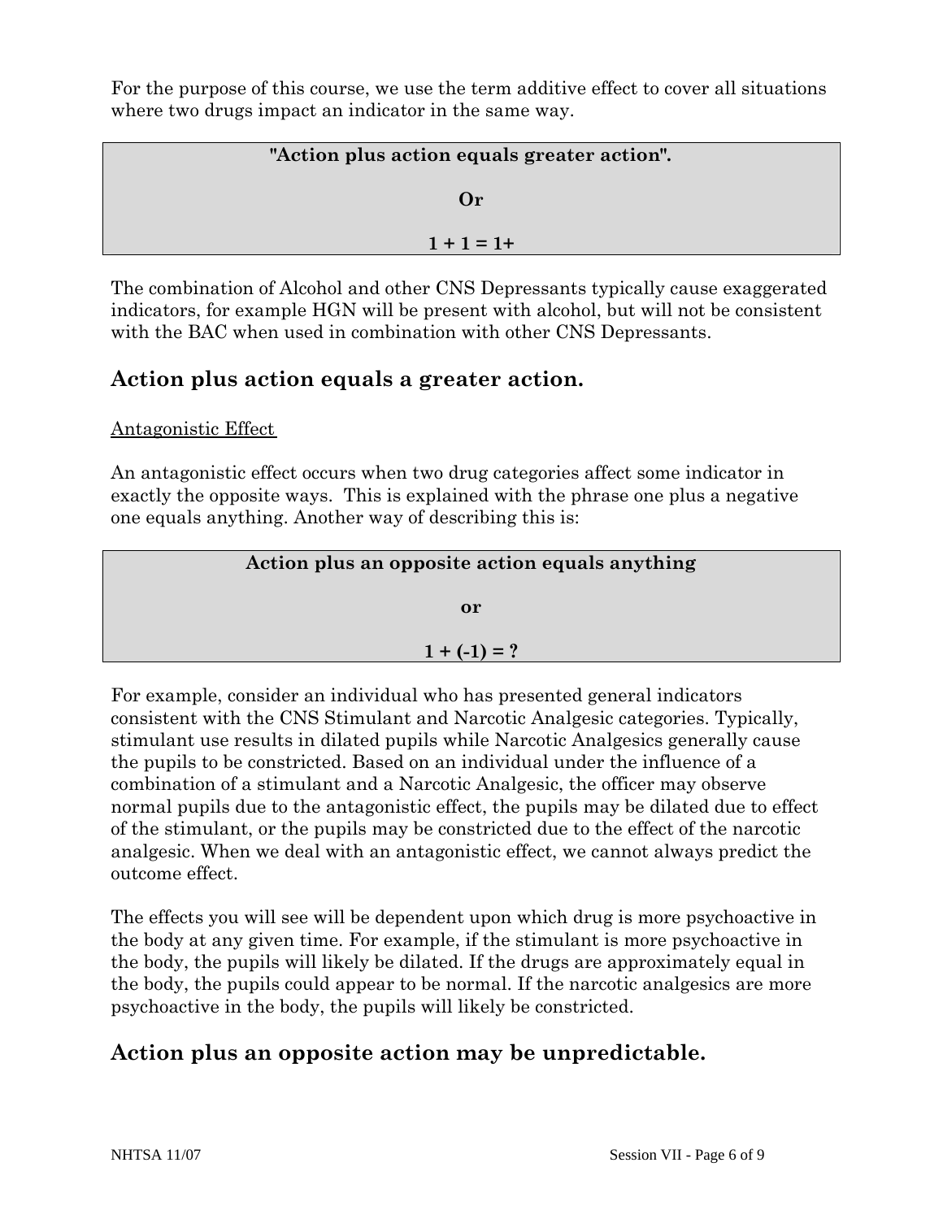For the purpose of this course, we use the term additive effect to cover all situations where two drugs impact an indicator in the same way.

| **"Action plus action equals greater action".** |
| --- |
| **Or** |
| **1 + 1 = 1+** |

The combination of Alcohol and other CNS Depressants typically cause exaggerated indicators, for example HGN will be present with alcohol, but will not be consistent with the BAC when used in combination with other CNS Depressants.

## Action plus action equals a greater action.

Antagonistic Effect

An antagonistic effect occurs when two drug categories affect some indicator in exactly the opposite ways. This is explained with the phrase one plus a negative one equals anything. Another way of describing this is:

| **Action plus an opposite action equals anything** |
| --- |
| **or** |
| **1 + (-1) = ?** |

For example, consider an individual who has presented general indicators consistent with the CNS Stimulant and Narcotic Analgesic categories. Typically, stimulant use results in dilated pupils while Narcotic Analgesics generally cause the pupils to be constricted. Based on an individual under the influence of a combination of a stimulant and a Narcotic Analgesic, the officer may observe normal pupils due to the antagonistic effect, the pupils may be dilated due to effect of the stimulant, or the pupils may be constricted due to the effect of the narcotic analgesic. When we deal with an antagonistic effect, we cannot always predict the outcome effect.

The effects you will see will be dependent upon which drug is more psychoactive in the body at any given time. For example, if the stimulant is more psychoactive in the body, the pupils will likely be dilated. If the drugs are approximately equal in the body, the pupils could appear to be normal. If the narcotic analgesics are more psychoactive in the body, the pupils will likely be constricted.

## Action plus an opposite action may be unpredictable.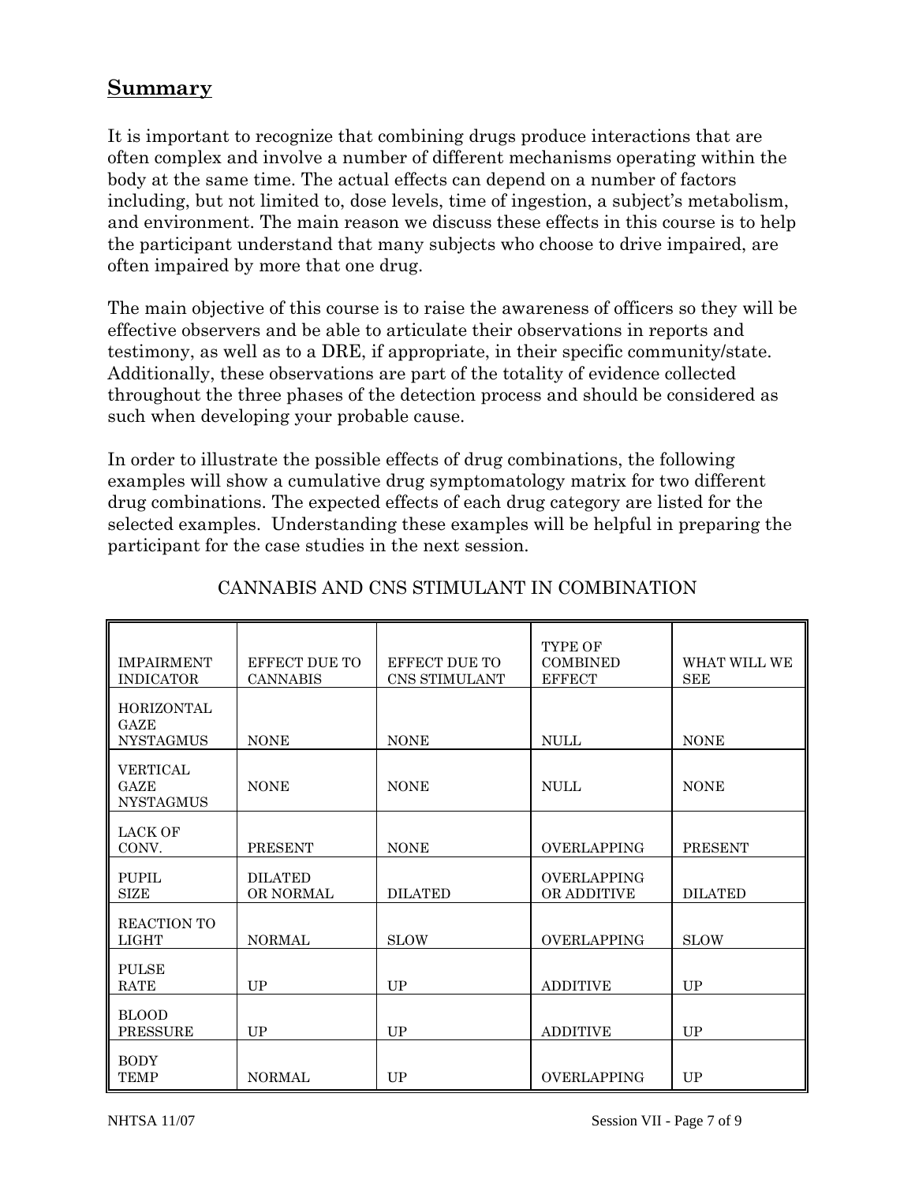## Summary

It is important to recognize that combining drugs produce interactions that are often complex and involve a number of different mechanisms operating within the body at the same time. The actual effects can depend on a number of factors including, but not limited to, dose levels, time of ingestion, a subject's metabolism, and environment. The main reason we discuss these effects in this course is to help the participant understand that many subjects who choose to drive impaired, are often impaired by more that one drug.

The main objective of this course is to raise the awareness of officers so they will be effective observers and be able to articulate their observations in reports and testimony, as well as to a DRE, if appropriate, in their specific community/state. Additionally, these observations are part of the totality of evidence collected throughout the three phases of the detection process and should be considered as such when developing your probable cause.

In order to illustrate the possible effects of drug combinations, the following examples will show a cumulative drug symptomatology matrix for two different drug combinations. The expected effects of each drug category are listed for the selected examples. Understanding these examples will be helpful in preparing the participant for the case studies in the next session.

CANNABIS AND CNS STIMULANT IN COMBINATION

| IMPAIRMENT INDICATOR | EFFECT DUE TO CANNABIS | EFFECT DUE TO CNS STIMULANT | TYPE OF COMBINED EFFECT | WHAT WILL WE SEE |
|---|---|---|---|---|
| HORIZONTAL GAZE NYSTAGMUS | NONE | NONE | NULL | NONE |
| VERTICAL GAZE NYSTAGMUS | NONE | NONE | NULL | NONE |
| LACK OF CONV. | PRESENT | NONE | OVERLAPPING | PRESENT |
| PUPIL SIZE | DILATED OR NORMAL | DILATED | OVERLAPPING OR ADDITIVE | DILATED |
| REACTION TO LIGHT | NORMAL | SLOW | OVERLAPPING | SLOW |
| PULSE RATE | UP | UP | ADDITIVE | UP |
| BLOOD PRESSURE | UP | UP | ADDITIVE | UP |
| BODY TEMP | NORMAL | UP | OVERLAPPING | UP |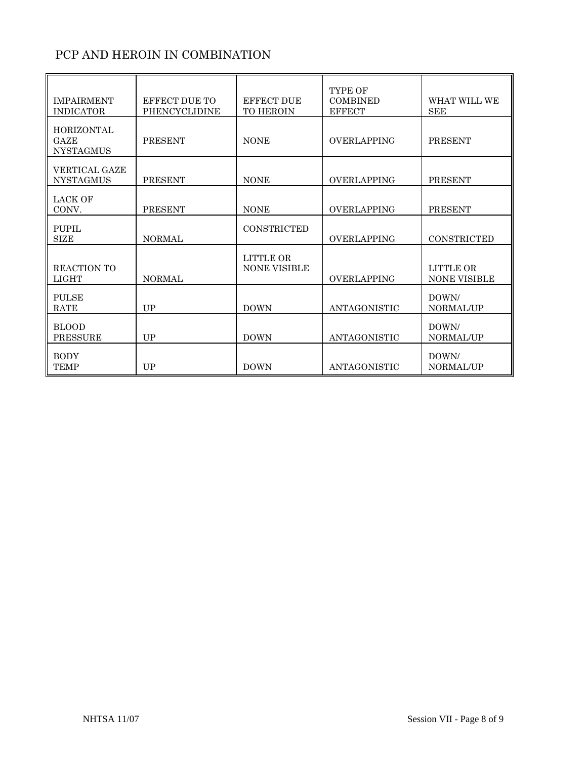## PCP AND HEROIN IN COMBINATION

| IMPAIRMENT INDICATOR | EFFECT DUE TO PHENCYCLIDINE | EFFECT DUE TO HEROIN | TYPE OF COMBINED EFFECT | WHAT WILL WE SEE |
|---|---|---|---|---|
| HORIZONTAL GAZE NYSTAGMUS | PRESENT | NONE | OVERLAPPING | PRESENT |
| VERTICAL GAZE NYSTAGMUS | PRESENT | NONE | OVERLAPPING | PRESENT |
| LACK OF CONV. | PRESENT | NONE | OVERLAPPING | PRESENT |
| PUPIL SIZE | NORMAL | CONSTRICTED | OVERLAPPING | CONSTRICTED |
| REACTION TO LIGHT | NORMAL | LITTLE OR NONE VISIBLE | OVERLAPPING | LITTLE OR NONE VISIBLE |
| PULSE RATE | UP | DOWN | ANTAGONISTIC | DOWN/ NORMAL/UP |
| BLOOD PRESSURE | UP | DOWN | ANTAGONISTIC | DOWN/ NORMAL/UP |
| BODY TEMP | UP | DOWN | ANTAGONISTIC | DOWN/ NORMAL/UP |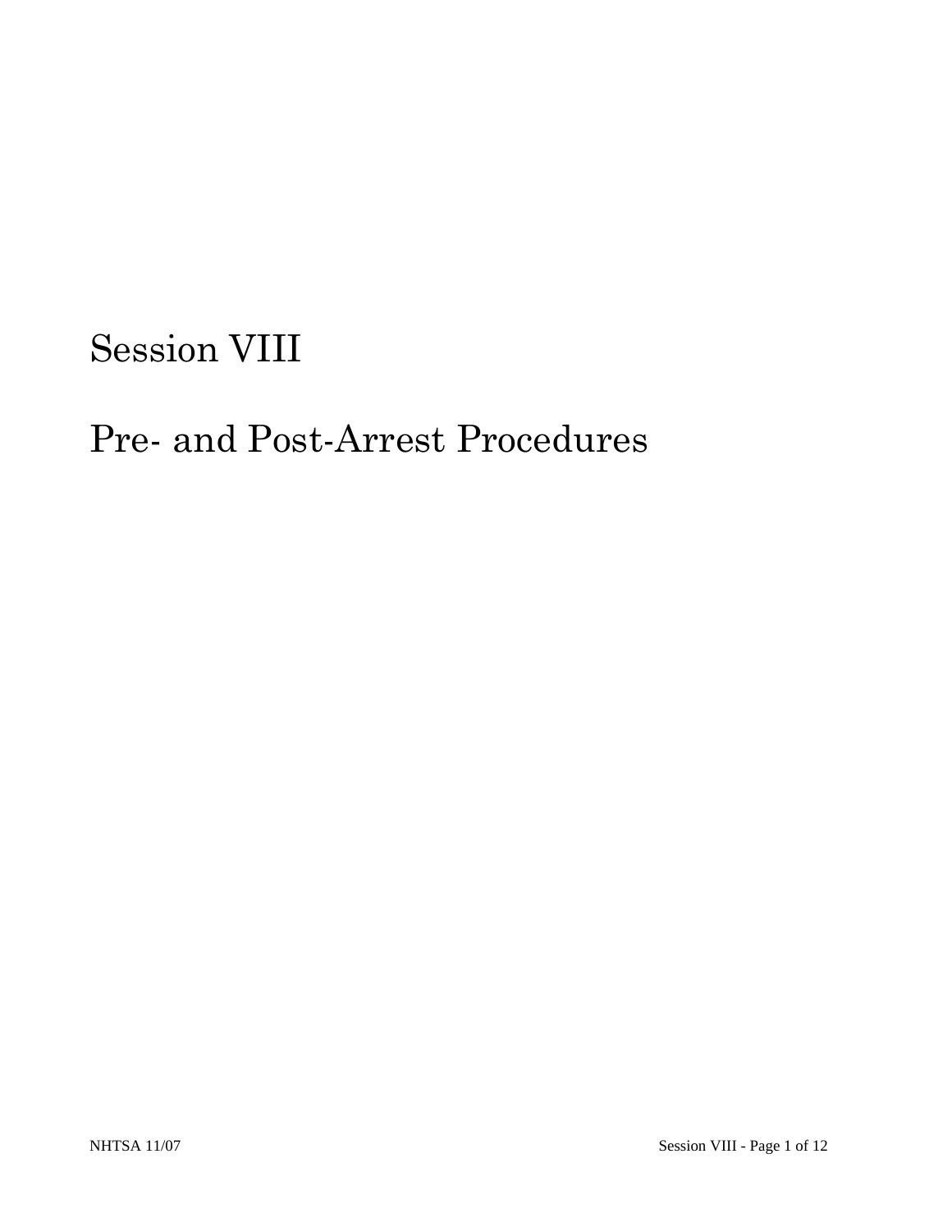# Session VIII

# Pre- and Post-Arrest Procedures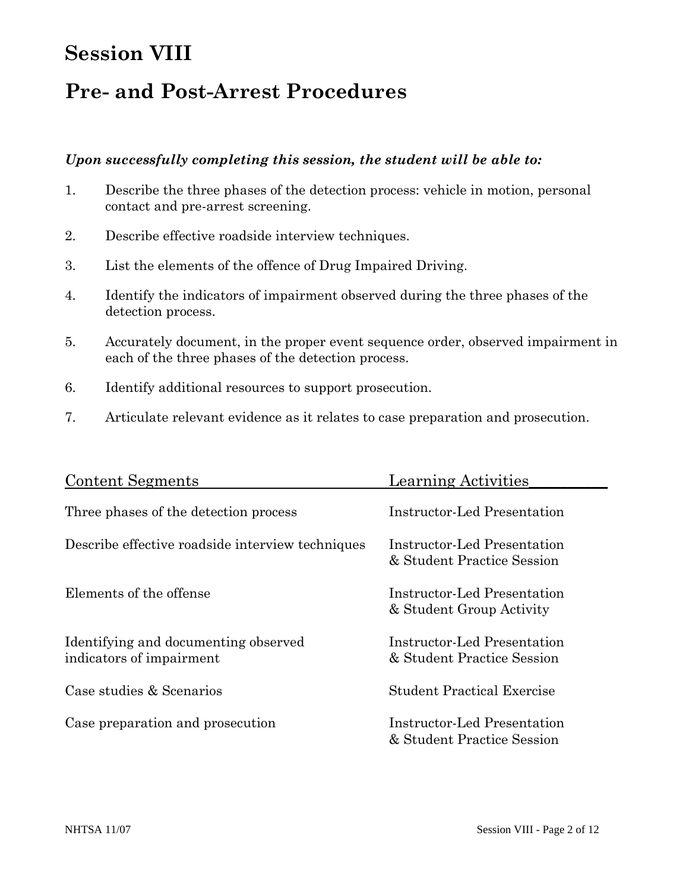# Session VIII

# Pre- and Post-Arrest Procedures

***Upon successfully completing this session, the student will be able to:***

1. Describe the three phases of the detection process: vehicle in motion, personal contact and pre-arrest screening.
2. Describe effective roadside interview techniques.
3. List the elements of the offence of Drug Impaired Driving.
4. Identify the indicators of impairment observed during the three phases of the detection process.
5. Accurately document, in the proper event sequence order, observed impairment in each of the three phases of the detection process.
6. Identify additional resources to support prosecution.
7. Articulate relevant evidence as it relates to case preparation and prosecution.

| Content Segments | Learning Activities |
|---|---|
| Three phases of the detection process | Instructor-Led Presentation |
| Describe effective roadside interview techniques | Instructor-Led Presentation & Student Practice Session |
| Elements of the offense | Instructor-Led Presentation & Student Group Activity |
| Identifying and documenting observed indicators of impairment | Instructor-Led Presentation & Student Practice Session |
| Case studies & Scenarios | Student Practical Exercise |
| Case preparation and prosecution | Instructor-Led Presentation & Student Practice Session |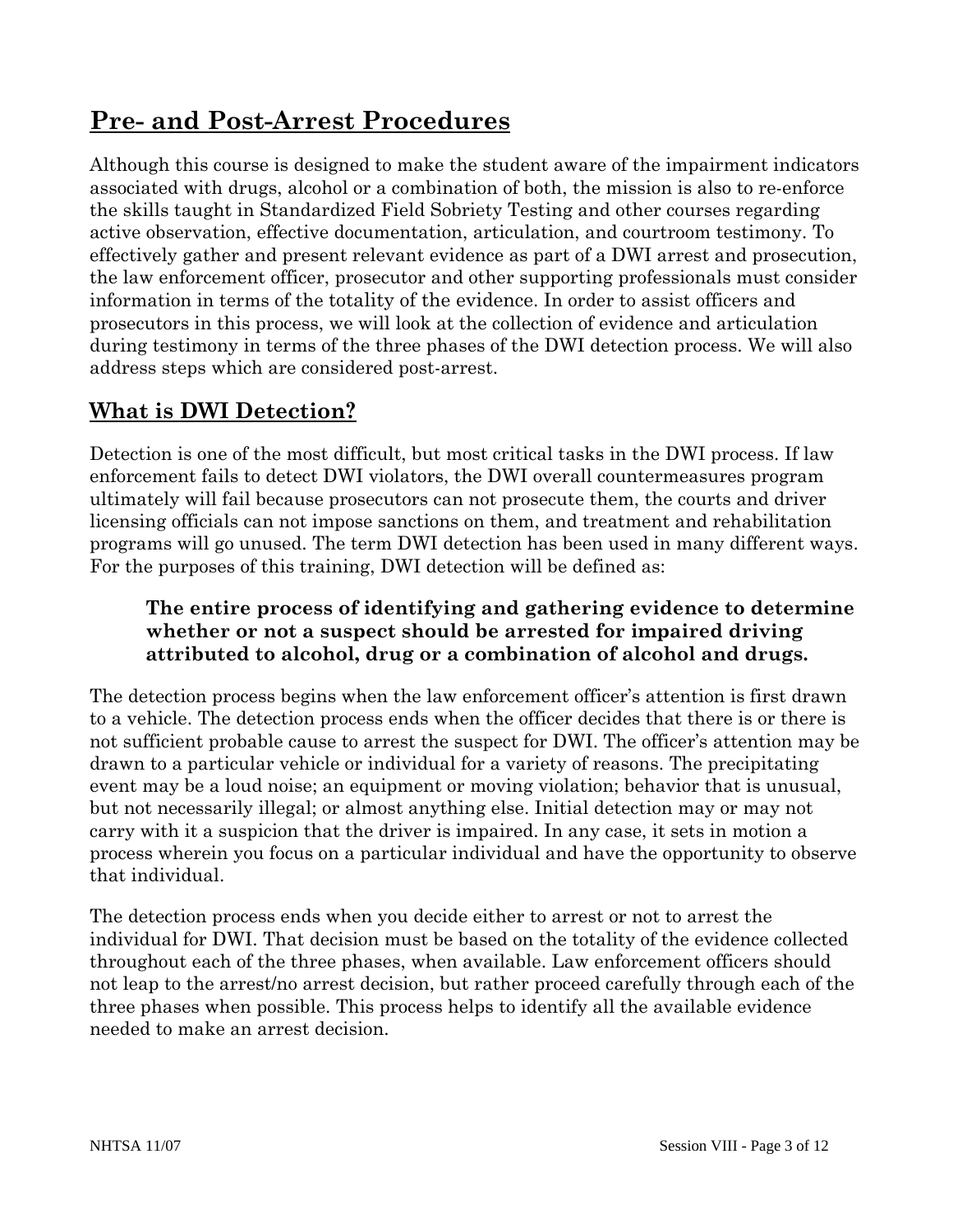# Pre- and Post-Arrest Procedures

Although this course is designed to make the student aware of the impairment indicators associated with drugs, alcohol or a combination of both, the mission is also to re-enforce the skills taught in Standardized Field Sobriety Testing and other courses regarding active observation, effective documentation, articulation, and courtroom testimony. To effectively gather and present relevant evidence as part of a DWI arrest and prosecution, the law enforcement officer, prosecutor and other supporting professionals must consider information in terms of the totality of the evidence. In order to assist officers and prosecutors in this process, we will look at the collection of evidence and articulation during testimony in terms of the three phases of the DWI detection process. We will also address steps which are considered post-arrest.

## What is DWI Detection?

Detection is one of the most difficult, but most critical tasks in the DWI process. If law enforcement fails to detect DWI violators, the DWI overall countermeasures program ultimately will fail because prosecutors can not prosecute them, the courts and driver licensing officials can not impose sanctions on them, and treatment and rehabilitation programs will go unused. The term DWI detection has been used in many different ways. For the purposes of this training, DWI detection will be defined as:

> **The entire process of identifying and gathering evidence to determine whether or not a suspect should be arrested for impaired driving attributed to alcohol, drug or a combination of alcohol and drugs.**

The detection process begins when the law enforcement officer's attention is first drawn to a vehicle. The detection process ends when the officer decides that there is or there is not sufficient probable cause to arrest the suspect for DWI. The officer's attention may be drawn to a particular vehicle or individual for a variety of reasons. The precipitating event may be a loud noise; an equipment or moving violation; behavior that is unusual, but not necessarily illegal; or almost anything else. Initial detection may or may not carry with it a suspicion that the driver is impaired. In any case, it sets in motion a process wherein you focus on a particular individual and have the opportunity to observe that individual.

The detection process ends when you decide either to arrest or not to arrest the individual for DWI. That decision must be based on the totality of the evidence collected throughout each of the three phases, when available. Law enforcement officers should not leap to the arrest/no arrest decision, but rather proceed carefully through each of the three phases when possible. This process helps to identify all the available evidence needed to make an arrest decision.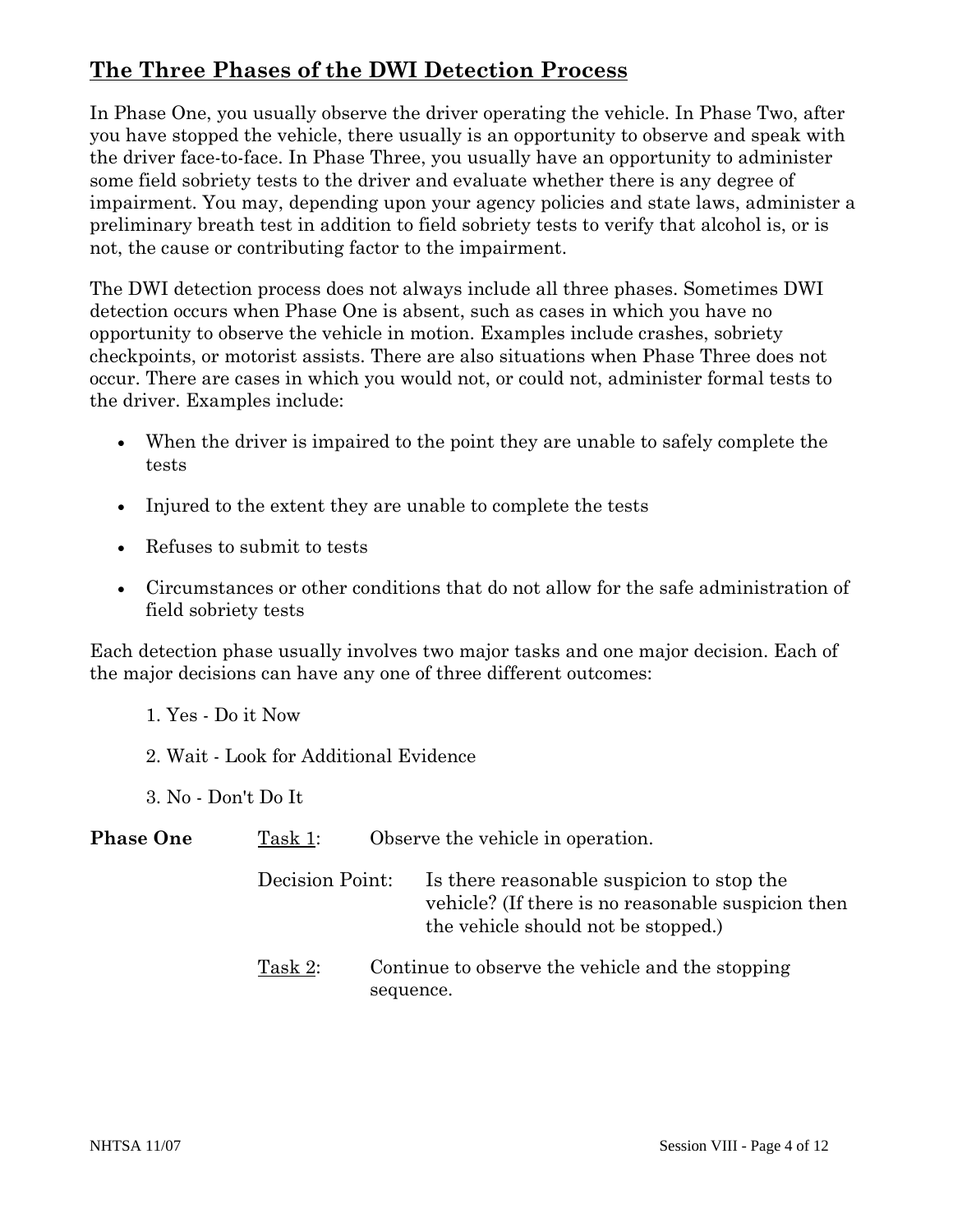## The Three Phases of the DWI Detection Process

In Phase One, you usually observe the driver operating the vehicle. In Phase Two, after you have stopped the vehicle, there usually is an opportunity to observe and speak with the driver face-to-face. In Phase Three, you usually have an opportunity to administer some field sobriety tests to the driver and evaluate whether there is any degree of impairment. You may, depending upon your agency policies and state laws, administer a preliminary breath test in addition to field sobriety tests to verify that alcohol is, or is not, the cause or contributing factor to the impairment.

The DWI detection process does not always include all three phases. Sometimes DWI detection occurs when Phase One is absent, such as cases in which you have no opportunity to observe the vehicle in motion. Examples include crashes, sobriety checkpoints, or motorist assists. There are also situations when Phase Three does not occur. There are cases in which you would not, or could not, administer formal tests to the driver. Examples include:

- When the driver is impaired to the point they are unable to safely complete the tests
- Injured to the extent they are unable to complete the tests
- Refuses to submit to tests
- Circumstances or other conditions that do not allow for the safe administration of field sobriety tests

Each detection phase usually involves two major tasks and one major decision. Each of the major decisions can have any one of three different outcomes:

1. Yes - Do it Now
2. Wait - Look for Additional Evidence
3. No - Don't Do It

**Phase One**

Task 1: Observe the vehicle in operation.

Decision Point: Is there reasonable suspicion to stop the vehicle? (If there is no reasonable suspicion then the vehicle should not be stopped.)

Task 2: Continue to observe the vehicle and the stopping sequence.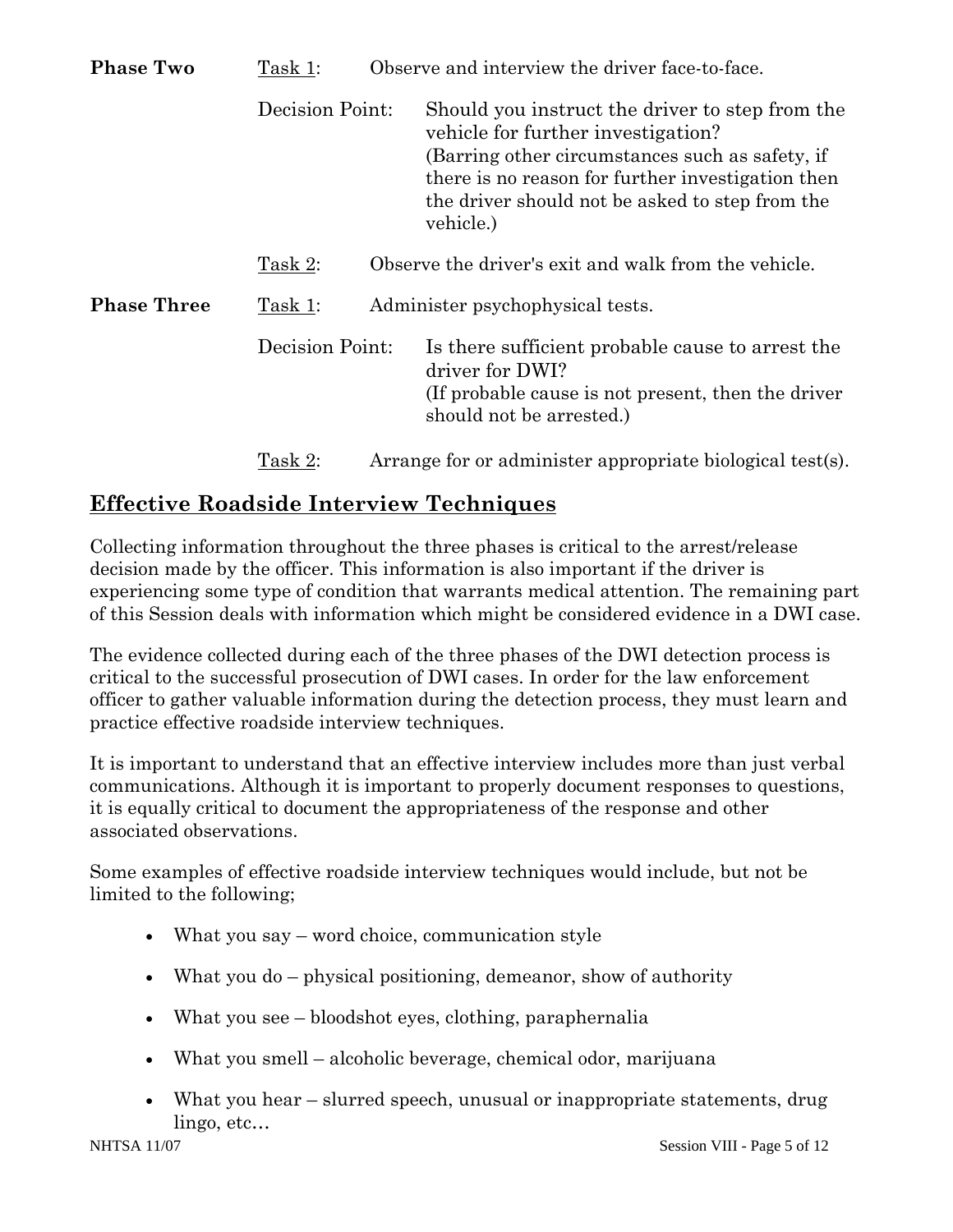**Phase Two**

Task 1: Observe and interview the driver face-to-face.

Decision Point: Should you instruct the driver to step from the vehicle for further investigation? (Barring other circumstances such as safety, if there is no reason for further investigation then the driver should not be asked to step from the vehicle.)

Task 2: Observe the driver's exit and walk from the vehicle.

**Phase Three**

Task 1: Administer psychophysical tests.

Decision Point: Is there sufficient probable cause to arrest the driver for DWI? (If probable cause is not present, then the driver should not be arrested.)

Task 2: Arrange for or administer appropriate biological test(s).

## Effective Roadside Interview Techniques

Collecting information throughout the three phases is critical to the arrest/release decision made by the officer. This information is also important if the driver is experiencing some type of condition that warrants medical attention. The remaining part of this Session deals with information which might be considered evidence in a DWI case.

The evidence collected during each of the three phases of the DWI detection process is critical to the successful prosecution of DWI cases. In order for the law enforcement officer to gather valuable information during the detection process, they must learn and practice effective roadside interview techniques.

It is important to understand that an effective interview includes more than just verbal communications. Although it is important to properly document responses to questions, it is equally critical to document the appropriateness of the response and other associated observations.

Some examples of effective roadside interview techniques would include, but not be limited to the following;

- What you say – word choice, communication style
- What you do – physical positioning, demeanor, show of authority
- What you see – bloodshot eyes, clothing, paraphernalia
- What you smell – alcoholic beverage, chemical odor, marijuana
- What you hear – slurred speech, unusual or inappropriate statements, drug lingo, etc…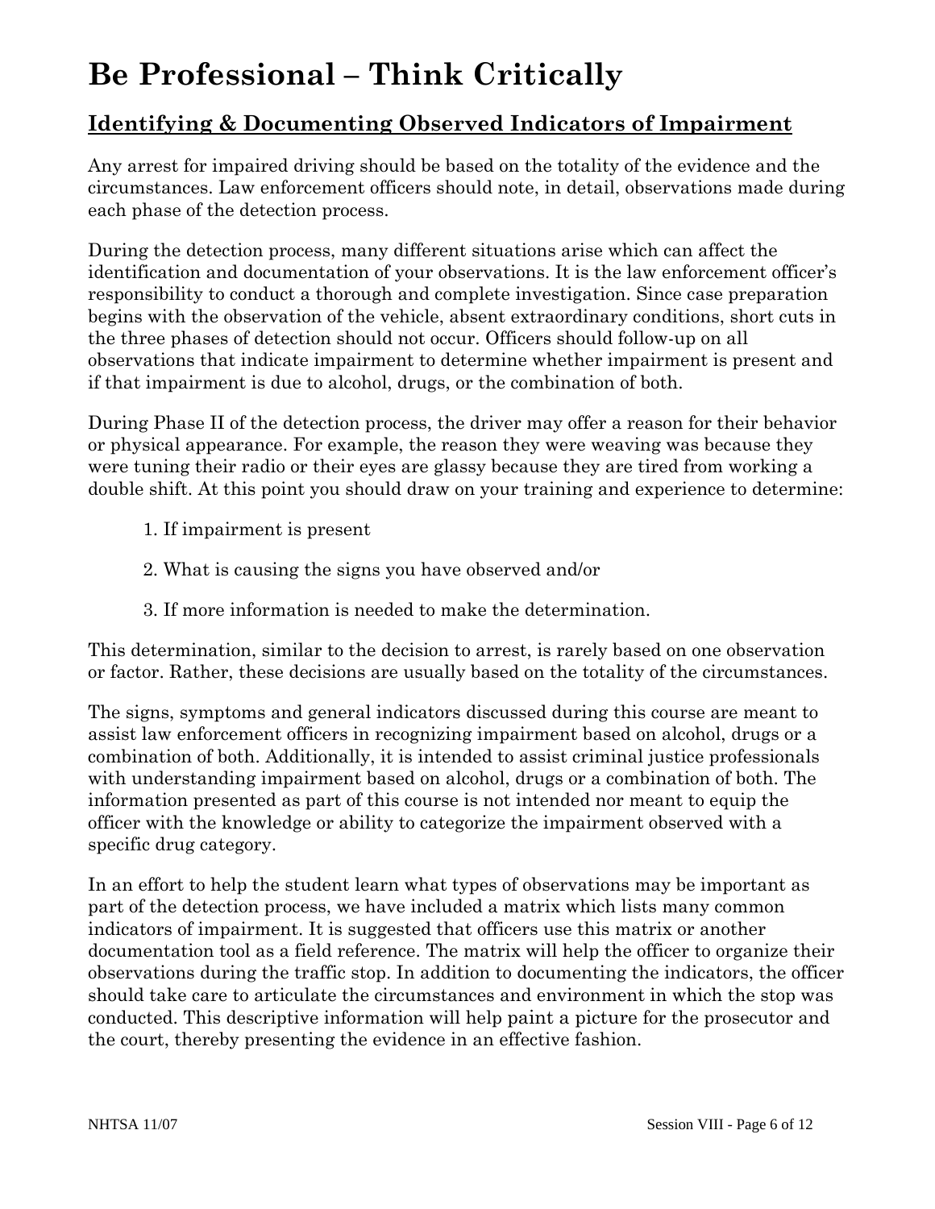# Be Professional – Think Critically

## Identifying & Documenting Observed Indicators of Impairment

Any arrest for impaired driving should be based on the totality of the evidence and the circumstances. Law enforcement officers should note, in detail, observations made during each phase of the detection process.

During the detection process, many different situations arise which can affect the identification and documentation of your observations. It is the law enforcement officer's responsibility to conduct a thorough and complete investigation. Since case preparation begins with the observation of the vehicle, absent extraordinary conditions, short cuts in the three phases of detection should not occur. Officers should follow-up on all observations that indicate impairment to determine whether impairment is present and if that impairment is due to alcohol, drugs, or the combination of both.

During Phase II of the detection process, the driver may offer a reason for their behavior or physical appearance. For example, the reason they were weaving was because they were tuning their radio or their eyes are glassy because they are tired from working a double shift. At this point you should draw on your training and experience to determine:

1. If impairment is present
2. What is causing the signs you have observed and/or
3. If more information is needed to make the determination.

This determination, similar to the decision to arrest, is rarely based on one observation or factor. Rather, these decisions are usually based on the totality of the circumstances.

The signs, symptoms and general indicators discussed during this course are meant to assist law enforcement officers in recognizing impairment based on alcohol, drugs or a combination of both. Additionally, it is intended to assist criminal justice professionals with understanding impairment based on alcohol, drugs or a combination of both. The information presented as part of this course is not intended nor meant to equip the officer with the knowledge or ability to categorize the impairment observed with a specific drug category.

In an effort to help the student learn what types of observations may be important as part of the detection process, we have included a matrix which lists many common indicators of impairment. It is suggested that officers use this matrix or another documentation tool as a field reference. The matrix will help the officer to organize their observations during the traffic stop. In addition to documenting the indicators, the officer should take care to articulate the circumstances and environment in which the stop was conducted. This descriptive information will help paint a picture for the prosecutor and the court, thereby presenting the evidence in an effective fashion.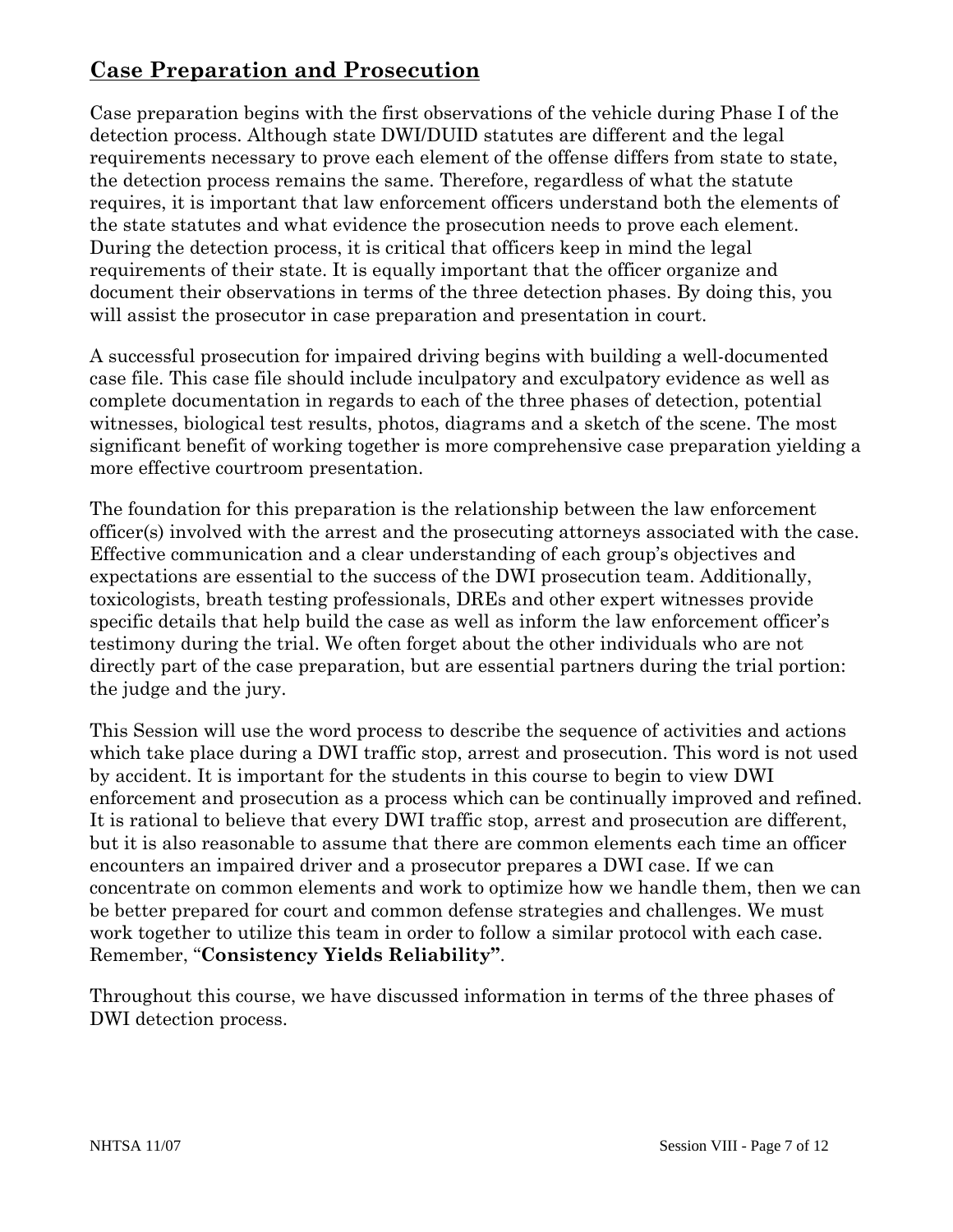## Case Preparation and Prosecution

Case preparation begins with the first observations of the vehicle during Phase I of the detection process. Although state DWI/DUID statutes are different and the legal requirements necessary to prove each element of the offense differs from state to state, the detection process remains the same. Therefore, regardless of what the statute requires, it is important that law enforcement officers understand both the elements of the state statutes and what evidence the prosecution needs to prove each element. During the detection process, it is critical that officers keep in mind the legal requirements of their state. It is equally important that the officer organize and document their observations in terms of the three detection phases. By doing this, you will assist the prosecutor in case preparation and presentation in court.

A successful prosecution for impaired driving begins with building a well-documented case file. This case file should include inculpatory and exculpatory evidence as well as complete documentation in regards to each of the three phases of detection, potential witnesses, biological test results, photos, diagrams and a sketch of the scene. The most significant benefit of working together is more comprehensive case preparation yielding a more effective courtroom presentation.

The foundation for this preparation is the relationship between the law enforcement officer(s) involved with the arrest and the prosecuting attorneys associated with the case. Effective communication and a clear understanding of each group's objectives and expectations are essential to the success of the DWI prosecution team. Additionally, toxicologists, breath testing professionals, DREs and other expert witnesses provide specific details that help build the case as well as inform the law enforcement officer's testimony during the trial. We often forget about the other individuals who are not directly part of the case preparation, but are essential partners during the trial portion: the judge and the jury.

This Session will use the word process to describe the sequence of activities and actions which take place during a DWI traffic stop, arrest and prosecution. This word is not used by accident. It is important for the students in this course to begin to view DWI enforcement and prosecution as a process which can be continually improved and refined. It is rational to believe that every DWI traffic stop, arrest and prosecution are different, but it is also reasonable to assume that there are common elements each time an officer encounters an impaired driver and a prosecutor prepares a DWI case. If we can concentrate on common elements and work to optimize how we handle them, then we can be better prepared for court and common defense strategies and challenges. We must work together to utilize this team in order to follow a similar protocol with each case. Remember, "**Consistency Yields Reliability"**.

Throughout this course, we have discussed information in terms of the three phases of DWI detection process.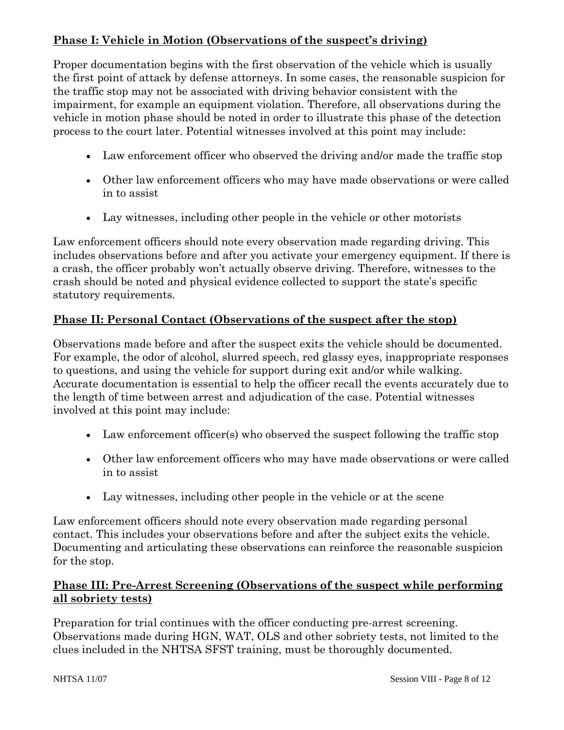**<u>Phase I: Vehicle in Motion (Observations of the suspect's driving)</u>**

Proper documentation begins with the first observation of the vehicle which is usually the first point of attack by defense attorneys. In some cases, the reasonable suspicion for the traffic stop may not be associated with driving behavior consistent with the impairment, for example an equipment violation. Therefore, all observations during the vehicle in motion phase should be noted in order to illustrate this phase of the detection process to the court later. Potential witnesses involved at this point may include:

- Law enforcement officer who observed the driving and/or made the traffic stop
- Other law enforcement officers who may have made observations or were called in to assist
- Lay witnesses, including other people in the vehicle or other motorists

Law enforcement officers should note every observation made regarding driving. This includes observations before and after you activate your emergency equipment. If there is a crash, the officer probably won't actually observe driving. Therefore, witnesses to the crash should be noted and physical evidence collected to support the state's specific statutory requirements.

**<u>Phase II: Personal Contact (Observations of the suspect after the stop)</u>**

Observations made before and after the suspect exits the vehicle should be documented. For example, the odor of alcohol, slurred speech, red glassy eyes, inappropriate responses to questions, and using the vehicle for support during exit and/or while walking. Accurate documentation is essential to help the officer recall the events accurately due to the length of time between arrest and adjudication of the case. Potential witnesses involved at this point may include:

- Law enforcement officer(s) who observed the suspect following the traffic stop
- Other law enforcement officers who may have made observations or were called in to assist
- Lay witnesses, including other people in the vehicle or at the scene

Law enforcement officers should note every observation made regarding personal contact. This includes your observations before and after the subject exits the vehicle. Documenting and articulating these observations can reinforce the reasonable suspicion for the stop.

**<u>Phase III: Pre-Arrest Screening (Observations of the suspect while performing all sobriety tests)</u>**

Preparation for trial continues with the officer conducting pre-arrest screening. Observations made during HGN, WAT, OLS and other sobriety tests, not limited to the clues included in the NHTSA SFST training, must be thoroughly documented.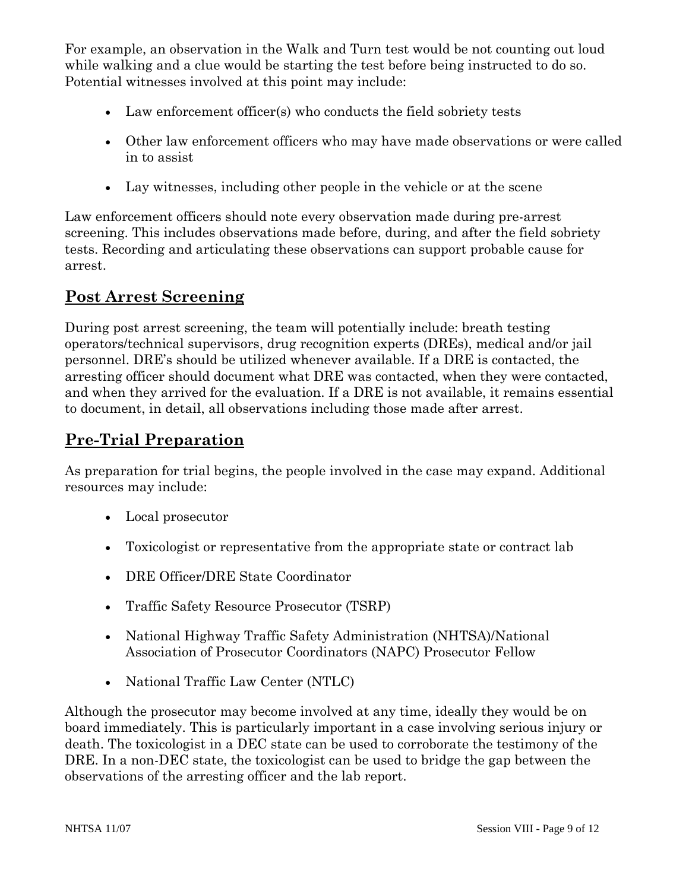For example, an observation in the Walk and Turn test would be not counting out loud while walking and a clue would be starting the test before being instructed to do so. Potential witnesses involved at this point may include:

- Law enforcement officer(s) who conducts the field sobriety tests
- Other law enforcement officers who may have made observations or were called in to assist
- Lay witnesses, including other people in the vehicle or at the scene

Law enforcement officers should note every observation made during pre-arrest screening. This includes observations made before, during, and after the field sobriety tests. Recording and articulating these observations can support probable cause for arrest.

## Post Arrest Screening

During post arrest screening, the team will potentially include: breath testing operators/technical supervisors, drug recognition experts (DREs), medical and/or jail personnel. DRE's should be utilized whenever available. If a DRE is contacted, the arresting officer should document what DRE was contacted, when they were contacted, and when they arrived for the evaluation. If a DRE is not available, it remains essential to document, in detail, all observations including those made after arrest.

## Pre-Trial Preparation

As preparation for trial begins, the people involved in the case may expand. Additional resources may include:

- Local prosecutor
- Toxicologist or representative from the appropriate state or contract lab
- DRE Officer/DRE State Coordinator
- Traffic Safety Resource Prosecutor (TSRP)
- National Highway Traffic Safety Administration (NHTSA)/National Association of Prosecutor Coordinators (NAPC) Prosecutor Fellow
- National Traffic Law Center (NTLC)

Although the prosecutor may become involved at any time, ideally they would be on board immediately. This is particularly important in a case involving serious injury or death. The toxicologist in a DEC state can be used to corroborate the testimony of the DRE. In a non-DEC state, the toxicologist can be used to bridge the gap between the observations of the arresting officer and the lab report.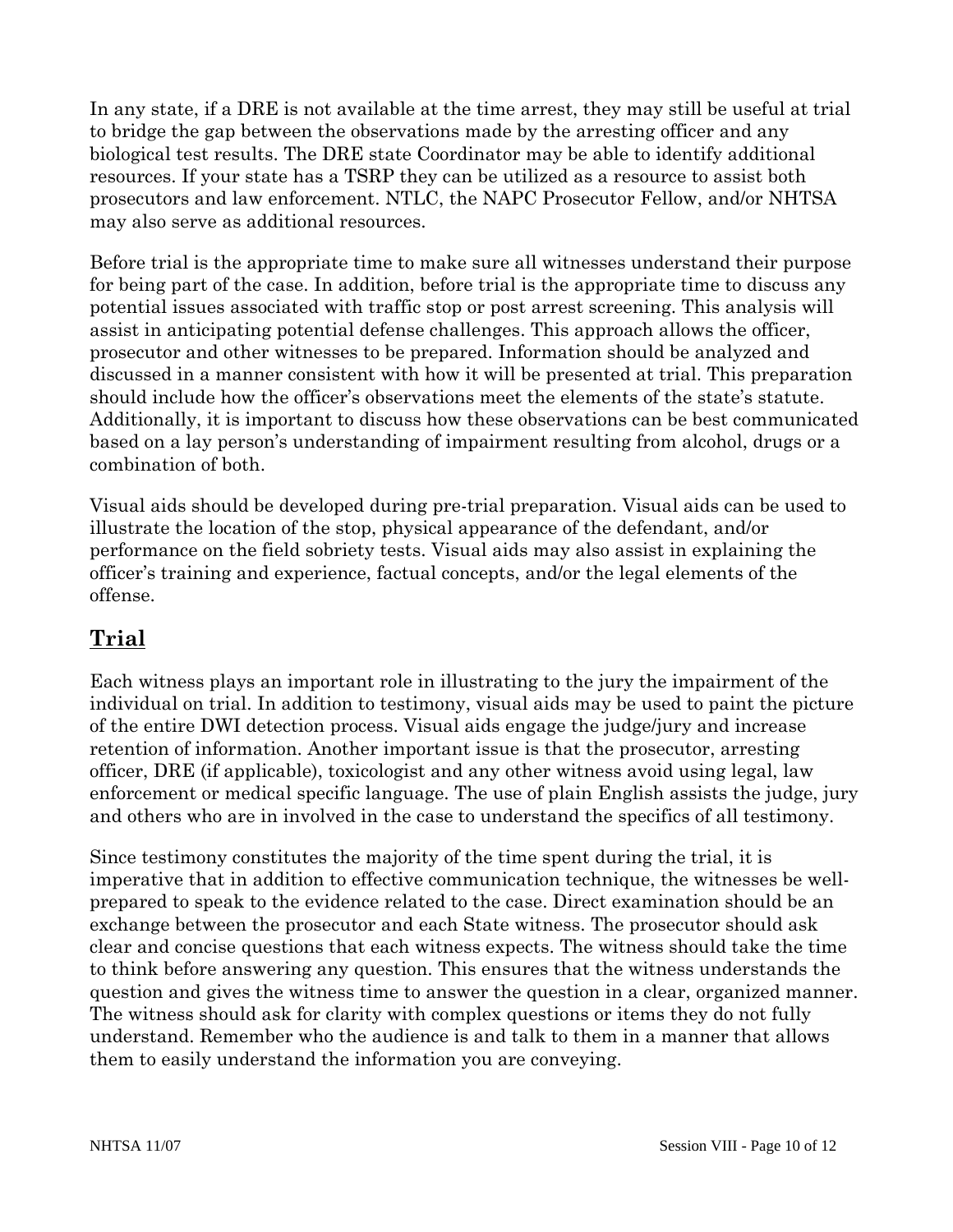In any state, if a DRE is not available at the time arrest, they may still be useful at trial to bridge the gap between the observations made by the arresting officer and any biological test results. The DRE state Coordinator may be able to identify additional resources. If your state has a TSRP they can be utilized as a resource to assist both prosecutors and law enforcement. NTLC, the NAPC Prosecutor Fellow, and/or NHTSA may also serve as additional resources.

Before trial is the appropriate time to make sure all witnesses understand their purpose for being part of the case. In addition, before trial is the appropriate time to discuss any potential issues associated with traffic stop or post arrest screening. This analysis will assist in anticipating potential defense challenges. This approach allows the officer, prosecutor and other witnesses to be prepared. Information should be analyzed and discussed in a manner consistent with how it will be presented at trial. This preparation should include how the officer's observations meet the elements of the state's statute. Additionally, it is important to discuss how these observations can be best communicated based on a lay person's understanding of impairment resulting from alcohol, drugs or a combination of both.

Visual aids should be developed during pre-trial preparation. Visual aids can be used to illustrate the location of the stop, physical appearance of the defendant, and/or performance on the field sobriety tests. Visual aids may also assist in explaining the officer's training and experience, factual concepts, and/or the legal elements of the offense.

## Trial

Each witness plays an important role in illustrating to the jury the impairment of the individual on trial. In addition to testimony, visual aids may be used to paint the picture of the entire DWI detection process. Visual aids engage the judge/jury and increase retention of information. Another important issue is that the prosecutor, arresting officer, DRE (if applicable), toxicologist and any other witness avoid using legal, law enforcement or medical specific language. The use of plain English assists the judge, jury and others who are in involved in the case to understand the specifics of all testimony.

Since testimony constitutes the majority of the time spent during the trial, it is imperative that in addition to effective communication technique, the witnesses be well-prepared to speak to the evidence related to the case. Direct examination should be an exchange between the prosecutor and each State witness. The prosecutor should ask clear and concise questions that each witness expects. The witness should take the time to think before answering any question. This ensures that the witness understands the question and gives the witness time to answer the question in a clear, organized manner. The witness should ask for clarity with complex questions or items they do not fully understand. Remember who the audience is and talk to them in a manner that allows them to easily understand the information you are conveying.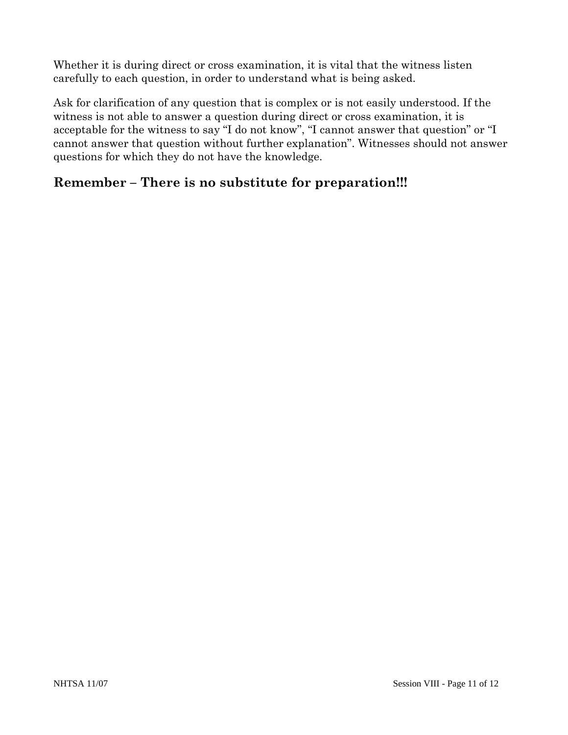Whether it is during direct or cross examination, it is vital that the witness listen carefully to each question, in order to understand what is being asked.

Ask for clarification of any question that is complex or is not easily understood. If the witness is not able to answer a question during direct or cross examination, it is acceptable for the witness to say "I do not know", "I cannot answer that question" or "I cannot answer that question without further explanation". Witnesses should not answer questions for which they do not have the knowledge.

## Remember – There is no substitute for preparation!!!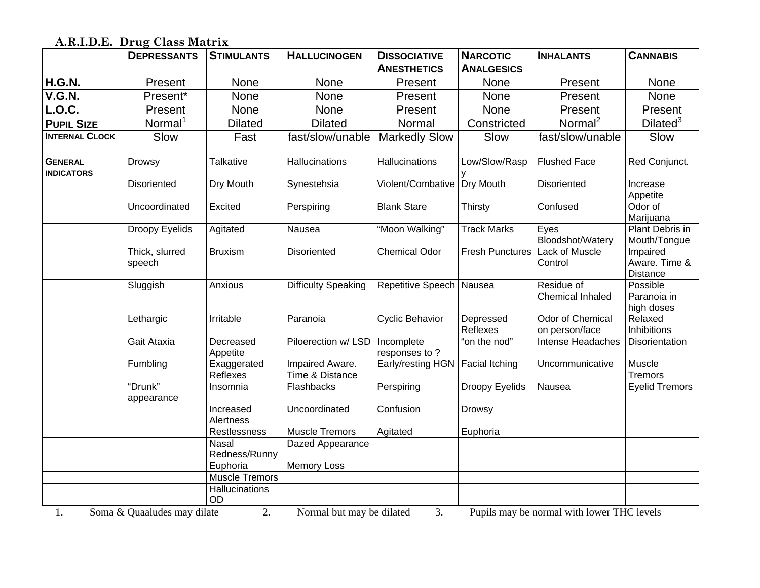**A.R.I.D.E. Drug Class Matrix**

| | DEPRESSANTS | STIMULANTS | HALLUCINOGEN | DISSOCIATIVE ANESTHETICS | NARCOTIC ANALGESICS | INHALANTS | CANNABIS |
|---|---|---|---|---|---|---|---|
| H.G.N. | Present | None | None | Present | None | Present | None |
| V.G.N. | Present* | None | None | Present | None | Present | None |
| L.O.C. | Present | None | None | Present | None | Present | Present |
| PUPIL SIZE | Normal[1] | Dilated | Dilated | Normal | Constricted | Normal[2] | Dilated[3] |
| INTERNAL CLOCK | Slow | Fast | fast/slow/unable | Markedly Slow | Slow | fast/slow/unable | Slow |
| | | | | | | | |
| GENERAL INDICATORS | Drowsy | Talkative | Hallucinations | Hallucinations | Low/Slow/Raspy | Flushed Face | Red Conjunct. |
| | Disoriented | Dry Mouth | Synestehsia | Violent/Combative | Dry Mouth | Disoriented | Increase Appetite |
| | Uncoordinated | Excited | Perspiring | Blank Stare | Thirsty | Confused | Odor of Marijuana |
| | Droopy Eyelids | Agitated | Nausea | "Moon Walking" | Track Marks | Eyes Bloodshot/Watery | Plant Debris in Mouth/Tongue |
| | Thick, slurred speech | Bruxism | Disoriented | Chemical Odor | Fresh Punctures | Lack of Muscle Control | Impaired Aware. Time & Distance |
| | Sluggish | Anxious | Difficulty Speaking | Repetitive Speech | Nausea | Residue of Chemical Inhaled | Possible Paranoia in high doses |
| | Lethargic | Irritable | Paranoia | Cyclic Behavior | Depressed Reflexes | Odor of Chemical on person/face | Relaxed Inhibitions |
| | Gait Ataxia | Decreased Appetite | Piloerection w/ LSD | Incomplete responses to ? | "on the nod" | Intense Headaches | Disorientation |
| | Fumbling | Exaggerated Reflexes | Impaired Aware. Time & Distance | Early/resting HGN | Facial Itching | Uncommunicative | Muscle Tremors |
| | "Drunk" appearance | Insomnia | Flashbacks | Perspiring | Droopy Eyelids | Nausea | Eyelid Tremors |
| | | Increased Alertness | Uncoordinated | Confusion | Drowsy | | |
| | | Restlessness | Muscle Tremors | Agitated | Euphoria | | |
| | | Nasal Redness/Runny | Dazed Appearance | | | | |
| | | Euphoria | Memory Loss | | | | |
| | | Muscle Tremors | | | | | |
| | | Hallucinations OD | | | | | |

1. Soma & Quaaludes may dilate 2. Normal but may be dilated 3. Pupils may be normal with lower THC levels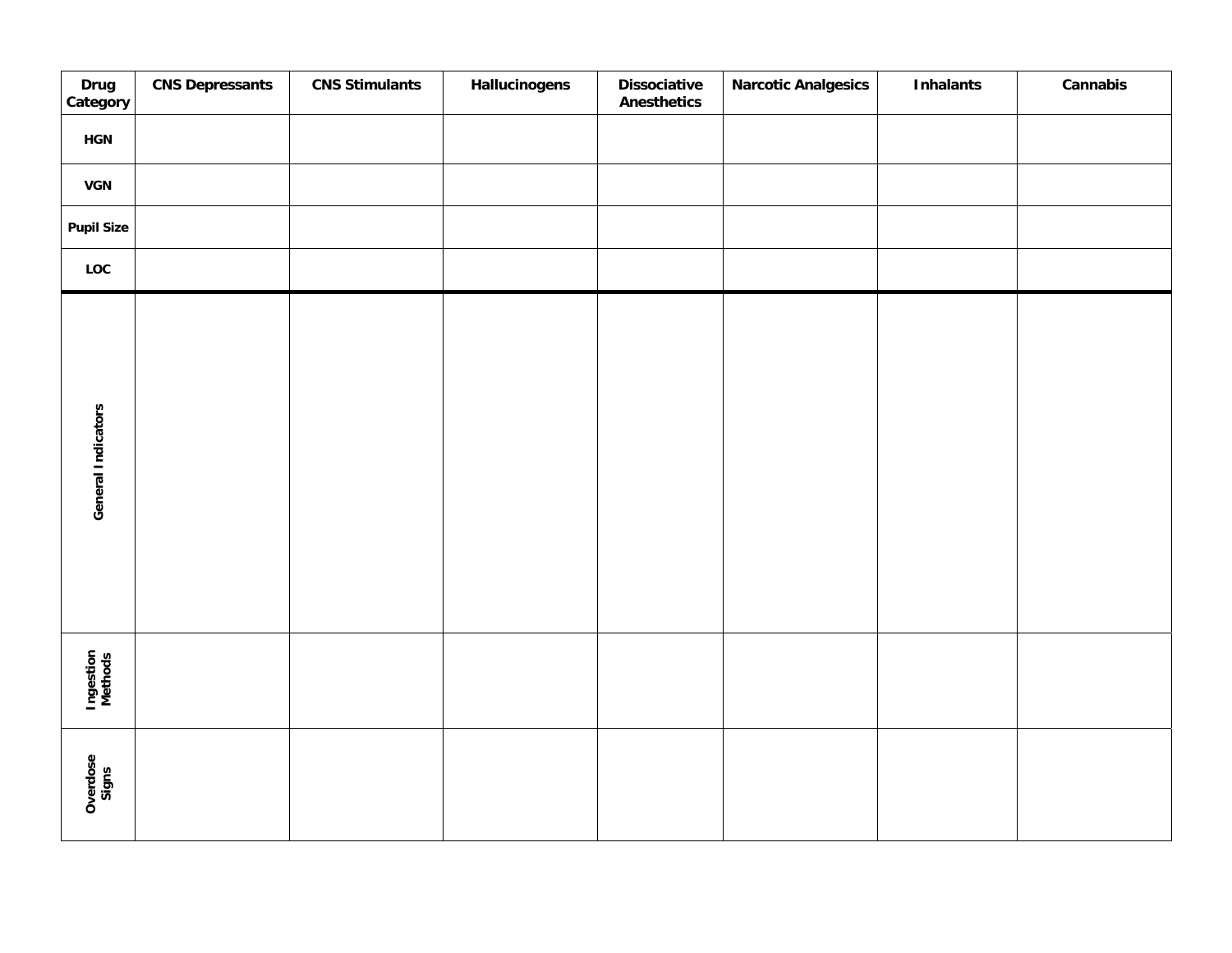| Drug Category | CNS Depressants | CNS Stimulants | Hallucinogens | Dissociative Anesthetics | Narcotic Analgesics | Inhalants | Cannabis |
|---|---|---|---|---|---|---|---|
| HGN | | | | | | | |
| VGN | | | | | | | |
| Pupil Size | | | | | | | |
| LOC | | | | | | | |
| General Indicators | | | | | | | |
| Ingestion Methods | | | | | | | |
| Overdose Signs | | | | | | | |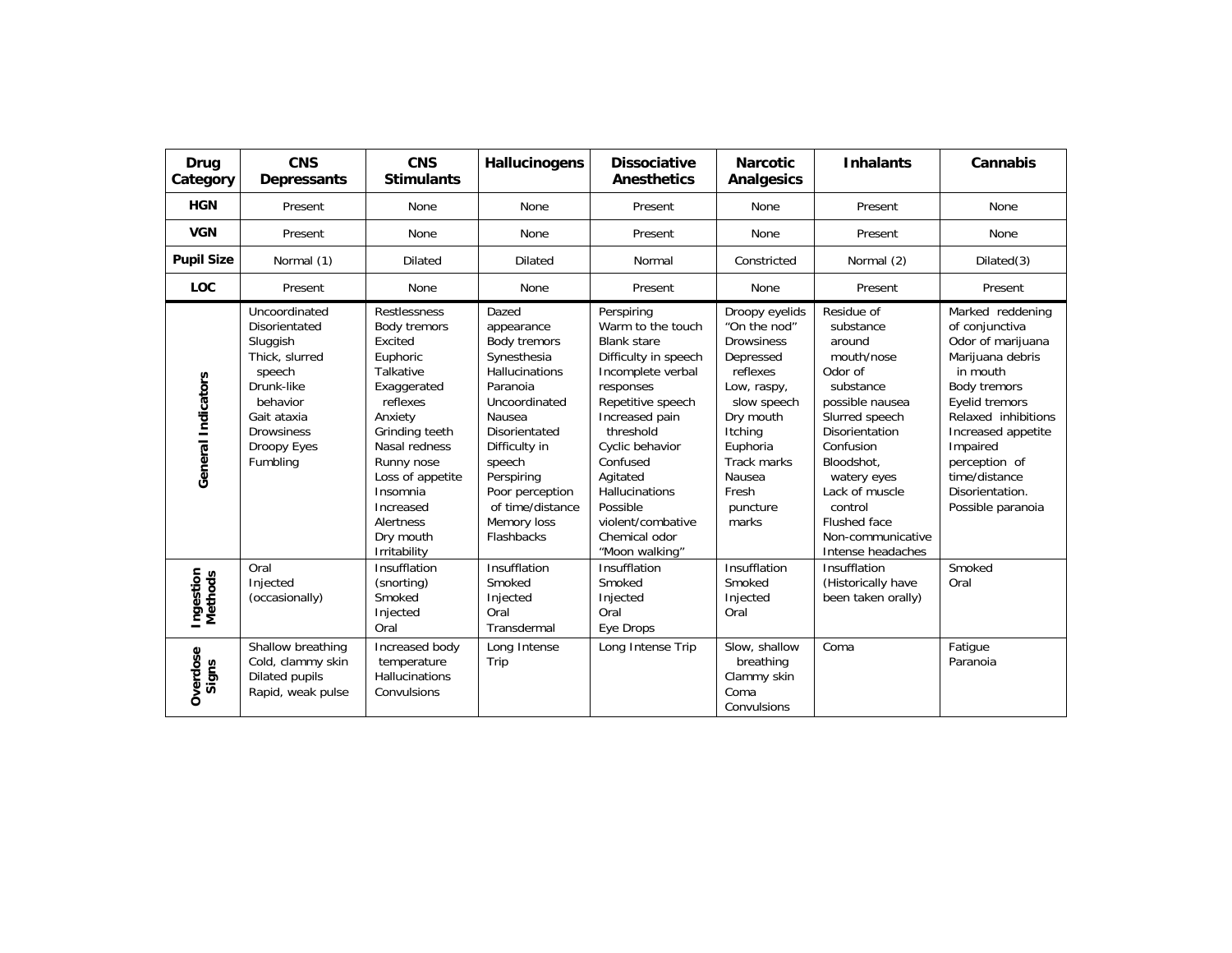| Drug Category | CNS Depressants | CNS Stimulants | Hallucinogens | Dissociative Anesthetics | Narcotic Analgesics | Inhalants | Cannabis |
|---|---|---|---|---|---|---|---|
| **HGN** | Present | None | None | Present | None | Present | None |
| **VGN** | Present | None | None | Present | None | Present | None |
| **Pupil Size** | Normal (1) | Dilated | Dilated | Normal | Constricted | Normal (2) | Dilated(3) |
| **LOC** | Present | None | None | Present | None | Present | Present |
| **General Indicators** | Uncoordinated<br>Disorientated<br>Sluggish<br>Thick, slurred speech<br>Drunk-like behavior<br>Gait ataxia<br>Drowsiness<br>Droopy Eyes<br>Fumbling | Restlessness<br>Body tremors<br>Excited<br>Euphoric<br>Talkative<br>Exaggerated reflexes<br>Anxiety<br>Grinding teeth<br>Nasal redness<br>Runny nose<br>Loss of appetite<br>Insomnia<br>Increased Alertness<br>Dry mouth<br>Irritability | Dazed appearance<br>Body tremors<br>Synesthesia<br>Hallucinations<br>Paranoia<br>Uncoordinated<br>Nausea<br>Disorientated<br>Difficulty in speech<br>Perspiring<br>Poor perception of time/distance<br>Memory loss<br>Flashbacks | Perspiring<br>Warm to the touch<br>Blank stare<br>Difficulty in speech<br>Incomplete verbal responses<br>Repetitive speech<br>Increased pain threshold<br>Cyclic behavior<br>Confused<br>Agitated<br>Hallucinations<br>Possible violent/combative<br>Chemical odor<br>"Moon walking" | Droopy eyelids<br>"On the nod"<br>Drowsiness<br>Depressed reflexes<br>Low, raspy, slow speech<br>Dry mouth<br>Itching<br>Euphoria<br>Track marks<br>Nausea<br>Fresh puncture marks | Residue of substance around mouth/nose<br>Odor of substance<br>possible nausea<br>Slurred speech<br>Disorientation<br>Confusion<br>Bloodshot, watery eyes<br>Lack of muscle control<br>Flushed face<br>Non-communicative<br>Intense headaches | Marked reddening of conjunctiva<br>Odor of marijuana<br>Marijuana debris in mouth<br>Body tremors<br>Eyelid tremors<br>Relaxed inhibitions<br>Increased appetite<br>Impaired perception of time/distance<br>Disorientation.<br>Possible paranoia |
| **Ingestion Methods** | Oral<br>Injected (occasionally) | Insufflation (snorting)<br>Smoked<br>Injected<br>Oral | Insufflation<br>Smoked<br>Injected<br>Oral<br>Transdermal | Insufflation<br>Smoked<br>Injected<br>Oral<br>Eye Drops | Insufflation<br>Smoked<br>Injected<br>Oral | Insufflation<br>(Historically have been taken orally) | Smoked<br>Oral |
| **Overdose Signs** | Shallow breathing<br>Cold, clammy skin<br>Dilated pupils<br>Rapid, weak pulse | Increased body temperature<br>Hallucinations<br>Convulsions | Long Intense Trip | Long Intense Trip | Slow, shallow breathing<br>Clammy skin<br>Coma<br>Convulsions | Coma | Fatigue<br>Paranoia |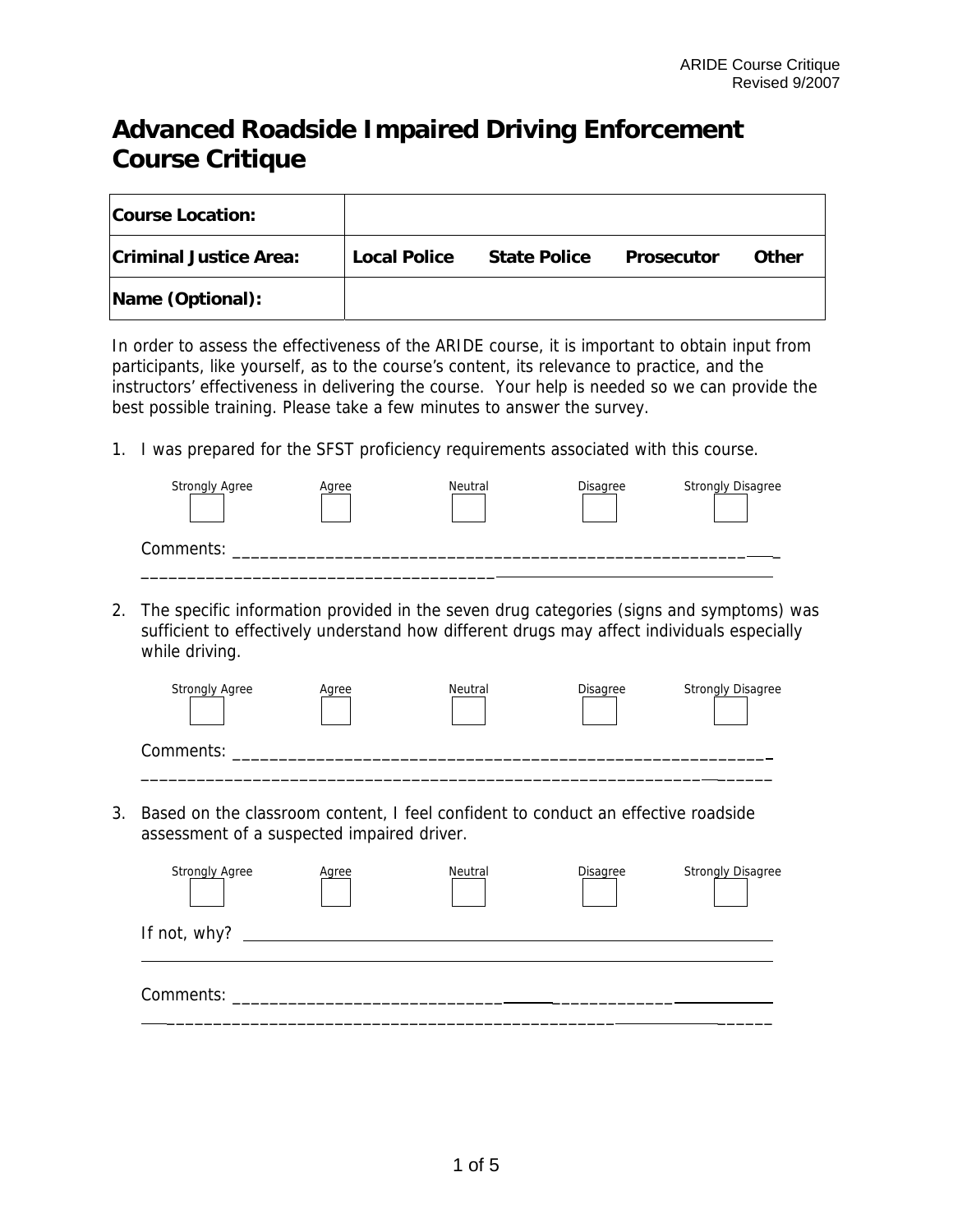# Advanced Roadside Impaired Driving Enforcement Course Critique

| Course Location: | |
|---|---|
| Criminal Justice Area: | Local Police    State Police    Prosecutor    Other |
| Name (Optional): | |

In order to assess the effectiveness of the ARIDE course, it is important to obtain input from participants, like yourself, as to the course's content, its relevance to practice, and the instructors' effectiveness in delivering the course. Your help is needed so we can provide the best possible training. Please take a few minutes to answer the survey.

1. I was prepared for the SFST proficiency requirements associated with this course.

   | Strongly Agree | Agree | Neutral | Disagree | Strongly Disagree |
   |---|---|---|---|---|
   | ☐ | ☐ | ☐ | ☐ | ☐ |

   Comments: ______________________________________________________________
   ______________________________________________________________

2. The specific information provided in the seven drug categories (signs and symptoms) was sufficient to effectively understand how different drugs may affect individuals especially while driving.

   | Strongly Agree | Agree | Neutral | Disagree | Strongly Disagree |
   |---|---|---|---|---|
   | ☐ | ☐ | ☐ | ☐ | ☐ |

   Comments: ______________________________________________________________
   ______________________________________________________________

3. Based on the classroom content, I feel confident to conduct an effective roadside assessment of a suspected impaired driver.

   | Strongly Agree | Agree | Neutral | Disagree | Strongly Disagree |
   |---|---|---|---|---|
   | ☐ | ☐ | ☐ | ☐ | ☐ |

   If not, why? ______________________________________________________________
   ______________________________________________________________

   Comments: ______________________________________________________________
   ______________________________________________________________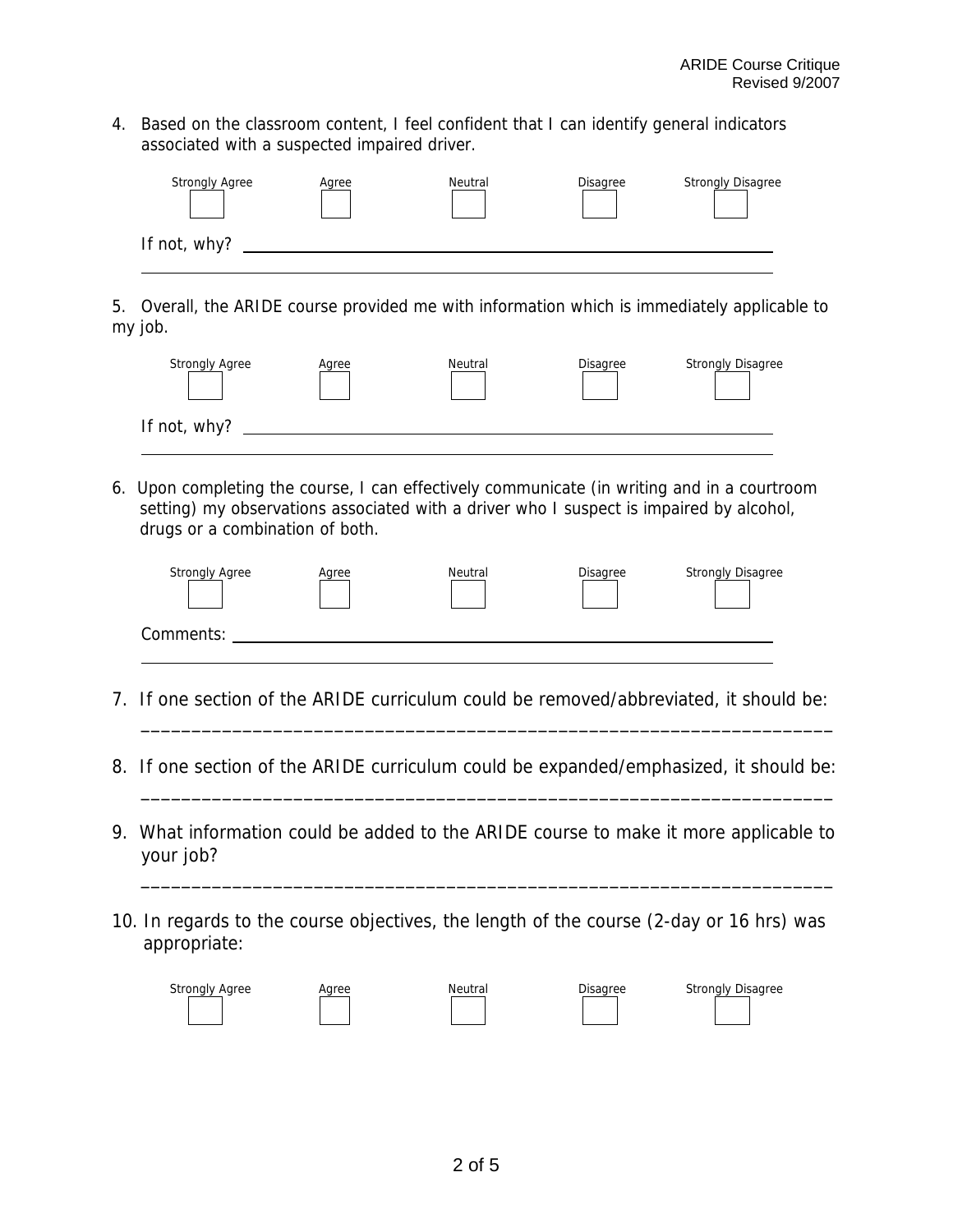4. Based on the classroom content, I feel confident that I can identify general indicators associated with a suspected impaired driver.

| Strongly Agree | Agree | Neutral | Disagree | Strongly Disagree |
|---|---|---|---|---|
| ☐ | ☐ | ☐ | ☐ | ☐ |

If not, why? ______________________________________________________________

______________________________________________________________

5. Overall, the ARIDE course provided me with information which is immediately applicable to my job.

| Strongly Agree | Agree | Neutral | Disagree | Strongly Disagree |
|---|---|---|---|---|
| ☐ | ☐ | ☐ | ☐ | ☐ |

If not, why? ______________________________________________________________

______________________________________________________________

6. Upon completing the course, I can effectively communicate (in writing and in a courtroom setting) my observations associated with a driver who I suspect is impaired by alcohol, drugs or a combination of both.

| Strongly Agree | Agree | Neutral | Disagree | Strongly Disagree |
|---|---|---|---|---|
| ☐ | ☐ | ☐ | ☐ | ☐ |

Comments: ______________________________________________________________

______________________________________________________________

7. If one section of the ARIDE curriculum could be removed/abbreviated, it should be:

______________________________________________________________

8. If one section of the ARIDE curriculum could be expanded/emphasized, it should be:

______________________________________________________________

9. What information could be added to the ARIDE course to make it more applicable to your job?

______________________________________________________________

10. In regards to the course objectives, the length of the course (2-day or 16 hrs) was appropriate:

| Strongly Agree | Agree | Neutral | Disagree | Strongly Disagree |
|---|---|---|---|---|
| ☐ | ☐ | ☐ | ☐ | ☐ |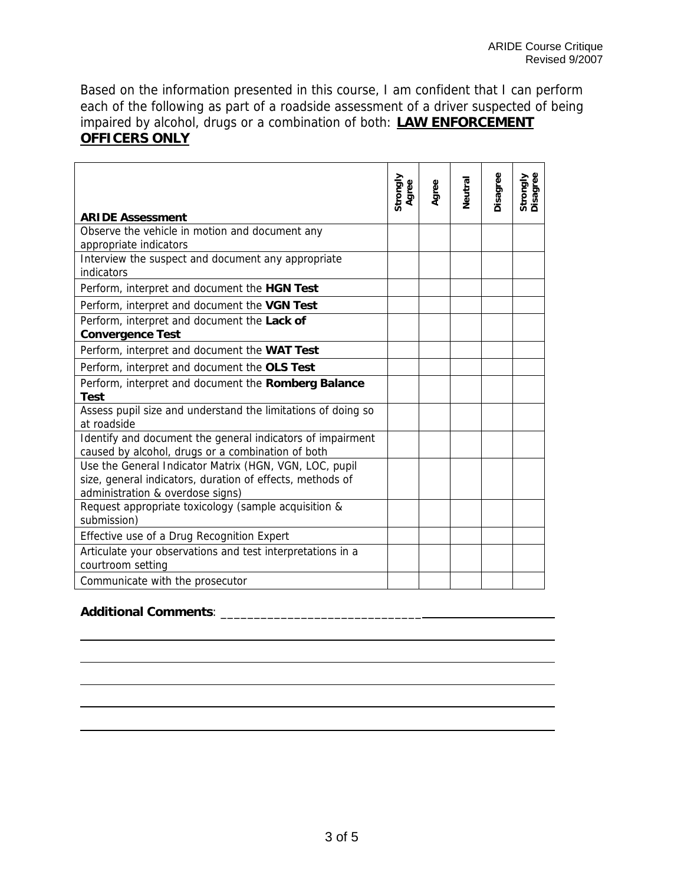Based on the information presented in this course, I am confident that I can perform each of the following as part of a roadside assessment of a driver suspected of being impaired by alcohol, drugs or a combination of both: **LAW ENFORCEMENT OFFICERS ONLY**

| **ARIDE Assessment** | Strongly Agree | Agree | Neutral | Disagree | Strongly Disagree |
|---|---|---|---|---|---|
| Observe the vehicle in motion and document any appropriate indicators | | | | | |
| Interview the suspect and document any appropriate indicators | | | | | |
| Perform, interpret and document the **HGN Test** | | | | | |
| Perform, interpret and document the **VGN Test** | | | | | |
| Perform, interpret and document the **Lack of Convergence Test** | | | | | |
| Perform, interpret and document the **WAT Test** | | | | | |
| Perform, interpret and document the **OLS Test** | | | | | |
| Perform, interpret and document the **Romberg Balance Test** | | | | | |
| Assess pupil size and understand the limitations of doing so at roadside | | | | | |
| Identify and document the general indicators of impairment caused by alcohol, drugs or a combination of both | | | | | |
| Use the General Indicator Matrix (HGN, VGN, LOC, pupil size, general indicators, duration of effects, methods of administration & overdose signs) | | | | | |
| Request appropriate toxicology (sample acquisition & submission) | | | | | |
| Effective use of a Drug Recognition Expert | | | | | |
| Articulate your observations and test interpretations in a courtroom setting | | | | | |
| Communicate with the prosecutor | | | | | |

**Additional Comments**: ________________________________________________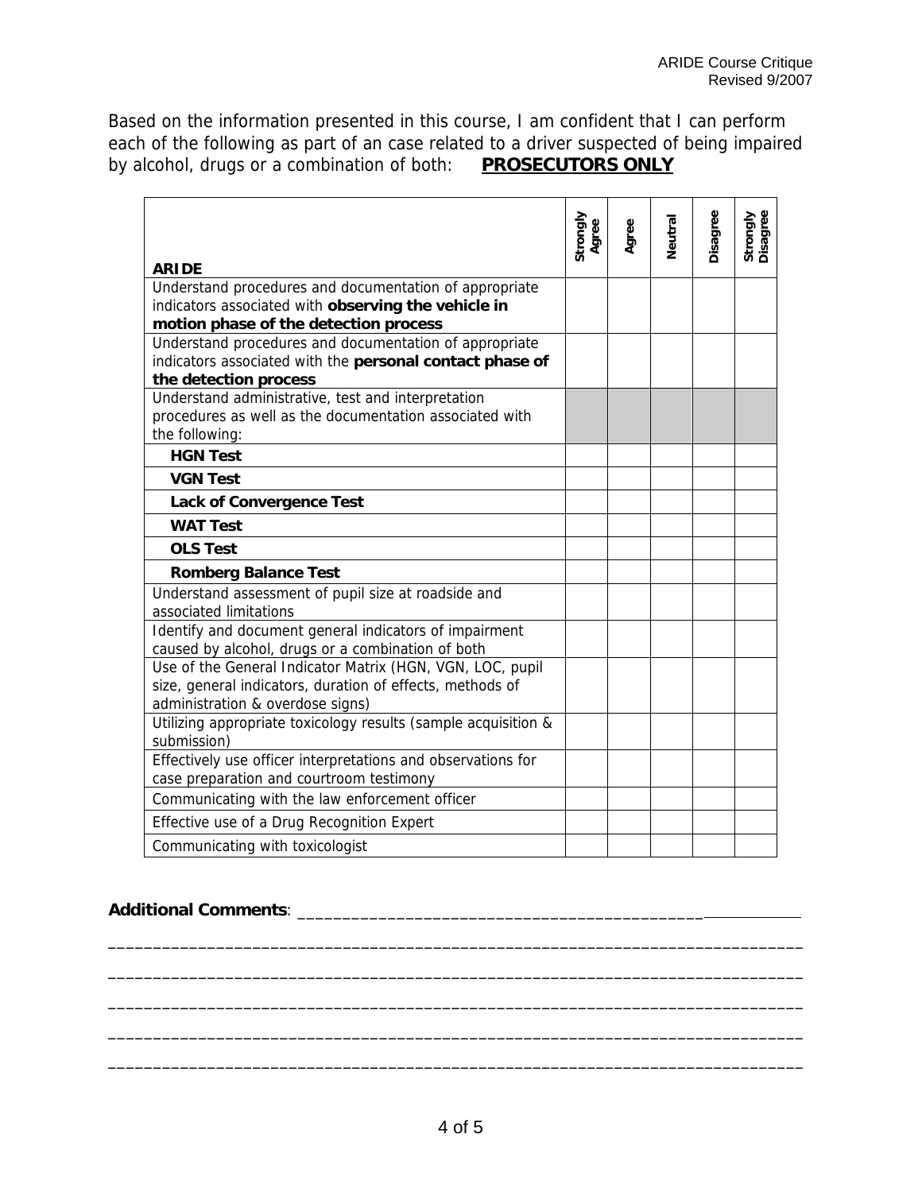Based on the information presented in this course, I am confident that I can perform each of the following as part of an case related to a driver suspected of being impaired by alcohol, drugs or a combination of both: **PROSECUTORS ONLY**

| **ARIDE** | Strongly Agree | Agree | Neutral | Disagree | Strongly Disagree |
|---|---|---|---|---|---|
| Understand procedures and documentation of appropriate indicators associated with **observing the vehicle in motion phase of the detection process** | | | | | |
| Understand procedures and documentation of appropriate indicators associated with the **personal contact phase of the detection process** | | | | | |
| Understand administrative, test and interpretation procedures as well as the documentation associated with the following: | | | | | |
| **HGN Test** | | | | | |
| **VGN Test** | | | | | |
| **Lack of Convergence Test** | | | | | |
| **WAT Test** | | | | | |
| **OLS Test** | | | | | |
| **Romberg Balance Test** | | | | | |
| Understand assessment of pupil size at roadside and associated limitations | | | | | |
| Identify and document general indicators of impairment caused by alcohol, drugs or a combination of both | | | | | |
| Use of the General Indicator Matrix (HGN, VGN, LOC, pupil size, general indicators, duration of effects, methods of administration & overdose signs) | | | | | |
| Utilizing appropriate toxicology results (sample acquisition & submission) | | | | | |
| Effectively use officer interpretations and observations for case preparation and courtroom testimony | | | | | |
| Communicating with the law enforcement officer | | | | | |
| Effective use of a Drug Recognition Expert | | | | | |
| Communicating with toxicologist | | | | | |

**Additional Comments**: ______________________________________________________

______________________________________________________________________________

______________________________________________________________________________

______________________________________________________________________________

______________________________________________________________________________

______________________________________________________________________________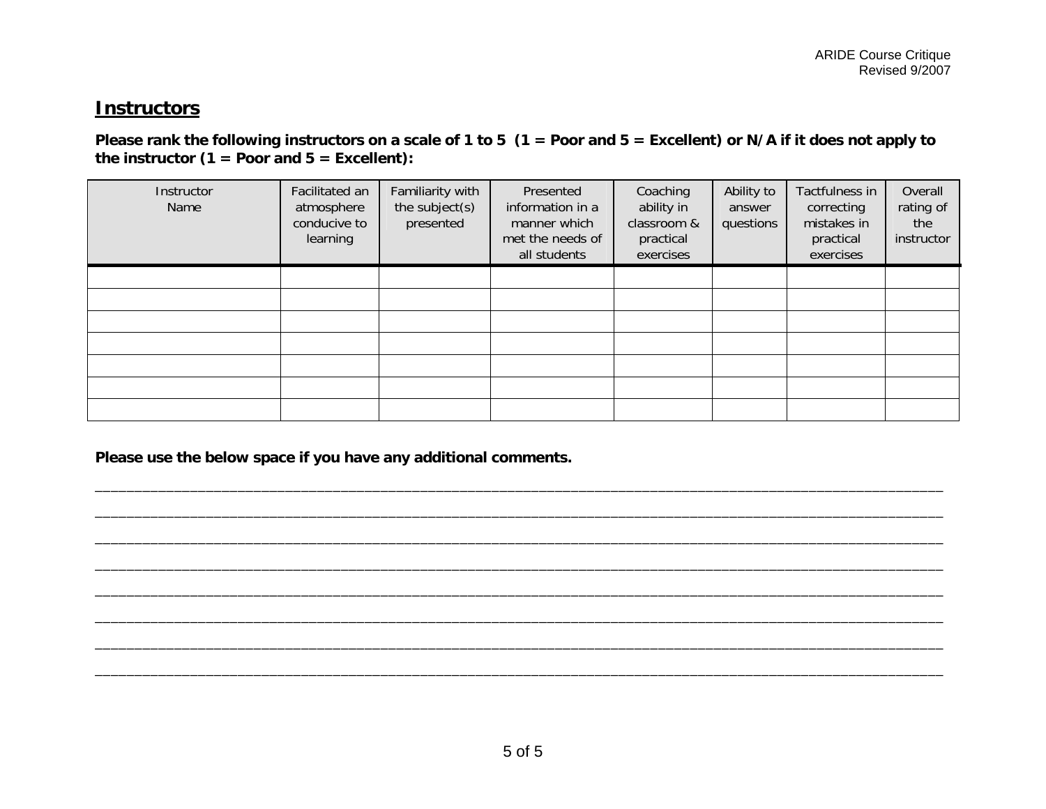## Instructors

**Please rank the following instructors on a scale of 1 to 5 (1 = Poor and 5 = Excellent) or N/A if it does not apply to the instructor (1 = Poor and 5 = Excellent):**

| Instructor Name | Facilitated an atmosphere conducive to learning | Familiarity with the subject(s) presented | Presented information in a manner which met the needs of all students | Coaching ability in classroom & practical exercises | Ability to answer questions | Tactfulness in correcting mistakes in practical exercises | Overall rating of the instructor |
|---|---|---|---|---|---|---|---|
| | | | | | | | |
| | | | | | | | |
| | | | | | | | |
| | | | | | | | |
| | | | | | | | |
| | | | | | | | |
| | | | | | | | |

**Please use the below space if you have any additional comments.**

______________________________________________________________________________________________

______________________________________________________________________________________________

______________________________________________________________________________________________

______________________________________________________________________________________________

______________________________________________________________________________________________

______________________________________________________________________________________________

______________________________________________________________________________________________

______________________________________________________________________________________________